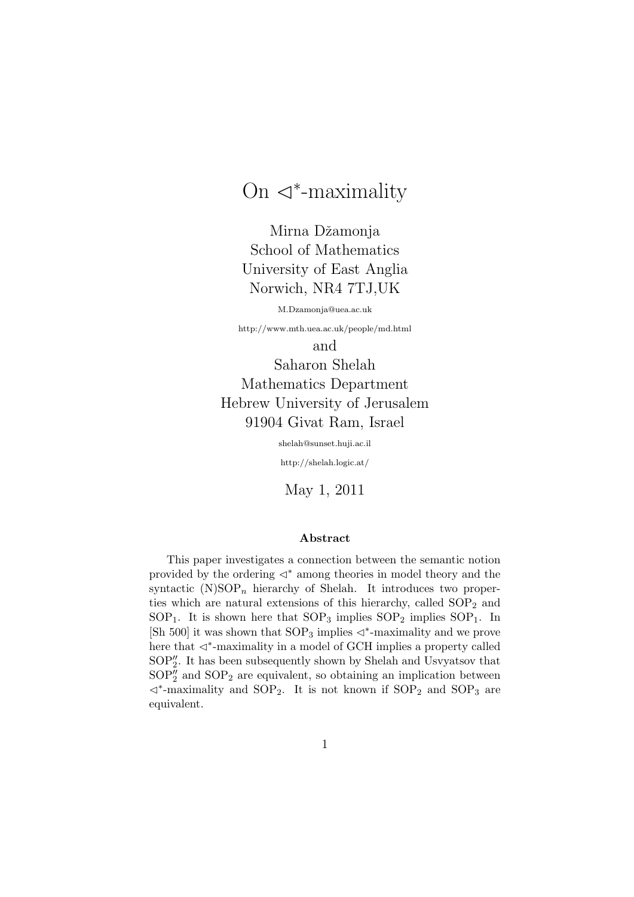# On $\triangleleft^*$-maximality

Mirna Džamonja
School of Mathematics
University of East Anglia
Norwich, NR4 7TJ,UK

M.Dzamonja@uea.ac.uk

http://www.mth.uea.ac.uk/people/md.html

and

Saharon Shelah
Mathematics Department
Hebrew University of Jerusalem
91904 Givat Ram, Israel

shelah@sunset.huji.ac.il

http://shelah.logic.at/

May 1, 2011

### Abstract

This paper investigates a connection between the semantic notion provided by the ordering $\triangleleft^*$ among theories in model theory and the syntactic (N)SOP$_n$ hierarchy of Shelah. It introduces two properties which are natural extensions of this hierarchy, called SOP$_2$ and SOP$_1$. It is shown here that SOP$_3$ implies SOP$_2$ implies SOP$_1$. In [Sh 500] it was shown that SOP$_3$ implies $\triangleleft^*$-maximality and we prove here that $\triangleleft^*$-maximality in a model of GCH implies a property called SOP$''_2$. It has been subsequently shown by Shelah and Usvyatsov that SOP$''_2$ and SOP$_2$ are equivalent, so obtaining an implication between $\triangleleft^*$-maximality and SOP$_2$. It is not known if SOP$_2$ and SOP$_3$ are equivalent.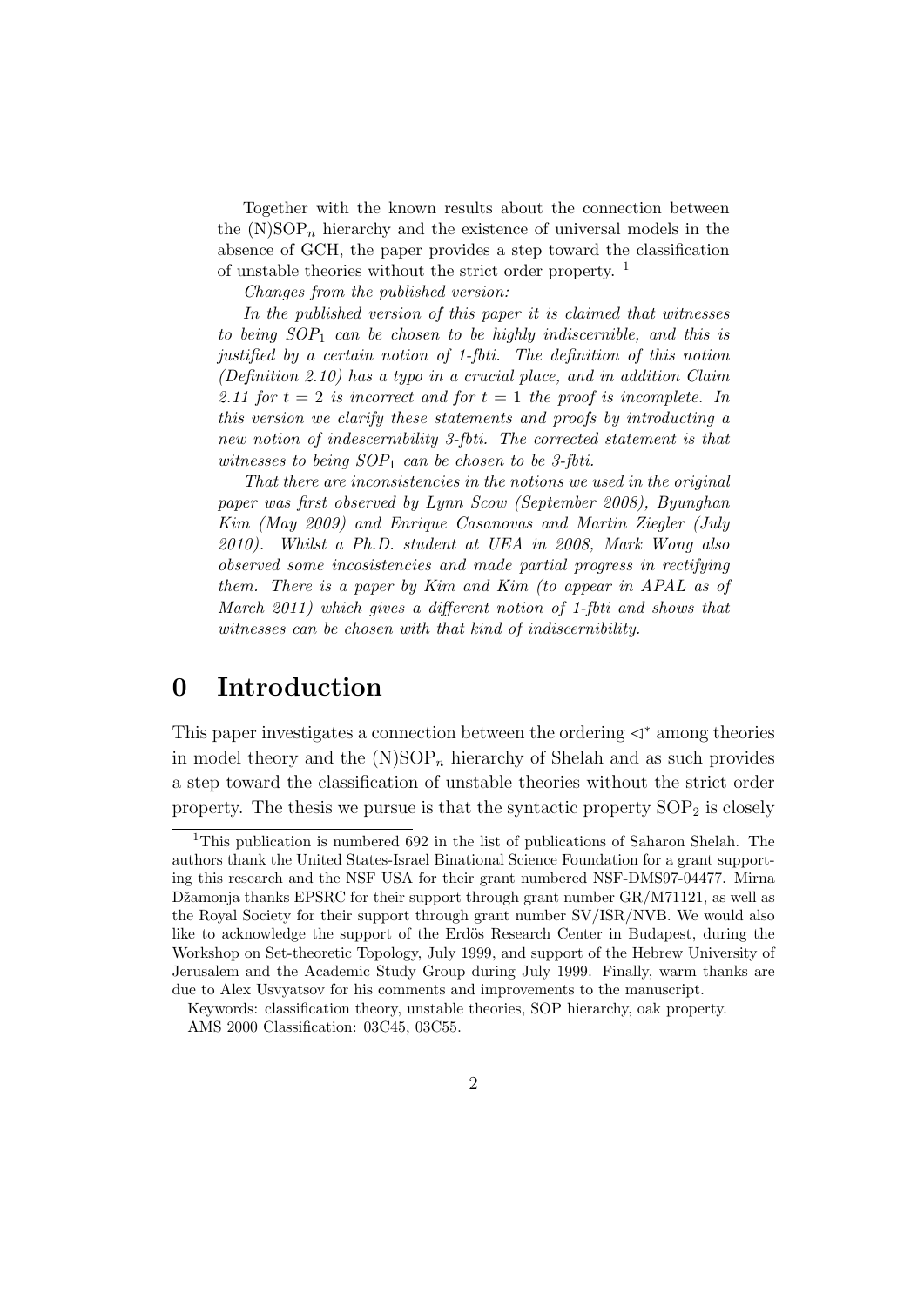Together with the known results about the connection between the (N)SOP$_n$ hierarchy and the existence of universal models in the absence of GCH, the paper provides a step toward the classification of unstable theories without the strict order property. [1]

*Changes from the published version:*

*In the published version of this paper it is claimed that witnesses to being SOP$_1$ can be chosen to be highly indiscernible, and this is justified by a certain notion of 1-fbti. The definition of this notion (Definition 2.10) has a typo in a crucial place, and in addition Claim 2.11 for $t = 2$ is incorrect and for $t = 1$ the proof is incomplete. In this version we clarify these statements and proofs by introducting a new notion of indescernibility 3-fbti. The corrected statement is that witnesses to being SOP$_1$ can be chosen to be 3-fbti.*

*That there are inconsistencies in the notions we used in the original paper was first observed by Lynn Scow (September 2008), Byunghan Kim (May 2009) and Enrique Casanovas and Martin Ziegler (July 2010). Whilst a Ph.D. student at UEA in 2008, Mark Wong also observed some incosistencies and made partial progress in rectifying them. There is a paper by Kim and Kim (to appear in APAL as of March 2011) which gives a different notion of 1-fbti and shows that witnesses can be chosen with that kind of indiscernibility.*

# 0 Introduction

This paper investigates a connection between the ordering $\triangleleft^*$ among theories in model theory and the (N)SOP$_n$ hierarchy of Shelah and as such provides a step toward the classification of unstable theories without the strict order property. The thesis we pursue is that the syntactic property SOP$_2$ is closely

[1] This publication is numbered 692 in the list of publications of Saharon Shelah. The authors thank the United States-Israel Binational Science Foundation for a grant supporting this research and the NSF USA for their grant numbered NSF-DMS97-04477. Mirna Džamonja thanks EPSRC for their support through grant number GR/M71121, as well as the Royal Society for their support through grant number SV/ISR/NVB. We would also like to acknowledge the support of the Erdös Research Center in Budapest, during the Workshop on Set-theoretic Topology, July 1999, and support of the Hebrew University of Jerusalem and the Academic Study Group during July 1999. Finally, warm thanks are due to Alex Usvyatsov for his comments and improvements to the manuscript.

Keywords: classification theory, unstable theories, SOP hierarchy, oak property.
AMS 2000 Classification: 03C45, 03C55.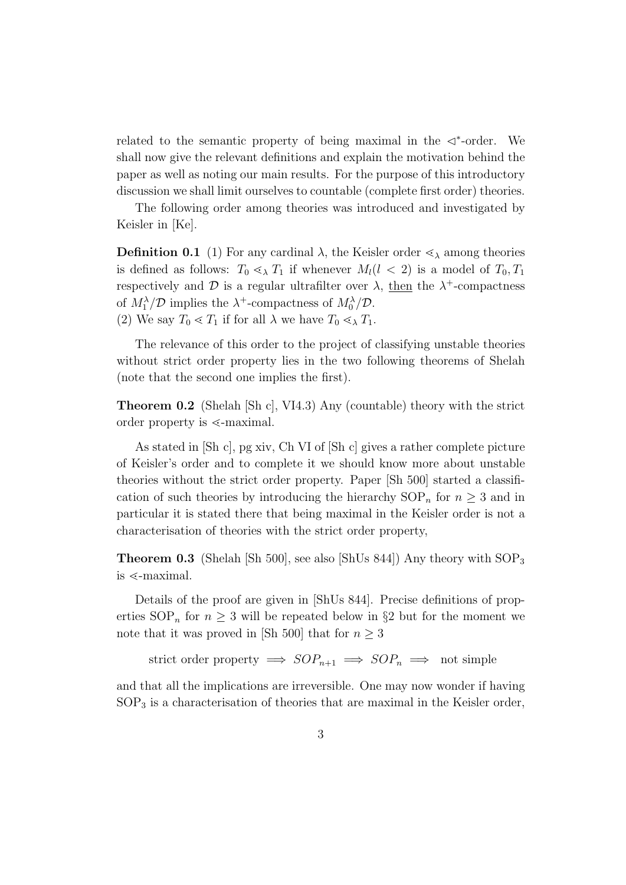related to the semantic property of being maximal in the $\triangleleft^*$-order. We shall now give the relevant definitions and explain the motivation behind the paper as well as noting our main results. For the purpose of this introductory discussion we shall limit ourselves to countable (complete first order) theories.

The following order among theories was introduced and investigated by Keisler in [Ke].

**Definition 0.1** (1) For any cardinal $\lambda$, the Keisler order $\lessdot_\lambda$ among theories is defined as follows: $T_0 \lessdot_\lambda T_1$ if whenever $M_l (l < 2)$ is a model of $T_0, T_1$ respectively and $\mathcal{D}$ is a regular ultrafilter over $\lambda$, <u>then</u> the $\lambda^+$-compactness of $M_1^\lambda/\mathcal{D}$ implies the $\lambda^+$-compactness of $M_0^\lambda/\mathcal{D}$.
(2) We say $T_0 \lessdot T_1$ if for all $\lambda$ we have $T_0 \lessdot_\lambda T_1$.

The relevance of this order to the project of classifying unstable theories without strict order property lies in the two following theorems of Shelah (note that the second one implies the first).

**Theorem 0.2** (Shelah [Sh c], VI4.3) Any (countable) theory with the strict order property is $\lessdot$-maximal.

As stated in [Sh c], pg xiv, Ch VI of [Sh c] gives a rather complete picture of Keisler's order and to complete it we should know more about unstable theories without the strict order property. Paper [Sh 500] started a classification of such theories by introducing the hierarchy $\mathrm{SOP}_n$ for $n \geq 3$ and in particular it is stated there that being maximal in the Keisler order is not a characterisation of theories with the strict order property,

**Theorem 0.3** (Shelah [Sh 500], see also [ShUs 844]) Any theory with $\mathrm{SOP}_3$ is $\lessdot$-maximal.

Details of the proof are given in [ShUs 844]. Precise definitions of properties $\mathrm{SOP}_n$ for $n \geq 3$ will be repeated below in §2 but for the moment we note that it was proved in [Sh 500] that for $n \geq 3$

$$\text{strict order property} \implies SOP_{n+1} \implies SOP_n \implies \text{not simple}$$

and that all the implications are irreversible. One may now wonder if having $\mathrm{SOP}_3$ is a characterisation of theories that are maximal in the Keisler order,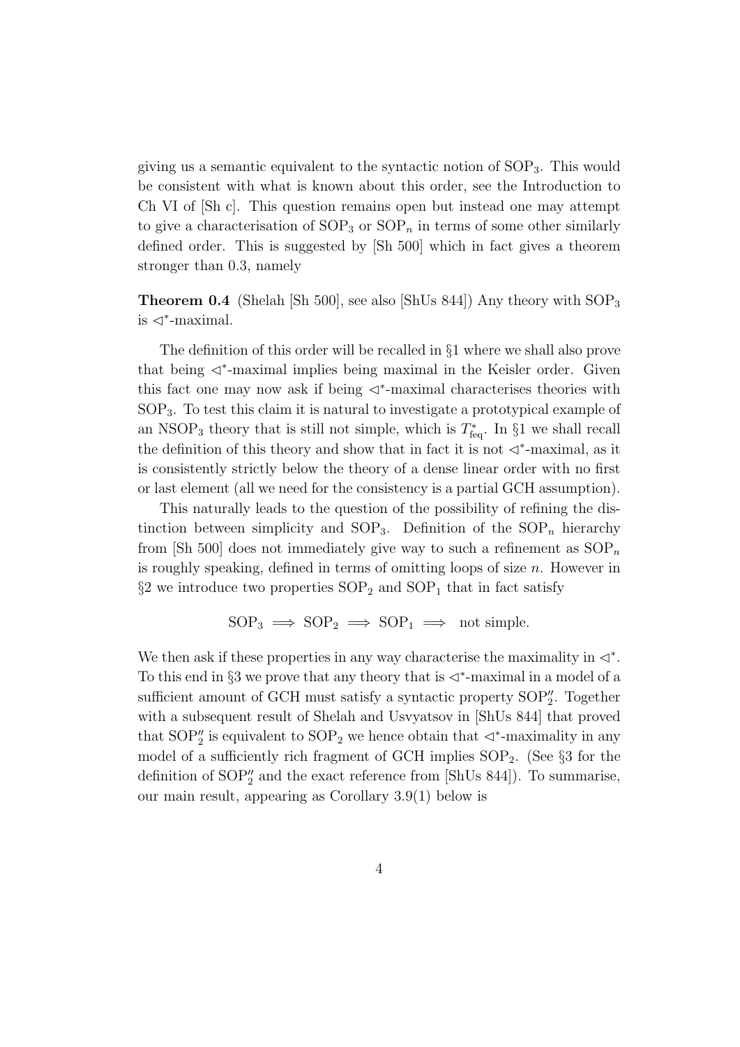giving us a semantic equivalent to the syntactic notion of $\mathrm{SOP}_3$. This would be consistent with what is known about this order, see the Introduction to Ch VI of [Sh c]. This question remains open but instead one may attempt to give a characterisation of $\mathrm{SOP}_3$ or $\mathrm{SOP}_n$ in terms of some other similarly defined order. This is suggested by [Sh 500] which in fact gives a theorem stronger than 0.3, namely

**Theorem 0.4** (Shelah [Sh 500], see also [ShUs 844]) Any theory with $\mathrm{SOP}_3$ is $\triangleleft^*$-maximal.

The definition of this order will be recalled in §1 where we shall also prove that being $\triangleleft^*$-maximal implies being maximal in the Keisler order. Given this fact one may now ask if being $\triangleleft^*$-maximal characterises theories with $\mathrm{SOP}_3$. To test this claim it is natural to investigate a prototypical example of an $\mathrm{NSOP}_3$ theory that is still not simple, which is $T^*_{\mathrm{feq}}$. In §1 we shall recall the definition of this theory and show that in fact it is not $\triangleleft^*$-maximal, as it is consistently strictly below the theory of a dense linear order with no first or last element (all we need for the consistency is a partial GCH assumption).

This naturally leads to the question of the possibility of refining the distinction between simplicity and $\mathrm{SOP}_3$. Definition of the $\mathrm{SOP}_n$ hierarchy from [Sh 500] does not immediately give way to such a refinement as $\mathrm{SOP}_n$ is roughly speaking, defined in terms of omitting loops of size $n$. However in §2 we introduce two properties $\mathrm{SOP}_2$ and $\mathrm{SOP}_1$ that in fact satisfy

$$\mathrm{SOP}_3 \implies \mathrm{SOP}_2 \implies \mathrm{SOP}_1 \implies \text{ not simple.}$$

We then ask if these properties in any way characterise the maximality in $\triangleleft^*$. To this end in §3 we prove that any theory that is $\triangleleft^*$-maximal in a model of a sufficient amount of GCH must satisfy a syntactic property $\mathrm{SOP}''_2$. Together with a subsequent result of Shelah and Usvyatsov in [ShUs 844] that proved that $\mathrm{SOP}''_2$ is equivalent to $\mathrm{SOP}_2$ we hence obtain that $\triangleleft^*$-maximality in any model of a sufficiently rich fragment of GCH implies $\mathrm{SOP}_2$. (See §3 for the definition of $\mathrm{SOP}''_2$ and the exact reference from [ShUs 844]). To summarise, our main result, appearing as Corollary 3.9(1) below is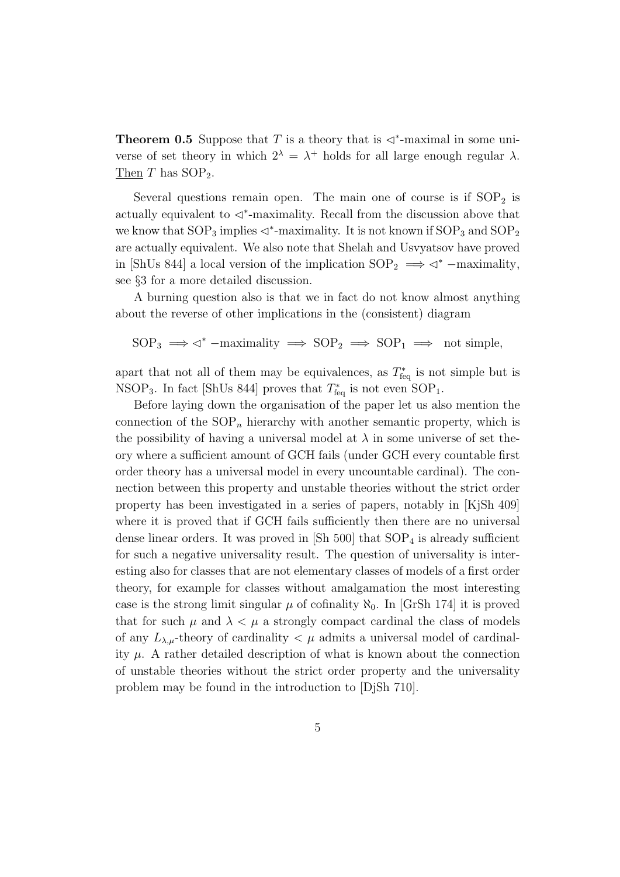**Theorem 0.5** Suppose that $T$ is a theory that is $\triangleleft^*$-maximal in some universe of set theory in which $2^\lambda = \lambda^+$ holds for all large enough regular $\lambda$. Then $T$ has $\mathrm{SOP}_2$.

Several questions remain open. The main one of course is if $\mathrm{SOP}_2$ is actually equivalent to $\triangleleft^*$-maximality. Recall from the discussion above that we know that $\mathrm{SOP}_3$ implies $\triangleleft^*$-maximality. It is not known if $\mathrm{SOP}_3$ and $\mathrm{SOP}_2$ are actually equivalent. We also note that Shelah and Usvyatsov have proved in [ShUs 844] a local version of the implication $\mathrm{SOP}_2 \implies \triangleleft^*$ −maximality, see §3 for a more detailed discussion.

A burning question also is that we in fact do not know almost anything about the reverse of other implications in the (consistent) diagram

$$\mathrm{SOP}_3 \implies \triangleleft^* \text{−maximality} \implies \mathrm{SOP}_2 \implies \mathrm{SOP}_1 \implies \text{ not simple,}$$

apart that not all of them may be equivalences, as $T^*_{\mathrm{feq}}$ is not simple but is $\mathrm{NSOP}_3$. In fact [ShUs 844] proves that $T^*_{\mathrm{feq}}$ is not even $\mathrm{SOP}_1$.

Before laying down the organisation of the paper let us also mention the connection of the $\mathrm{SOP}_n$ hierarchy with another semantic property, which is the possibility of having a universal model at $\lambda$ in some universe of set theory where a sufficient amount of GCH fails (under GCH every countable first order theory has a universal model in every uncountable cardinal). The connection between this property and unstable theories without the strict order property has been investigated in a series of papers, notably in [KjSh 409] where it is proved that if GCH fails sufficiently then there are no universal dense linear orders. It was proved in [Sh 500] that $\mathrm{SOP}_4$ is already sufficient for such a negative universality result. The question of universality is interesting also for classes that are not elementary classes of models of a first order theory, for example for classes without amalgamation the most interesting case is the strong limit singular $\mu$ of cofinality $\aleph_0$. In [GrSh 174] it is proved that for such $\mu$ and $\lambda < \mu$ a strongly compact cardinal the class of models of any $L_{\lambda,\mu}$-theory of cardinality $< \mu$ admits a universal model of cardinality $\mu$. A rather detailed description of what is known about the connection of unstable theories without the strict order property and the universality problem may be found in the introduction to [DjSh 710].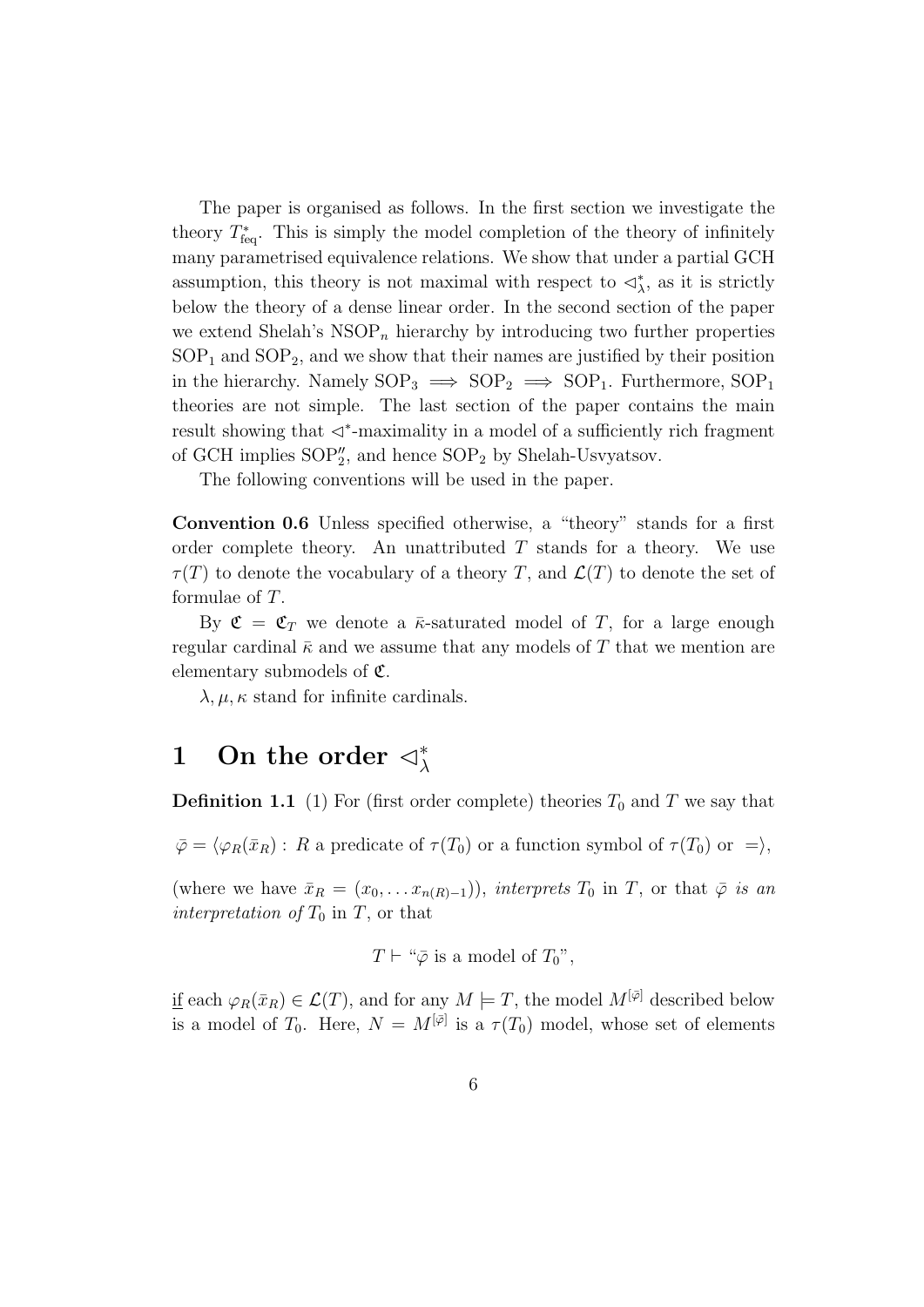The paper is organised as follows. In the first section we investigate the theory $T^*_{\rm feq}$. This is simply the model completion of the theory of infinitely many parametrised equivalence relations. We show that under a partial GCH assumption, this theory is not maximal with respect to $\lhd^*_\lambda$, as it is strictly below the theory of a dense linear order. In the second section of the paper we extend Shelah's $\mathrm{NSOP}_n$ hierarchy by introducing two further properties $\mathrm{SOP}_1$ and $\mathrm{SOP}_2$, and we show that their names are justified by their position in the hierarchy. Namely $\mathrm{SOP}_3 \implies \mathrm{SOP}_2 \implies \mathrm{SOP}_1$. Furthermore, $\mathrm{SOP}_1$ theories are not simple. The last section of the paper contains the main result showing that $\lhd^*$-maximality in a model of a sufficiently rich fragment of GCH implies $\mathrm{SOP}''_2$, and hence $\mathrm{SOP}_2$ by Shelah-Usvyatsov.

The following conventions will be used in the paper.

**Convention 0.6** Unless specified otherwise, a "theory" stands for a first order complete theory. An unattributed $T$ stands for a theory. We use $\tau(T)$ to denote the vocabulary of a theory $T$, and $\mathcal{L}(T)$ to denote the set of formulae of $T$.

By $\mathfrak{C} = \mathfrak{C}_T$ we denote a $\bar{\kappa}$-saturated model of $T$, for a large enough regular cardinal $\bar{\kappa}$ and we assume that any models of $T$ that we mention are elementary submodels of $\mathfrak{C}$.

$\lambda, \mu, \kappa$ stand for infinite cardinals.

# 1 On the order $\lhd^*_\lambda$

**Definition 1.1** (1) For (first order complete) theories $T_0$ and $T$ we say that

$$\bar{\varphi} = \langle \varphi_R(\bar{x}_R) : R \text{ a predicate of } \tau(T_0) \text{ or a function symbol of } \tau(T_0) \text{ or } = \rangle,$$

(where we have $\bar{x}_R = (x_0, \ldots x_{n(R)-1})$), *interprets* $T_0$ in $T$, or that $\bar{\varphi}$ *is an interpretation of* $T_0$ in $T$, or that

$$T \vdash \text{“}\bar{\varphi} \text{ is a model of } T_0\text{”},$$

<u>if</u> each $\varphi_R(\bar{x}_R) \in \mathcal{L}(T)$, and for any $M \models T$, the model $M^{[\bar{\varphi}]}$ described below is a model of $T_0$. Here, $N = M^{[\bar{\varphi}]}$ is a $\tau(T_0)$ model, whose set of elements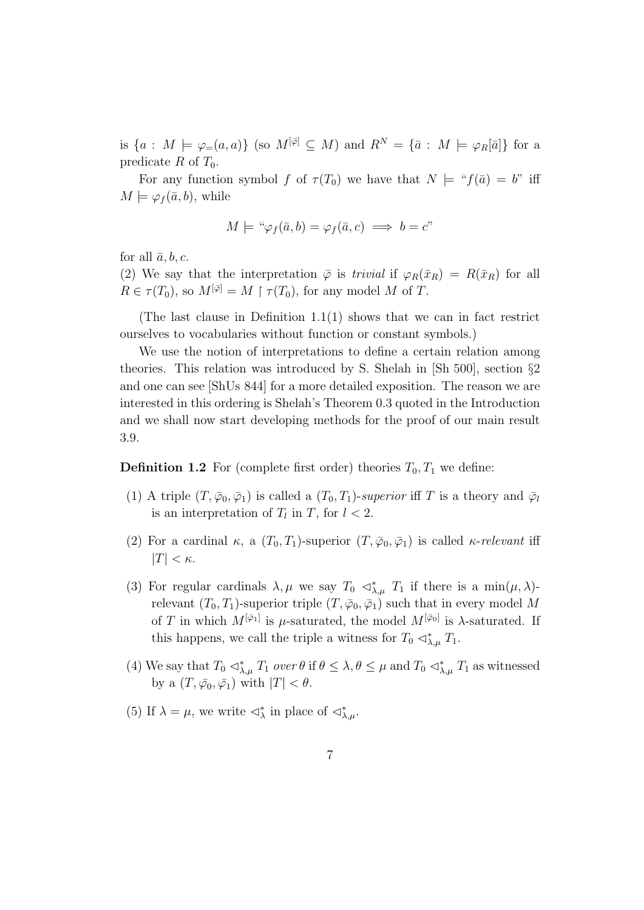is $\{a : M \models \varphi_=(a,a)\}$ (so $M^{[\bar{\varphi}]} \subseteq M$) and $R^N = \{\bar{a} : M \models \varphi_R[\bar{a}]\}$ for a predicate $R$ of $T_0$.

For any function symbol $f$ of $\tau(T_0)$ we have that $N \models$ "$f(\bar{a}) = b$" iff $M \models \varphi_f(\bar{a}, b)$, while

$$M \models \text{“}\varphi_f(\bar{a}, b) = \varphi_f(\bar{a}, c) \implies b = c\text{”}$$

for all $\bar{a}, b, c$.

(2) We say that the interpretation $\bar{\varphi}$ is *trivial* if $\varphi_R(\bar{x}_R) = R(\bar{x}_R)$ for all $R \in \tau(T_0)$, so $M^{[\bar{\varphi}]} = M \restriction \tau(T_0)$, for any model $M$ of $T$.

(The last clause in Definition 1.1(1) shows that we can in fact restrict ourselves to vocabularies without function or constant symbols.)

We use the notion of interpretations to define a certain relation among theories. This relation was introduced by S. Shelah in [Sh 500], section §2 and one can see [ShUs 844] for a more detailed exposition. The reason we are interested in this ordering is Shelah's Theorem 0.3 quoted in the Introduction and we shall now start developing methods for the proof of our main result 3.9.

**Definition 1.2** For (complete first order) theories $T_0, T_1$ we define:

(1) A triple $(T, \bar{\varphi}_0, \bar{\varphi}_1)$ is called a $(T_0, T_1)$-*superior* iff $T$ is a theory and $\bar{\varphi}_l$ is an interpretation of $T_l$ in $T$, for $l < 2$.

(2) For a cardinal $\kappa$, a $(T_0, T_1)$-superior $(T, \bar{\varphi}_0, \bar{\varphi}_1)$ is called $\kappa$-*relevant* iff $|T| < \kappa$.

(3) For regular cardinals $\lambda, \mu$ we say $T_0 \vartriangleleft^*_{\lambda,\mu} T_1$ if there is a $\min(\mu, \lambda)$-relevant $(T_0, T_1)$-superior triple $(T, \bar{\varphi}_0, \bar{\varphi}_1)$ such that in every model $M$ of $T$ in which $M^{[\bar{\varphi}_1]}$ is $\mu$-saturated, the model $M^{[\bar{\varphi}_0]}$ is $\lambda$-saturated. If this happens, we call the triple a witness for $T_0 \vartriangleleft^*_{\lambda,\mu} T_1$.

(4) We say that $T_0 \vartriangleleft^*_{\lambda,\mu} T_1$ *over* $\theta$ if $\theta \leq \lambda, \theta \leq \mu$ and $T_0 \vartriangleleft^*_{\lambda,\mu} T_1$ as witnessed by a $(T, \bar{\varphi}_0, \bar{\varphi}_1)$ with $|T| < \theta$.

(5) If $\lambda = \mu$, we write $\vartriangleleft^*_\lambda$ in place of $\vartriangleleft^*_{\lambda,\mu}$.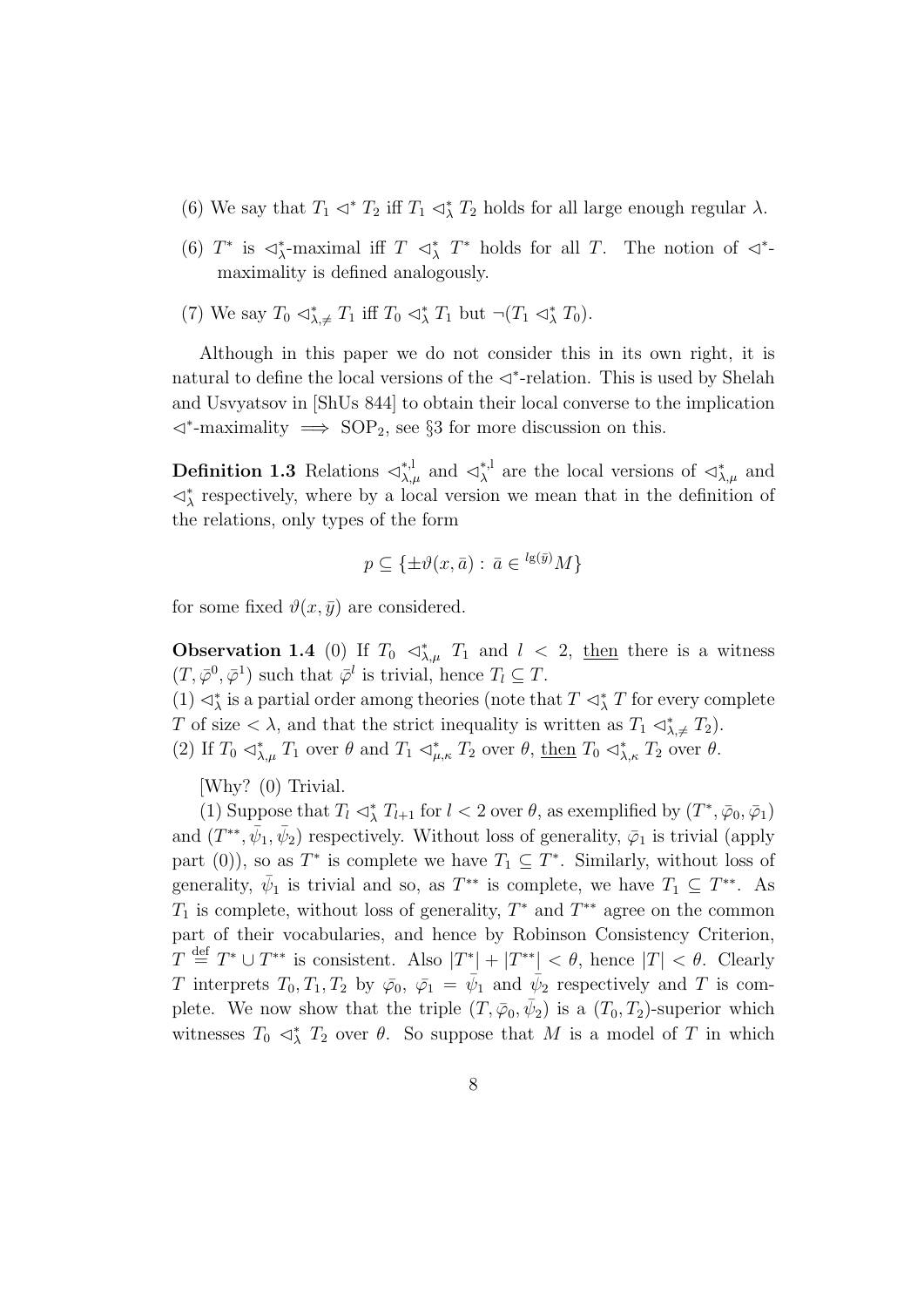(6) We say that $T_1 \lhd^* T_2$ iff $T_1 \lhd^*_\lambda T_2$ holds for all large enough regular $\lambda$.

(6) $T^*$ is $\lhd^*_\lambda$-maximal iff $T \lhd^*_\lambda T^*$ holds for all $T$. The notion of $\lhd^*$-maximality is defined analogously.

(7) We say $T_0 \lhd^*_{\lambda,\neq} T_1$ iff $T_0 \lhd^*_\lambda T_1$ but $\neg(T_1 \lhd^*_\lambda T_0)$.

Although in this paper we do not consider this in its own right, it is natural to define the local versions of the $\lhd^*$-relation. This is used by Shelah and Usvyatsov in [ShUs 844] to obtain their local converse to the implication $\lhd^*$-maximality $\implies$ $\mathrm{SOP}_2$, see §3 for more discussion on this.

**Definition 1.3** Relations $\lhd^{*,l}_{\lambda,\mu}$ and $\lhd^{*,l}_{\lambda}$ are the local versions of $\lhd^*_{\lambda,\mu}$ and $\lhd^*_\lambda$ respectively, where by a local version we mean that in the definition of the relations, only types of the form

$$p \subseteq \{\pm\vartheta(x,\bar a) : \bar a \in {}^{\lg(\bar y)}M\}$$

for some fixed $\vartheta(x,\bar y)$ are considered.

**Observation 1.4** (0) If $T_0 \lhd^*_{\lambda,\mu} T_1$ and $l < 2$, then there is a witness $(T, \bar\varphi^0, \bar\varphi^1)$ such that $\bar\varphi^l$ is trivial, hence $T_l \subseteq T$.

(1) $\lhd^*_\lambda$ is a partial order among theories (note that $T \lhd^*_\lambda T$ for every complete $T$ of size $< \lambda$, and that the strict inequality is written as $T_1 \lhd^*_{\lambda,\neq} T_2$).

(2) If $T_0 \lhd^*_{\lambda,\mu} T_1$ over $\theta$ and $T_1 \lhd^*_{\mu,\kappa} T_2$ over $\theta$, then $T_0 \lhd^*_{\lambda,\kappa} T_2$ over $\theta$.

[Why? (0) Trivial.

(1) Suppose that $T_l \lhd^*_\lambda T_{l+1}$ for $l < 2$ over $\theta$, as exemplified by $(T^*, \bar\varphi_0, \bar\varphi_1)$ and $(T^{**}, \bar\psi_1, \bar\psi_2)$ respectively. Without loss of generality, $\bar\varphi_1$ is trivial (apply part (0)), so as $T^*$ is complete we have $T_1 \subseteq T^*$. Similarly, without loss of generality, $\bar\psi_1$ is trivial and so, as $T^{**}$ is complete, we have $T_1 \subseteq T^{**}$. As $T_1$ is complete, without loss of generality, $T^*$ and $T^{**}$ agree on the common part of their vocabularies, and hence by Robinson Consistency Criterion, $T \stackrel{\text{def}}{=} T^* \cup T^{**}$ is consistent. Also $|T^*| + |T^{**}| < \theta$, hence $|T| < \theta$. Clearly $T$ interprets $T_0, T_1, T_2$ by $\bar\varphi_0$, $\bar\varphi_1 = \bar\psi_1$ and $\bar\psi_2$ respectively and $T$ is complete. We now show that the triple $(T, \bar\varphi_0, \bar\psi_2)$ is a $(T_0, T_2)$-superior which witnesses $T_0 \lhd^*_\lambda T_2$ over $\theta$. So suppose that $M$ is a model of $T$ in which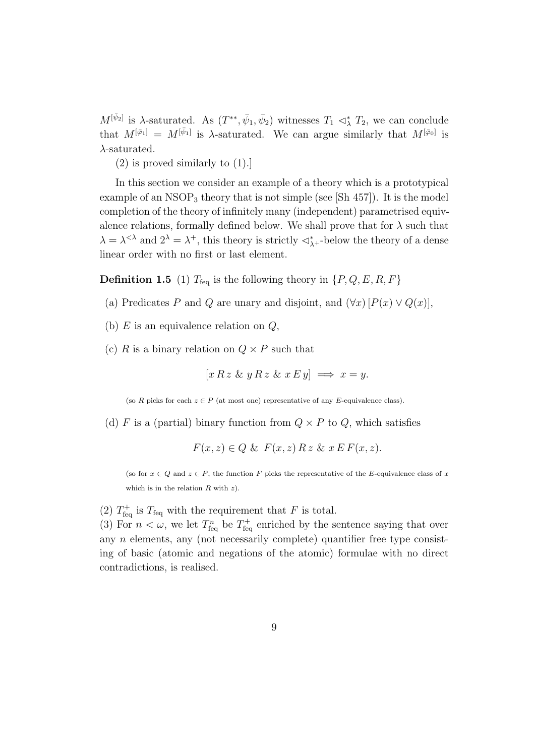$M^{[\bar{\psi}_2]}$ is $\lambda$-saturated. As $(T^{**}, \bar{\psi}_1, \bar{\psi}_2)$ witnesses $T_1 \triangleleft^*_\lambda T_2$, we can conclude that $M^{[\bar{\varphi}_1]} = M^{[\bar{\psi}_1]}$ is $\lambda$-saturated. We can argue similarly that $M^{[\bar{\varphi}_0]}$ is $\lambda$-saturated.

(2) is proved similarly to (1).]

In this section we consider an example of a theory which is a prototypical example of an $\mathrm{NSOP}_3$ theory that is not simple (see [Sh 457]). It is the model completion of the theory of infinitely many (independent) parametrised equivalence relations, formally defined below. We shall prove that for $\lambda$ such that $\lambda = \lambda^{<\lambda}$ and $2^\lambda = \lambda^+$, this theory is strictly $\triangleleft^*_{\lambda^+}$-below the theory of a dense linear order with no first or last element.

**Definition 1.5** (1) $T_{\rm feq}$ is the following theory in $\{P, Q, E, R, F\}$

(a) Predicates $P$ and $Q$ are unary and disjoint, and $(\forall x)\,[P(x) \vee Q(x)]$,

(b) $E$ is an equivalence relation on $Q$,

(c) $R$ is a binary relation on $Q \times P$ such that

$$[x\,R\,z\ \&\ y\,R\,z\ \&\ x\,E\,y] \implies x = y.$$

(so $R$ picks for each $z \in P$ (at most one) representative of any $E$-equivalence class).

(d) $F$ is a (partial) binary function from $Q \times P$ to $Q$, which satisfies

$$F(x, z) \in Q\ \&\ F(x, z)\,R\,z\ \&\ x\,E\,F(x, z).$$

(so for $x \in Q$ and $z \in P$, the function $F$ picks the representative of the $E$-equivalence class of $x$ which is in the relation $R$ with $z$).

(2) $T^+_{\rm feq}$ is $T_{\rm feq}$ with the requirement that $F$ is total.
(3) For $n < \omega$, we let $T^n_{\rm feq}$ be $T^+_{\rm feq}$ enriched by the sentence saying that over any $n$ elements, any (not necessarily complete) quantifier free type consisting of basic (atomic and negations of the atomic) formulae with no direct contradictions, is realised.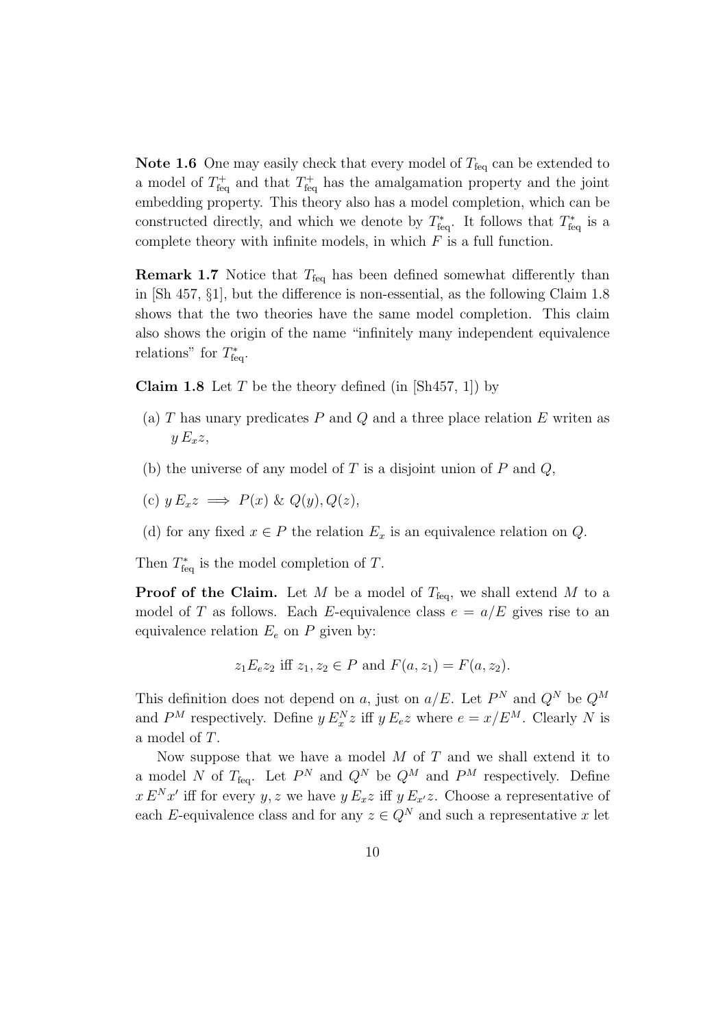**Note 1.6** One may easily check that every model of $T_{\rm feq}$ can be extended to a model of $T^+_{\rm feq}$ and that $T^+_{\rm feq}$ has the amalgamation property and the joint embedding property. This theory also has a model completion, which can be constructed directly, and which we denote by $T^*_{\rm feq}$. It follows that $T^*_{\rm feq}$ is a complete theory with infinite models, in which $F$ is a full function.

**Remark 1.7** Notice that $T_{\rm feq}$ has been defined somewhat differently than in [Sh 457, §1], but the difference is non-essential, as the following Claim 1.8 shows that the two theories have the same model completion. This claim also shows the origin of the name "infinitely many independent equivalence relations" for $T^*_{\rm feq}$.

**Claim 1.8** Let $T$ be the theory defined (in [Sh457, 1]) by

(a) $T$ has unary predicates $P$ and $Q$ and a three place relation $E$ writen as $y\,E_x z$,

(b) the universe of any model of $T$ is a disjoint union of $P$ and $Q$,

(c) $y\,E_x z \implies P(x)\ \&\ Q(y), Q(z)$,

(d) for any fixed $x \in P$ the relation $E_x$ is an equivalence relation on $Q$.

Then $T^*_{\rm feq}$ is the model completion of $T$.

**Proof of the Claim.** Let $M$ be a model of $T_{\rm feq}$, we shall extend $M$ to a model of $T$ as follows. Each $E$-equivalence class $e = a/E$ gives rise to an equivalence relation $E_e$ on $P$ given by:

$$z_1 E_e z_2 \text{ iff } z_1, z_2 \in P \text{ and } F(a, z_1) = F(a, z_2).$$

This definition does not depend on $a$, just on $a/E$. Let $P^N$ and $Q^N$ be $Q^M$ and $P^M$ respectively. Define $y\,E^N_x z$ iff $y\,E_e z$ where $e = x/E^M$. Clearly $N$ is a model of $T$.

Now suppose that we have a model $M$ of $T$ and we shall extend it to a model $N$ of $T_{\rm feq}$. Let $P^N$ and $Q^N$ be $Q^M$ and $P^M$ respectively. Define $x\,E^N x'$ iff for every $y, z$ we have $y\,E_x z$ iff $y\,E_{x'} z$. Choose a representative of each $E$-equivalence class and for any $z \in Q^N$ and such a representative $x$ let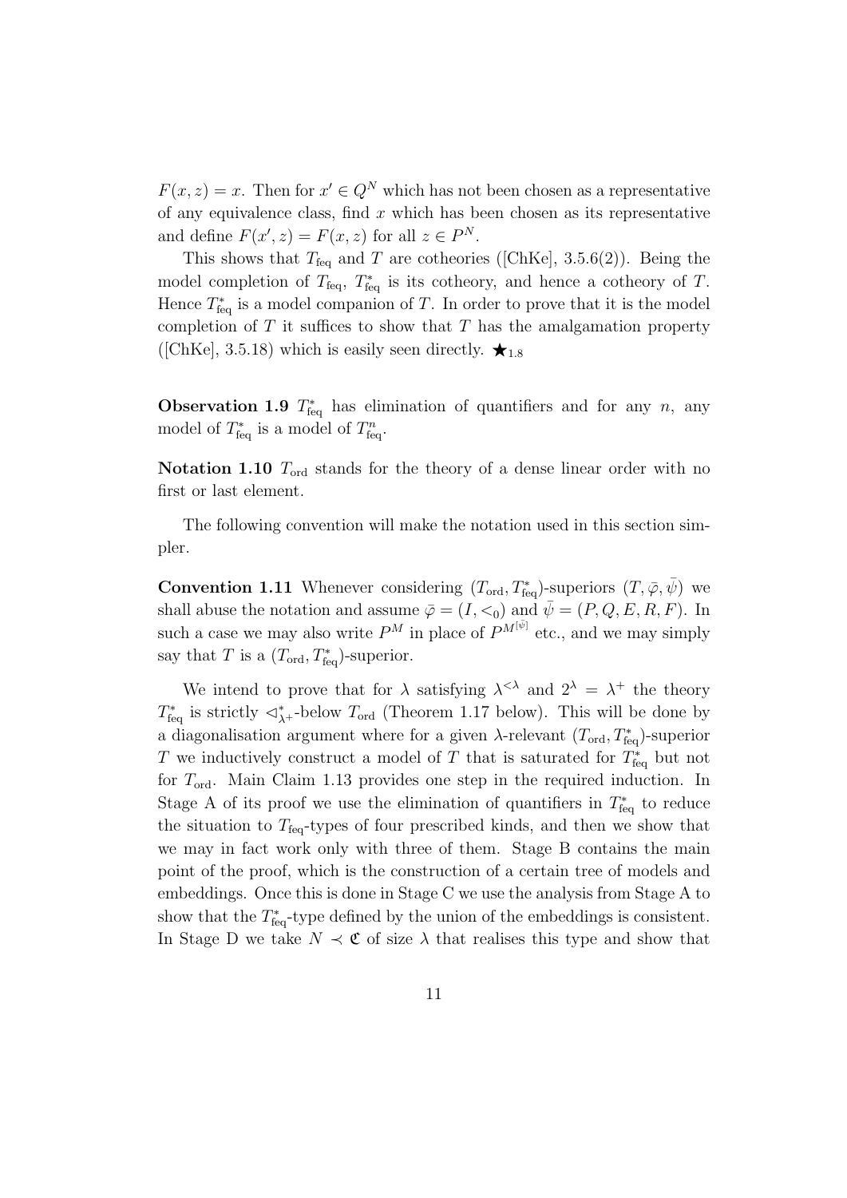$F(x, z) = x$. Then for $x' \in Q^N$ which has not been chosen as a representative of any equivalence class, find $x$ which has been chosen as its representative and define $F(x', z) = F(x, z)$ for all $z \in P^N$.

This shows that $T_{\rm feq}$ and $T$ are cotheories ([ChKe], 3.5.6(2)). Being the model completion of $T_{\rm feq}$, $T^*_{\rm feq}$ is its cotheory, and hence a cotheory of $T$. Hence $T^*_{\rm feq}$ is a model companion of $T$. In order to prove that it is the model completion of $T$ it suffices to show that $T$ has the amalgamation property ([ChKe], 3.5.18) which is easily seen directly. $\bigstar_{1.8}$

**Observation 1.9** $T^*_{\rm feq}$ has elimination of quantifiers and for any $n$, any model of $T^*_{\rm feq}$ is a model of $T^n_{\rm feq}$.

**Notation 1.10** $T_{\rm ord}$ stands for the theory of a dense linear order with no first or last element.

The following convention will make the notation used in this section simpler.

**Convention 1.11** Whenever considering $(T_{\rm ord}, T^*_{\rm feq})$-superiors $(T, \bar{\varphi}, \bar{\psi})$ we shall abuse the notation and assume $\bar{\varphi} = (I, <_0)$ and $\bar{\psi} = (P, Q, E, R, F)$. In such a case we may also write $P^M$ in place of $P^{M^{[\bar{\psi}]}}$ etc., and we may simply say that $T$ is a $(T_{\rm ord}, T^*_{\rm feq})$-superior.

We intend to prove that for $\lambda$ satisfying $\lambda^{<\lambda}$ and $2^\lambda = \lambda^+$ the theory $T^*_{\rm feq}$ is strictly $\lhd^*_{\lambda^+}$-below $T_{\rm ord}$ (Theorem 1.17 below). This will be done by a diagonalisation argument where for a given $\lambda$-relevant $(T_{\rm ord}, T^*_{\rm feq})$-superior $T$ we inductively construct a model of $T$ that is saturated for $T^*_{\rm feq}$ but not for $T_{\rm ord}$. Main Claim 1.13 provides one step in the required induction. In Stage A of its proof we use the elimination of quantifiers in $T^*_{\rm feq}$ to reduce the situation to $T_{\rm feq}$-types of four prescribed kinds, and then we show that we may in fact work only with three of them. Stage B contains the main point of the proof, which is the construction of a certain tree of models and embeddings. Once this is done in Stage C we use the analysis from Stage A to show that the $T^*_{\rm feq}$-type defined by the union of the embeddings is consistent. In Stage D we take $N \prec \mathfrak{C}$ of size $\lambda$ that realises this type and show that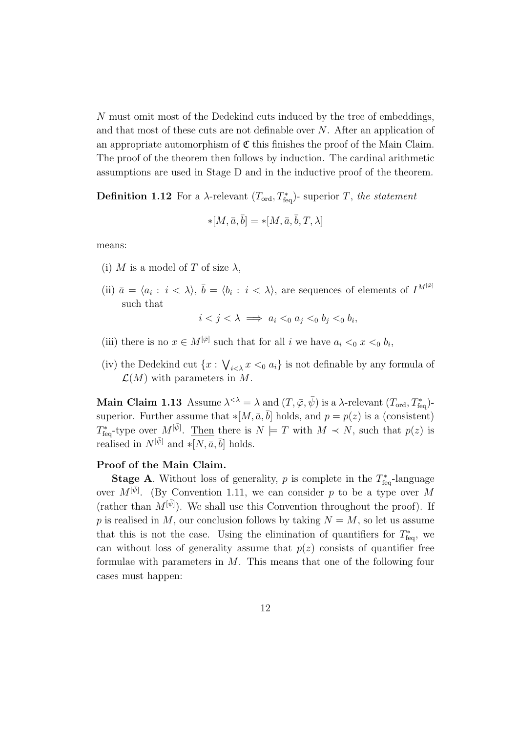$N$ must omit most of the Dedekind cuts induced by the tree of embeddings, and that most of these cuts are not definable over $N$. After an application of an appropriate automorphism of $\mathfrak{C}$ this finishes the proof of the Main Claim. The proof of the theorem then follows by induction. The cardinal arithmetic assumptions are used in Stage D and in the inductive proof of the theorem.

**Definition 1.12** For a $\lambda$-relevant $(T_{\rm ord}, T^*_{\rm feq})$- superior $T$, *the statement*

$$*[M, \bar{a}, \bar{b}] = *[M, \bar{a}, \bar{b}, T, \lambda]$$

means:

(i) $M$ is a model of $T$ of size $\lambda$,

(ii) $\bar{a} = \langle a_i : i < \lambda \rangle$, $\bar{b} = \langle b_i : i < \lambda \rangle$, are sequences of elements of $I^{M^{[\bar{\varphi}]}}$ such that

$$i < j < \lambda \implies a_i <_0 a_j <_0 b_j <_0 b_i,$$

(iii) there is no $x \in M^{[\bar{\varphi}]}$ such that for all $i$ we have $a_i <_0 x <_0 b_i$,

(iv) the Dedekind cut $\{x : \bigvee_{i<\lambda} x <_0 a_i\}$ is not definable by any formula of $\mathcal{L}(M)$ with parameters in $M$.

**Main Claim 1.13** Assume $\lambda^{<\lambda} = \lambda$ and $(T, \bar{\varphi}, \bar{\psi})$ is a $\lambda$-relevant $(T_{\rm ord}, T^*_{\rm feq})$-superior. Further assume that $*[M, \bar{a}, \bar{b}]$ holds, and $p = p(z)$ is a (consistent) $T^*_{\rm feq}$-type over $M^{[\bar{\psi}]}$. Then there is $N \models T$ with $M \prec N$, such that $p(z)$ is realised in $N^{[\bar{\psi}]}$ and $*[N, \bar{a}, \bar{b}]$ holds.

**Proof of the Main Claim.**

**Stage A**. Without loss of generality, $p$ is complete in the $T^*_{\rm feq}$-language over $M^{[\bar{\psi}]}$. (By Convention 1.11, we can consider $p$ to be a type over $M$ (rather than $M^{[\bar{\psi}]}$). We shall use this Convention throughout the proof). If $p$ is realised in $M$, our conclusion follows by taking $N = M$, so let us assume that this is not the case. Using the elimination of quantifiers for $T^*_{\rm feq}$, we can without loss of generality assume that $p(z)$ consists of quantifier free formulae with parameters in $M$. This means that one of the following four cases must happen: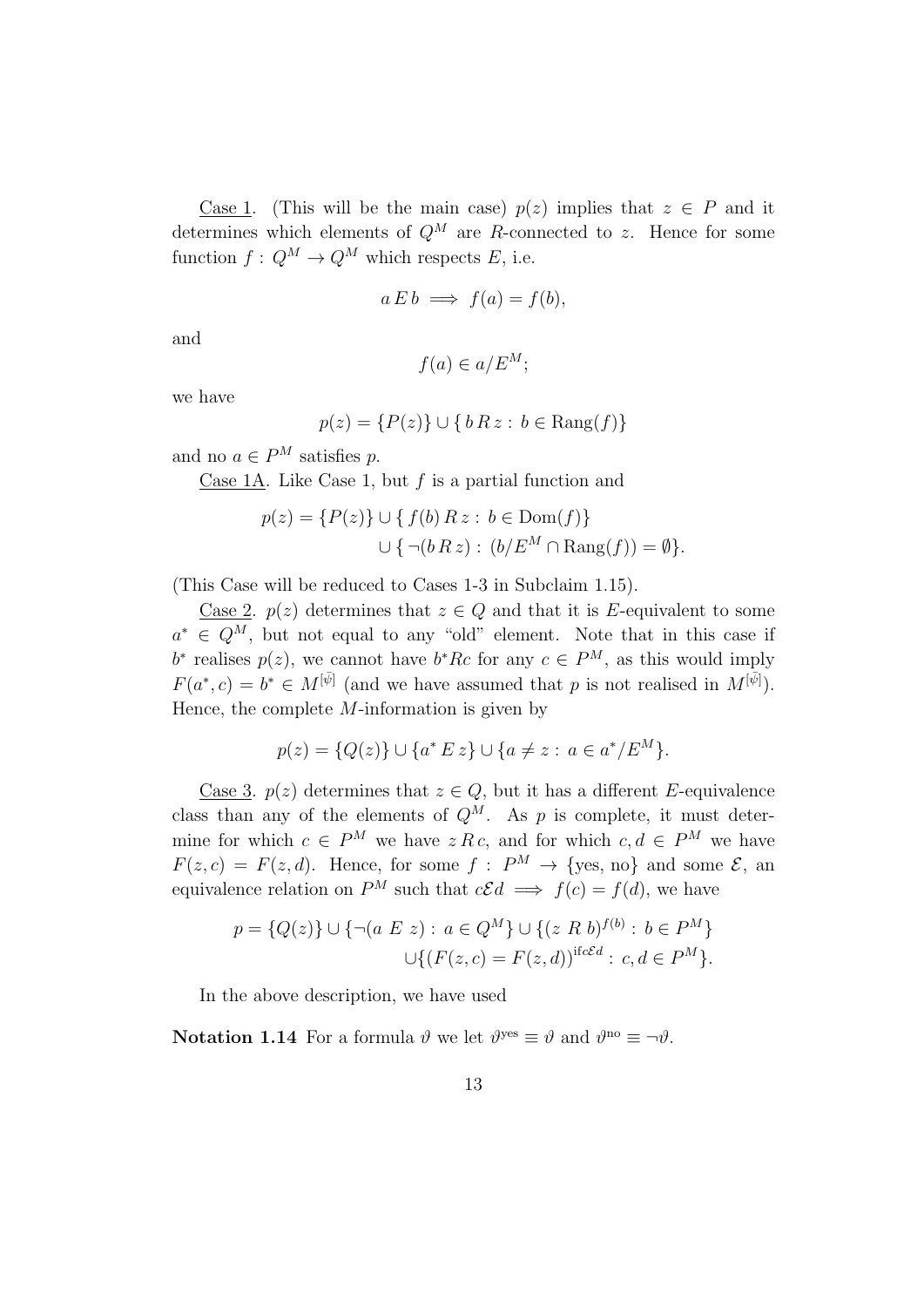<u>Case 1</u>. (This will be the main case) $p(z)$ implies that $z \in P$ and it determines which elements of $Q^M$ are $R$-connected to $z$. Hence for some function $f : Q^M \to Q^M$ which respects $E$, i.e.

$$a \, E \, b \implies f(a) = f(b),$$

and

$$f(a) \in a/E^M;$$

we have

$$p(z) = \{P(z)\} \cup \{\, b \, R \, z : \, b \in \mathrm{Rang}(f)\}$$

and no $a \in P^M$ satisfies $p$.

<u>Case 1A</u>. Like Case 1, but $f$ is a partial function and

$$\begin{aligned} p(z) = \{P(z)\} &\cup \{\, f(b) \, R \, z : \, b \in \mathrm{Dom}(f)\} \\ &\cup \{\, \neg(b \, R \, z) : \, (b/E^M \cap \mathrm{Rang}(f)) = \emptyset\}. \end{aligned}$$

(This Case will be reduced to Cases 1-3 in Subclaim 1.15).

<u>Case 2</u>. $p(z)$ determines that $z \in Q$ and that it is $E$-equivalent to some $a^* \in Q^M$, but not equal to any "old" element. Note that in this case if $b^*$ realises $p(z)$, we cannot have $b^* R c$ for any $c \in P^M$, as this would imply $F(a^*, c) = b^* \in M^{[\bar{\psi}]}$ (and we have assumed that $p$ is not realised in $M^{[\bar{\psi}]}$). Hence, the complete $M$-information is given by

$$p(z) = \{Q(z)\} \cup \{a^* \, E \, z\} \cup \{a \neq z : \, a \in a^*/E^M\}.$$

<u>Case 3</u>. $p(z)$ determines that $z \in Q$, but it has a different $E$-equivalence class than any of the elements of $Q^M$. As $p$ is complete, it must determine for which $c \in P^M$ we have $z \, R \, c$, and for which $c, d \in P^M$ we have $F(z, c) = F(z, d)$. Hence, for some $f : P^M \to \{\text{yes}, \text{no}\}$ and some $\mathcal{E}$, an equivalence relation on $P^M$ such that $c \mathcal{E} d \implies f(c) = f(d)$, we have

$$\begin{aligned} p = \{Q(z)\} \cup \{\neg(a \ E \ z) : \, a \in Q^M\} &\cup \{(z \ R \ b)^{f(b)} : \, b \in P^M\} \\ &\cup \{(F(z, c) = F(z, d))^{\text{if} c \mathcal{E} d} : \, c, d \in P^M\}. \end{aligned}$$

In the above description, we have used

**Notation 1.14** For a formula $\vartheta$ we let $\vartheta^{\text{yes}} \equiv \vartheta$ and $\vartheta^{\text{no}} \equiv \neg\vartheta$.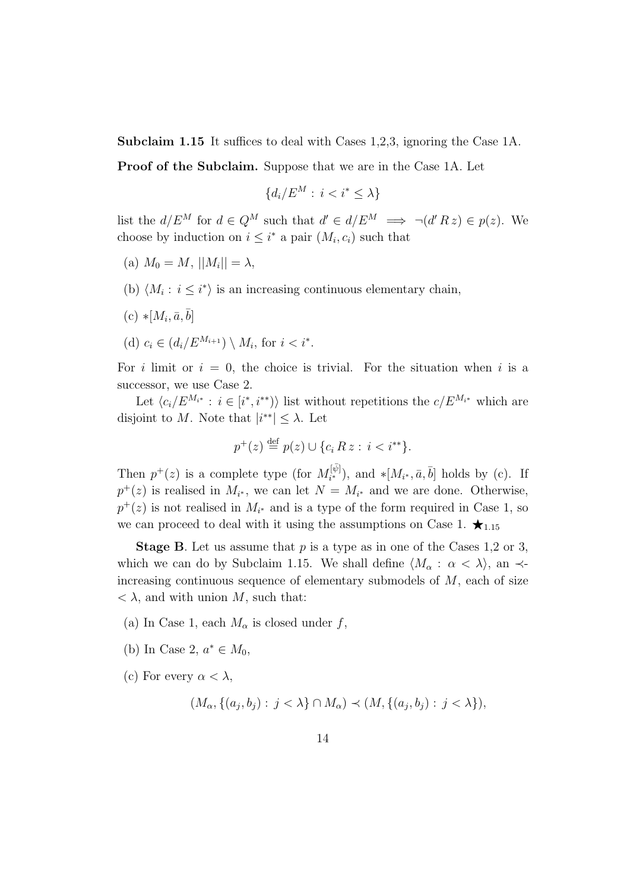**Subclaim 1.15** It suffices to deal with Cases 1,2,3, ignoring the Case 1A.

**Proof of the Subclaim.** Suppose that we are in the Case 1A. Let

$$\{d_i/E^M : i < i^* \leq \lambda\}$$

list the $d/E^M$ for $d \in Q^M$ such that $d' \in d/E^M \implies \neg(d' \, R \, z) \in p(z)$. We choose by induction on $i \leq i^*$ a pair $(M_i, c_i)$ such that

(a) $M_0 = M$, $||M_i|| = \lambda$,

(b) $\langle M_i : i \leq i^* \rangle$ is an increasing continuous elementary chain,

(c) $*[M_i, \bar{a}, \bar{b}]$

(d) $c_i \in (d_i/E^{M_{i+1}}) \setminus M_i$, for $i < i^*$.

For $i$ limit or $i = 0$, the choice is trivial. For the situation when $i$ is a successor, we use Case 2.

Let $\langle c_i/E^{M_{i^*}} : i \in [i^*, i^{**}) \rangle$ list without repetitions the $c/E^{M_{i^*}}$ which are disjoint to $M$. Note that $|i^{**}| \leq \lambda$. Let

$$p^+(z) \stackrel{\text{def}}{=} p(z) \cup \{c_i \, R \, z : i < i^{**}\}.$$

Then $p^+(z)$ is a complete type (for $M_{i^*}^{[\bar{\psi}]}$), and $*[M_{i^*}, \bar{a}, \bar{b}]$ holds by (c). If $p^+(z)$ is realised in $M_{i^*}$, we can let $N = M_{i^*}$ and we are done. Otherwise, $p^+(z)$ is not realised in $M_{i^*}$ and is a type of the form required in Case 1, so we can proceed to deal with it using the assumptions on Case 1. $\bigstar_{1.15}$

**Stage B**. Let us assume that $p$ is a type as in one of the Cases 1,2 or 3, which we can do by Subclaim 1.15. We shall define $\langle M_\alpha : \alpha < \lambda \rangle$, an $\prec$-increasing continuous sequence of elementary submodels of $M$, each of size $< \lambda$, and with union $M$, such that:

(a) In Case 1, each $M_\alpha$ is closed under $f$,

(b) In Case 2, $a^* \in M_0$,

(c) For every $\alpha < \lambda$,

$$(M_\alpha, \{(a_j, b_j) : j < \lambda\} \cap M_\alpha) \prec (M, \{(a_j, b_j) : j < \lambda\}),$$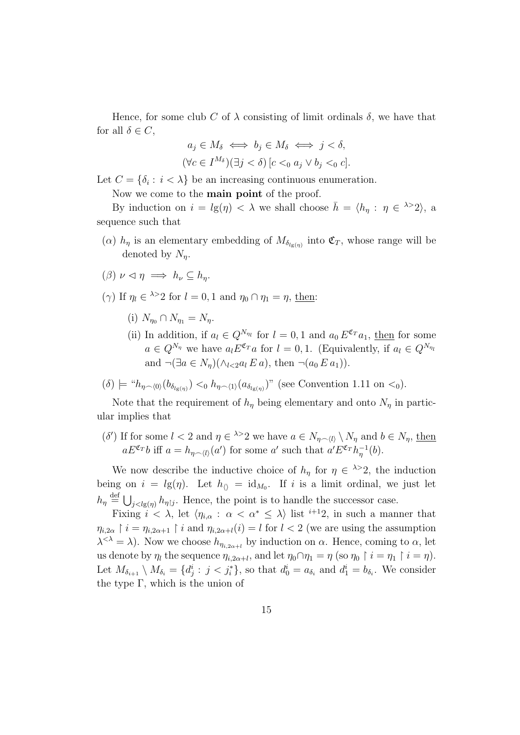Hence, for some club $C$ of $\lambda$ consisting of limit ordinals $\delta$, we have that for all $\delta \in C$,

$$a_j \in M_\delta \iff b_j \in M_\delta \iff j < \delta,$$
$$(\forall c \in I^{M_\delta})(\exists j < \delta)\,[c <_0 a_j \vee b_j <_0 c].$$

Let $C = \{\delta_i : i < \lambda\}$ be an increasing continuous enumeration.

Now we come to the **main point** of the proof.

By induction on $i = lg(\eta) < \lambda$ we shall choose $\bar{h} = \langle h_\eta : \eta \in {}^{\lambda>}2\rangle$, a sequence such that

($\alpha$) $h_\eta$ is an elementary embedding of $M_{\delta_{lg(\eta)}}$ into $\mathfrak{C}_T$, whose range will be denoted by $N_\eta$.

($\beta$) $\nu \triangleleft \eta \implies h_\nu \subseteq h_\eta$.

($\gamma$) If $\eta_l \in {}^{\lambda>}2$ for $l = 0, 1$ and $\eta_0 \cap \eta_1 = \eta$, <u>then</u>:

- (i) $N_{\eta_0} \cap N_{\eta_1} = N_\eta$.
- (ii) In addition, if $a_l \in Q^{N_{\eta_l}}$ for $l = 0, 1$ and $a_0\, E^{\mathfrak{C}_T} a_1$, <u>then</u> for some $a \in Q^{N_\eta}$ we have $a_l E^{\mathfrak{C}_T} a$ for $l = 0, 1$. (Equivalently, if $a_l \in Q^{N_{\eta_l}}$ and $\neg(\exists a \in N_\eta)(\wedge_{l<2} a_l\, E\, a)$, then $\neg(a_0\, E\, a_1)$).

($\delta$) $\models$ "$h_{\eta\frown\langle 0\rangle}(b_{\delta_{lg(\eta)}}) <_0 h_{\eta\frown\langle 1\rangle}(a_{\delta_{lg(\eta)}})$" (see Convention 1.11 on $<_0$).

Note that the requirement of $h_\eta$ being elementary and onto $N_\eta$ in particular implies that

($\delta'$) If for some $l < 2$ and $\eta \in {}^{\lambda>}2$ we have $a \in N_{\eta\frown\langle l\rangle} \setminus N_\eta$ and $b \in N_\eta$, <u>then</u> $aE^{\mathfrak{C}_T}b$ iff $a = h_{\eta\frown\langle l\rangle}(a')$ for some $a'$ such that $a'E^{\mathfrak{C}_T}h_\eta^{-1}(b)$.

We now describe the inductive choice of $h_\eta$ for $\eta \in {}^{\lambda>}2$, the induction being on $i = lg(\eta)$. Let $h_{\langle\rangle} = \mathrm{id}_{M_0}$. If $i$ is a limit ordinal, we just let $h_\eta \stackrel{\mathrm{def}}{=} \bigcup_{j<lg(\eta)} h_{\eta\restriction j}$. Hence, the point is to handle the successor case.

Fixing $i < \lambda$, let $\langle \eta_{i,\alpha} : \alpha < \alpha^* \leq \lambda\rangle$ list ${}^{i+1}2$, in such a manner that $\eta_{i,2\alpha} \restriction i = \eta_{i,2\alpha+1} \restriction i$ and $\eta_{i,2\alpha+l}(i) = l$ for $l < 2$ (we are using the assumption $\lambda^{<\lambda} = \lambda$). Now we choose $h_{\eta_{i,2\alpha+l}}$ by induction on $\alpha$. Hence, coming to $\alpha$, let us denote by $\eta_l$ the sequence $\eta_{i,2\alpha+l}$, and let $\eta_0 \cap \eta_1 = \eta$ (so $\eta_0 \restriction i = \eta_1 \restriction i = \eta$). Let $M_{\delta_{i+1}} \setminus M_{\delta_i} = \{d^i_j : j < j^*_i\}$, so that $d^i_0 = a_{\delta_i}$ and $d^i_1 = b_{\delta_i}$. We consider the type $\Gamma$, which is the union of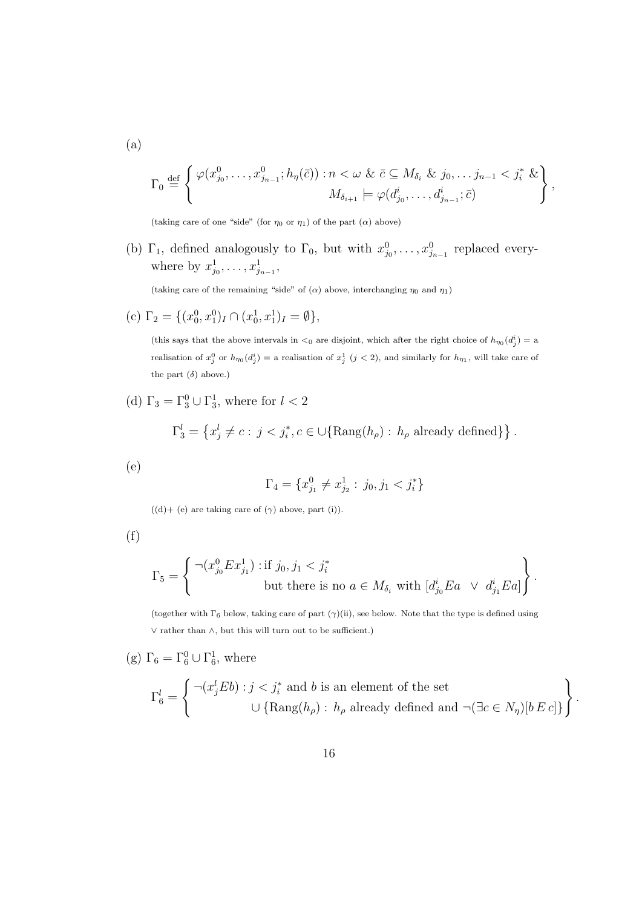(a)

$$\Gamma_0 \stackrel{\text{def}}{=} \left\{ \begin{array}{r} \varphi(x^0_{j_0}, \ldots, x^0_{j_{n-1}}; h_\eta(\bar{c})) : n < \omega \ \& \ \bar{c} \subseteq M_{\delta_i} \ \& \ j_0, \ldots j_{n-1} < j^*_i \ \& \\ M_{\delta_{i+1}} \models \varphi(d^i_{j_0}, \ldots, d^i_{j_{n-1}}; \bar{c}) \end{array} \right\},$$

(taking care of one "side" (for $\eta_0$ or $\eta_1$) of the part ($\alpha$) above)

(b) $\Gamma_1$, defined analogously to $\Gamma_0$, but with $x^0_{j_0}, \ldots, x^0_{j_{n-1}}$ replaced everywhere by $x^1_{j_0}, \ldots, x^1_{j_{n-1}}$,

(taking care of the remaining "side" of ($\alpha$) above, interchanging $\eta_0$ and $\eta_1$)

(c) $\Gamma_2 = \{(x^0_0, x^0_1)_I \cap (x^1_0, x^1_1)_I = \emptyset\}$,

(this says that the above intervals in $<_0$ are disjoint, which after the right choice of $h_{\eta_0}(d^i_j) =$ a realisation of $x^0_j$ or $h_{\eta_0}(d^i_j) =$ a realisation of $x^1_j$ ($j < 2$), and similarly for $h_{\eta_1}$, will take care of the part ($\delta$) above.)

(d) $\Gamma_3 = \Gamma^0_3 \cup \Gamma^1_3$, where for $l < 2$

$$\Gamma^l_3 = \left\{ x^l_j \neq c : \ j < j^*_i, c \in \cup\{\mathrm{Rang}(h_\rho) : \ h_\rho \text{ already defined}\} \right\}.$$

(e)

$$\Gamma_4 = \{x^0_{j_1} \neq x^1_{j_2} : \ j_0, j_1 < j^*_i\}$$

((d)+ (e) are taking care of ($\gamma$) above, part (i)).

(f)

$$\Gamma_5 = \left\{ \begin{array}{l} \neg(x^0_{j_0} E x^1_{j_1}) : \text{if } j_0, j_1 < j^*_i \\ \qquad\qquad\qquad \text{but there is no } a \in M_{\delta_i} \text{ with } [d^i_{j_0} E a \ \ \vee \ \ d^i_{j_1} E a] \end{array} \right\}.$$

(together with $\Gamma_6$ below, taking care of part ($\gamma$)(ii), see below. Note that the type is defined using $\vee$ rather than $\wedge$, but this will turn out to be sufficient.)

(g) $\Gamma_6 = \Gamma^0_6 \cup \Gamma^1_6$, where

$$\Gamma^l_6 = \left\{ \begin{array}{l} \neg(x^l_j E b) : j < j^*_i \text{ and } b \text{ is an element of the set} \\ \qquad\qquad \cup \{\mathrm{Rang}(h_\rho) : \ h_\rho \text{ already defined and } \neg(\exists c \in N_\eta)[b \, E \, c]\} \end{array} \right\}.$$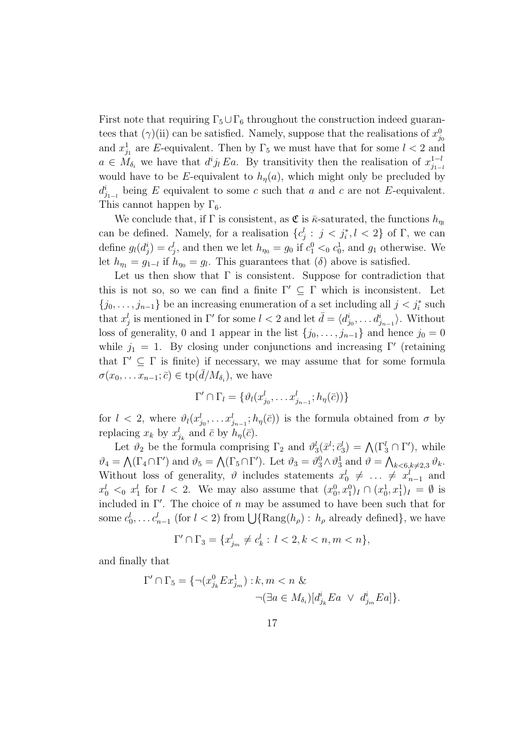First note that requiring $\Gamma_5 \cup \Gamma_6$ throughout the construction indeed guarantees that $(\gamma)$(ii) can be satisfied. Namely, suppose that the realisations of $x^0_{j_0}$ and $x^1_{j_1}$ are $E$-equivalent. Then by $\Gamma_5$ we must have that for some $l < 2$ and $a \in M_{\delta_i}$ we have that $d^i j_l \, Ea$. By transitivity then the realisation of $x^{1-l}_{j_{1-l}}$ would have to be $E$-equivalent to $h_\eta(a)$, which might only be precluded by $d^i_{j_{1-l}}$ being $E$ equivalent to some $c$ such that $a$ and $c$ are not $E$-equivalent. This cannot happen by $\Gamma_6$.

We conclude that, if $\Gamma$ is consistent, as $\mathfrak{C}$ is $\bar{\kappa}$-saturated, the functions $h_{\eta_l}$ can be defined. Namely, for a realisation $\{c^l_j : j < j^*_i, l < 2\}$ of $\Gamma$, we can define $g_l(d^i_j) = c^l_j$, and then we let $h_{\eta_0} = g_0$ if $c^0_1 <_0 c^1_0$, and $g_1$ otherwise. We let $h_{\eta_1} = g_{1-l}$ if $h_{\eta_0} = g_l$. This guarantees that $(\delta)$ above is satisfied.

Let us then show that $\Gamma$ is consistent. Suppose for contradiction that this is not so, so we can find a finite $\Gamma' \subseteq \Gamma$ which is inconsistent. Let $\{j_0, \ldots, j_{n-1}\}$ be an increasing enumeration of a set including all $j < j^*_i$ such that $x^l_j$ is mentioned in $\Gamma'$ for some $l < 2$ and let $\bar{d} = \langle d^i_{j_0}, \ldots d^i_{j_{n-1}} \rangle$. Without loss of generality, 0 and 1 appear in the list $\{j_0, \ldots, j_{n-1}\}$ and hence $j_0 = 0$ while $j_1 = 1$. By closing under conjunctions and increasing $\Gamma'$ (retaining that $\Gamma' \subseteq \Gamma$ is finite) if necessary, we may assume that for some formula $\sigma(x_0, \ldots x_{n-1}; \bar{c}) \in \mathrm{tp}(\bar{d}/M_{\delta_i})$, we have

$$\Gamma' \cap \Gamma_l = \{\vartheta_l(x^l_{j_0}, \ldots x^l_{j_{n-1}}; h_\eta(\bar{c}))\}$$

for $l < 2$, where $\vartheta_l(x^l_{j_0}, \ldots x^l_{j_{n-1}}; h_\eta(\bar{c}))$ is the formula obtained from $\sigma$ by replacing $x_k$ by $x^l_{j_k}$ and $\bar{c}$ by $h_\eta(\bar{c})$.

Let $\vartheta_2$ be the formula comprising $\Gamma_2$ and $\vartheta^l_3(\bar{x}^l; \bar{c}^l_3) = \bigwedge(\Gamma^l_3 \cap \Gamma')$, while $\vartheta_4 = \bigwedge(\Gamma_4 \cap \Gamma')$ and $\vartheta_5 = \bigwedge(\Gamma_5 \cap \Gamma')$. Let $\vartheta_3 = \vartheta^0_3 \wedge \vartheta^1_3$ and $\vartheta = \bigwedge_{k<6, k\neq 2,3} \vartheta_k$. Without loss of generality, $\vartheta$ includes statements $x^l_0 \neq \ldots \neq x^l_{n-1}$ and $x^l_0 <_0 x^l_1$ for $l < 2$. We may also assume that $(x^0_0, x^0_1)_I \cap (x^1_0, x^1_1)_I = \emptyset$ is included in $\Gamma'$. The choice of $n$ may be assumed to have been such that for some $c^l_0, \ldots c^l_{n-1}$ (for $l < 2$) from $\bigcup\{\mathrm{Rang}(h_\rho) : h_\rho \text{ already defined}\}$, we have

$$\Gamma' \cap \Gamma_3 = \{x^l_{j_m} \neq c^l_k : l < 2, k < n, m < n\},$$

and finally that

$$\Gamma' \cap \Gamma_5 = \{\neg(x^0_{j_k} E x^1_{j_m}) : k, m < n \; \& \\ \neg(\exists a \in M_{\delta_i})[d^i_{j_k} Ea \;\vee\; d^i_{j_m} Ea]\}.$$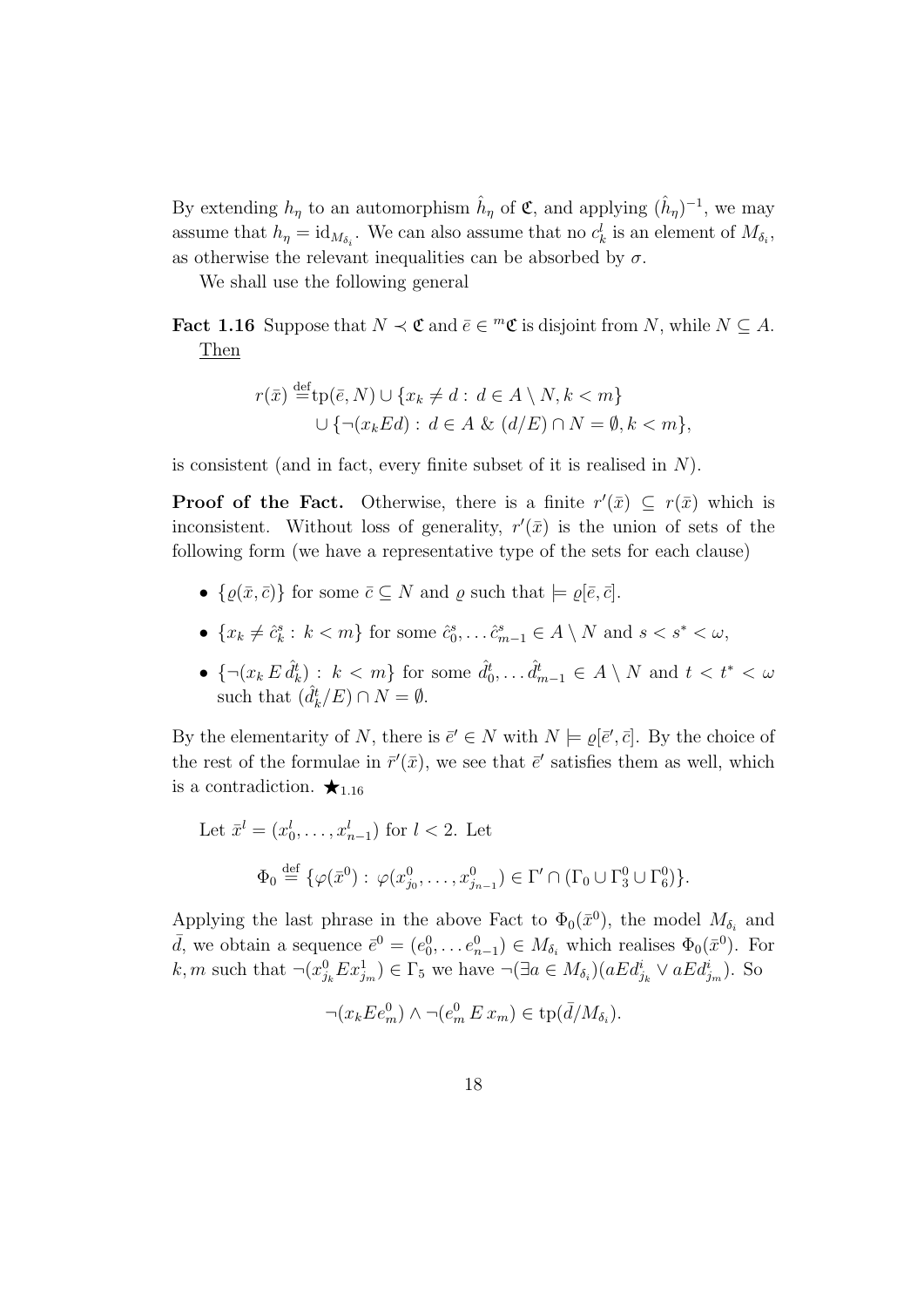By extending $h_\eta$ to an automorphism $\hat{h}_\eta$ of $\mathfrak{C}$, and applying $(\hat{h}_\eta)^{-1}$, we may assume that $h_\eta = \mathrm{id}_{M_{\delta_i}}$. We can also assume that no $c^l_k$ is an element of $M_{\delta_i}$, as otherwise the relevant inequalities can be absorbed by $\sigma$.

We shall use the following general

**Fact 1.16** Suppose that $N \prec \mathfrak{C}$ and $\bar{e} \in {}^m\mathfrak{C}$ is disjoint from $N$, while $N \subseteq A$. Then

$$r(\bar{x}) \stackrel{\mathrm{def}}{=} \mathrm{tp}(\bar{e}, N) \cup \{x_k \neq d : \, d \in A \setminus N, k < m\}$$
$$\cup \{\neg(x_k E d) : \, d \in A \;\&\; (d/E) \cap N = \emptyset, k < m\},$$

is consistent (and in fact, every finite subset of it is realised in $N$).

**Proof of the Fact.** Otherwise, there is a finite $r'(\bar{x}) \subseteq r(\bar{x})$ which is inconsistent. Without loss of generality, $r'(\bar{x})$ is the union of sets of the following form (we have a representative type of the sets for each clause)

- $\{\varrho(\bar{x}, \bar{c})\}$ for some $\bar{c} \subseteq N$ and $\varrho$ such that $\models \varrho[\bar{e}, \bar{c}]$.
- $\{x_k \neq \hat{c}^s_k : \, k < m\}$ for some $\hat{c}^s_0, \ldots \hat{c}^s_{m-1} \in A \setminus N$ and $s < s^* < \omega$,
- $\{\neg(x_k \, E \, \hat{d}^t_k) : \, k < m\}$ for some $\hat{d}^t_0, \ldots \hat{d}^t_{m-1} \in A \setminus N$ and $t < t^* < \omega$ such that $(\hat{d}^t_k/E) \cap N = \emptyset$.

By the elementarity of $N$, there is $\bar{e}' \in N$ with $N \models \varrho[\bar{e}', \bar{c}]$. By the choice of the rest of the formulae in $\bar{r}'(\bar{x})$, we see that $\bar{e}'$ satisfies them as well, which is a contradiction. $\bigstar_{1.16}$

Let $\bar{x}^l = (x^l_0, \ldots, x^l_{n-1})$ for $l < 2$. Let

$$\Phi_0 \stackrel{\mathrm{def}}{=} \{\varphi(\bar{x}^0) : \, \varphi(x^0_{j_0}, \ldots, x^0_{j_{n-1}}) \in \Gamma' \cap (\Gamma_0 \cup \Gamma^0_3 \cup \Gamma^0_6)\}.$$

Applying the last phrase in the above Fact to $\Phi_0(\bar{x}^0)$, the model $M_{\delta_i}$ and $\bar{d}$, we obtain a sequence $\bar{e}^0 = (e^0_0, \ldots e^0_{n-1}) \in M_{\delta_i}$ which realises $\Phi_0(\bar{x}^0)$. For $k, m$ such that $\neg(x^0_{j_k} E x^1_{j_m}) \in \Gamma_5$ we have $\neg(\exists a \in M_{\delta_i})(aEd^i_{j_k} \vee aEd^i_{j_m})$. So

$$\neg(x_k E e^0_m) \wedge \neg(e^0_m \, E \, x_m) \in \mathrm{tp}(\bar{d}/M_{\delta_i}).$$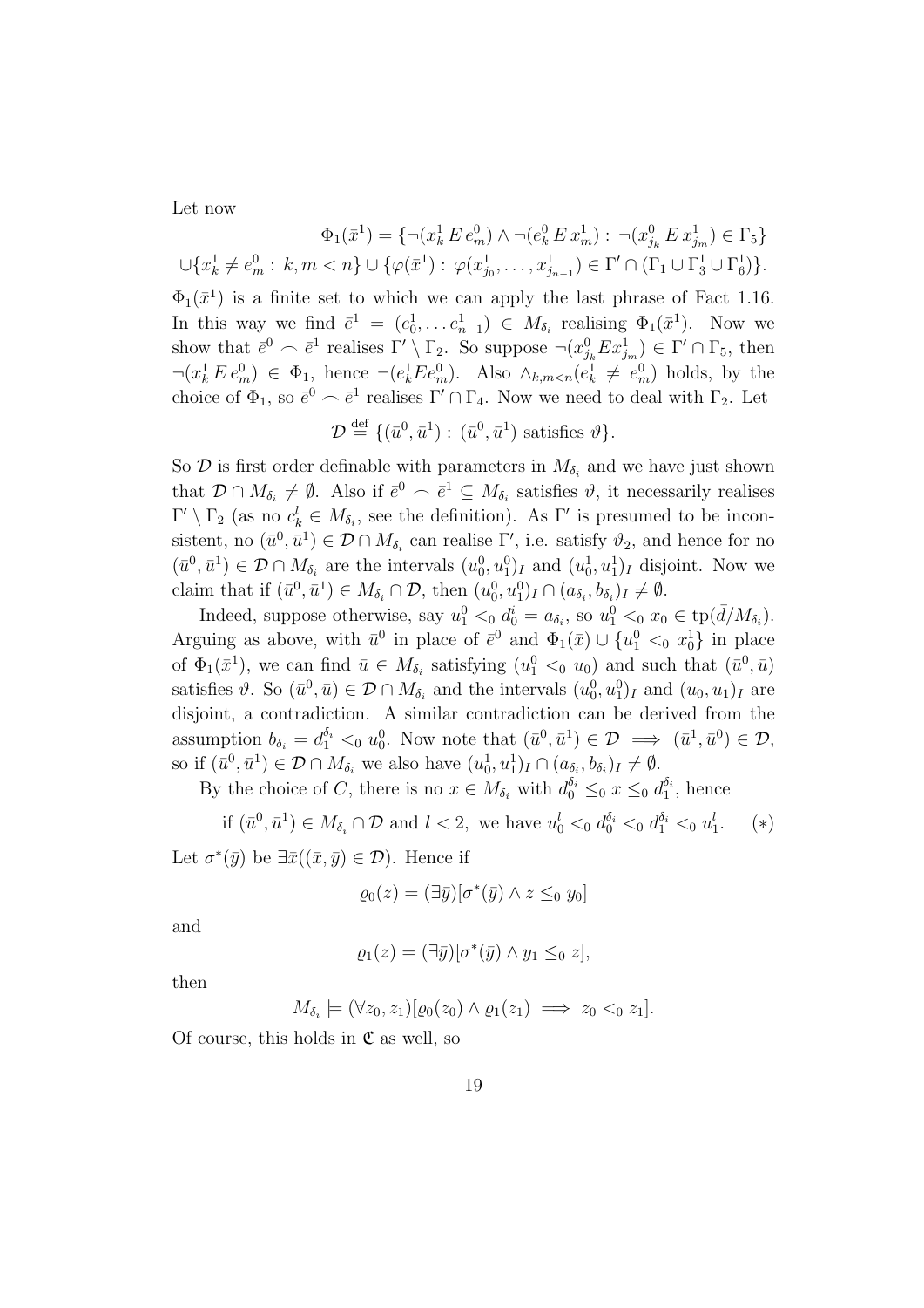Let now

$$\Phi_1(\bar{x}^1) = \{\neg(x^1_k \, E \, e^0_m) \wedge \neg(e^0_k \, E \, x^1_m) : \neg(x^0_{j_k} \, E \, x^1_{j_m}) \in \Gamma_5\}$$
$$\cup \{x^1_k \neq e^0_m : k, m < n\} \cup \{\varphi(\bar{x}^1) : \varphi(x^1_{j_0}, \ldots, x^1_{j_{n-1}}) \in \Gamma' \cap (\Gamma_1 \cup \Gamma^1_3 \cup \Gamma^1_6)\}.$$

$\Phi_1(\bar{x}^1)$ is a finite set to which we can apply the last phrase of Fact 1.16. In this way we find $\bar{e}^1 = (e^1_0, \ldots e^1_{n-1}) \in M_{\delta_i}$ realising $\Phi_1(\bar{x}^1)$. Now we show that $\bar{e}^0 \frown \bar{e}^1$ realises $\Gamma' \setminus \Gamma_2$. So suppose $\neg(x^0_{j_k} E x^1_{j_m}) \in \Gamma' \cap \Gamma_5$, then $\neg(x^1_k \, E \, e^0_m) \in \Phi_1$, hence $\neg(e^1_k E e^0_m)$. Also $\wedge_{k,m<n}(e^1_k \neq e^0_m)$ holds, by the choice of $\Phi_1$, so $\bar{e}^0 \frown \bar{e}^1$ realises $\Gamma' \cap \Gamma_4$. Now we need to deal with $\Gamma_2$. Let

$$\mathcal{D} \stackrel{\text{def}}{=} \{(\bar{u}^0, \bar{u}^1) : (\bar{u}^0, \bar{u}^1) \text{ satisfies } \vartheta\}.$$

So $\mathcal{D}$ is first order definable with parameters in $M_{\delta_i}$ and we have just shown that $\mathcal{D} \cap M_{\delta_i} \neq \emptyset$. Also if $\bar{e}^0 \frown \bar{e}^1 \subseteq M_{\delta_i}$ satisfies $\vartheta$, it necessarily realises $\Gamma' \setminus \Gamma_2$ (as no $c^l_k \in M_{\delta_i}$, see the definition). As $\Gamma'$ is presumed to be inconsistent, no $(\bar{u}^0, \bar{u}^1) \in \mathcal{D} \cap M_{\delta_i}$ can realise $\Gamma'$, i.e. satisfy $\vartheta_2$, and hence for no $(\bar{u}^0, \bar{u}^1) \in \mathcal{D} \cap M_{\delta_i}$ are the intervals $(u^0_0, u^0_1)_I$ and $(u^1_0, u^1_1)_I$ disjoint. Now we claim that if $(\bar{u}^0, \bar{u}^1) \in M_{\delta_i} \cap \mathcal{D}$, then $(u^0_0, u^0_1)_I \cap (a_{\delta_i}, b_{\delta_i})_I \neq \emptyset$.

Indeed, suppose otherwise, say $u^0_1 <_0 d^i_0 = a_{\delta_i}$, so $u^0_1 <_0 x_0 \in \text{tp}(\bar{d}/M_{\delta_i})$. Arguing as above, with $\bar{u}^0$ in place of $\bar{e}^0$ and $\Phi_1(\bar{x}) \cup \{u^0_1 <_0 x^1_0\}$ in place of $\Phi_1(\bar{x}^1)$, we can find $\bar{u} \in M_{\delta_i}$ satisfying $(u^0_1 <_0 u_0)$ and such that $(\bar{u}^0, \bar{u})$ satisfies $\vartheta$. So $(\bar{u}^0, \bar{u}) \in \mathcal{D} \cap M_{\delta_i}$ and the intervals $(u^0_0, u^0_1)_I$ and $(u_0, u_1)_I$ are disjoint, a contradiction. A similar contradiction can be derived from the assumption $b_{\delta_i} = d^{\delta_i}_1 <_0 u^0_0$. Now note that $(\bar{u}^0, \bar{u}^1) \in \mathcal{D} \implies (\bar{u}^1, \bar{u}^0) \in \mathcal{D}$, so if $(\bar{u}^0, \bar{u}^1) \in \mathcal{D} \cap M_{\delta_i}$ we also have $(u^1_0, u^1_1)_I \cap (a_{\delta_i}, b_{\delta_i})_I \neq \emptyset$.

By the choice of $C$, there is no $x \in M_{\delta_i}$ with $d^{\delta_i}_0 \leq_0 x \leq_0 d^{\delta_i}_1$, hence

$$\text{if } (\bar{u}^0, \bar{u}^1) \in M_{\delta_i} \cap \mathcal{D} \text{ and } l < 2, \text{ we have } u^l_0 <_0 d^{\delta_i}_0 <_0 d^{\delta_i}_1 <_0 u^l_1. \qquad (*)$$

Let $\sigma^*(\bar{y})$ be $\exists \bar{x}((\bar{x}, \bar{y}) \in \mathcal{D})$. Hence if

$$\varrho_0(z) = (\exists \bar{y})[\sigma^*(\bar{y}) \wedge z \leq_0 y_0]$$

and

$$\varrho_1(z) = (\exists \bar{y})[\sigma^*(\bar{y}) \wedge y_1 \leq_0 z],$$

then

$$M_{\delta_i} \models (\forall z_0, z_1)[\varrho_0(z_0) \wedge \varrho_1(z_1) \implies z_0 <_0 z_1].$$

Of course, this holds in $\mathfrak{C}$ as well, so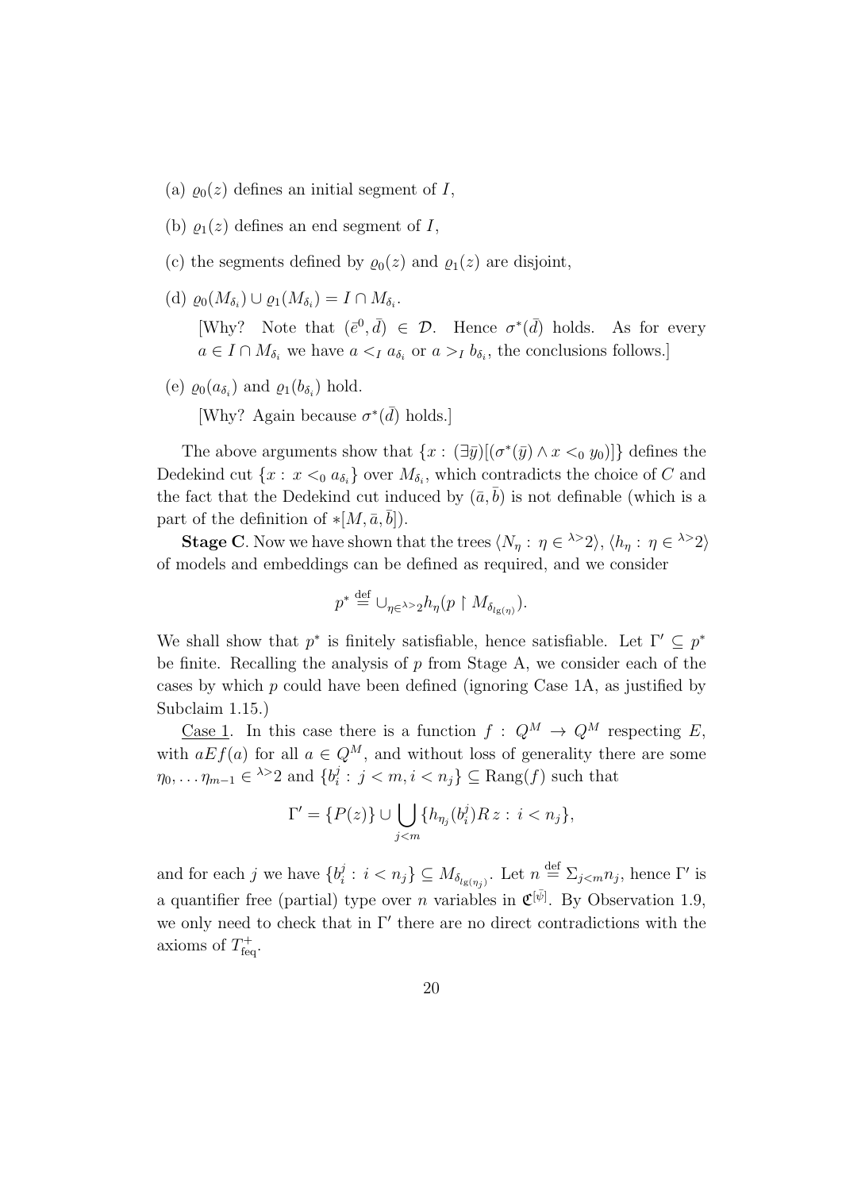(a) $\varrho_0(z)$ defines an initial segment of $I$,

(b) $\varrho_1(z)$ defines an end segment of $I$,

(c) the segments defined by $\varrho_0(z)$ and $\varrho_1(z)$ are disjoint,

(d) $\varrho_0(M_{\delta_i}) \cup \varrho_1(M_{\delta_i}) = I \cap M_{\delta_i}$.

[Why? Note that $(\bar{e}^0, \bar{d}) \in \mathcal{D}$. Hence $\sigma^*(\bar{d})$ holds. As for every $a \in I \cap M_{\delta_i}$ we have $a <_I a_{\delta_i}$ or $a >_I b_{\delta_i}$, the conclusions follows.]

(e) $\varrho_0(a_{\delta_i})$ and $\varrho_1(b_{\delta_i})$ hold.

[Why? Again because $\sigma^*(\bar{d})$ holds.]

The above arguments show that $\{x : (\exists \bar{y})[(\sigma^*(\bar{y}) \wedge x <_0 y_0)]\}$ defines the Dedekind cut $\{x : x <_0 a_{\delta_i}\}$ over $M_{\delta_i}$, which contradicts the choice of $C$ and the fact that the Dedekind cut induced by $(\bar{a}, \bar{b})$ is not definable (which is a part of the definition of $*[M, \bar{a}, \bar{b}]$).

**Stage C**. Now we have shown that the trees $\langle N_\eta : \eta \in {}^{\lambda>}2\rangle$, $\langle h_\eta : \eta \in {}^{\lambda>}2\rangle$ of models and embeddings can be defined as required, and we consider

$$p^* \stackrel{\text{def}}{=} \cup_{\eta \in {}^{\lambda>}2} h_\eta(p \restriction M_{\delta_{\lg(\eta)}}).$$

We shall show that $p^*$ is finitely satisfiable, hence satisfiable. Let $\Gamma' \subseteq p^*$ be finite. Recalling the analysis of $p$ from Stage A, we consider each of the cases by which $p$ could have been defined (ignoring Case 1A, as justified by Subclaim 1.15.)

Case 1. In this case there is a function $f : Q^M \to Q^M$ respecting $E$, with $aEf(a)$ for all $a \in Q^M$, and without loss of generality there are some $\eta_0, \ldots \eta_{m-1} \in {}^{\lambda>}2$ and $\{b^j_i : j < m, i < n_j\} \subseteq \mathrm{Rang}(f)$ such that

$$\Gamma' = \{P(z)\} \cup \bigcup_{j<m} \{h_{\eta_j}(b^j_i) R\, z : i < n_j\},$$

and for each $j$ we have $\{b^j_i : i < n_j\} \subseteq M_{\delta_{\lg(\eta_j)}}$. Let $n \stackrel{\text{def}}{=} \Sigma_{j<m} n_j$, hence $\Gamma'$ is a quantifier free (partial) type over $n$ variables in $\mathfrak{C}^{[\bar{\psi}]}$. By Observation 1.9, we only need to check that in $\Gamma'$ there are no direct contradictions with the axioms of $T^+_{\text{feq}}$.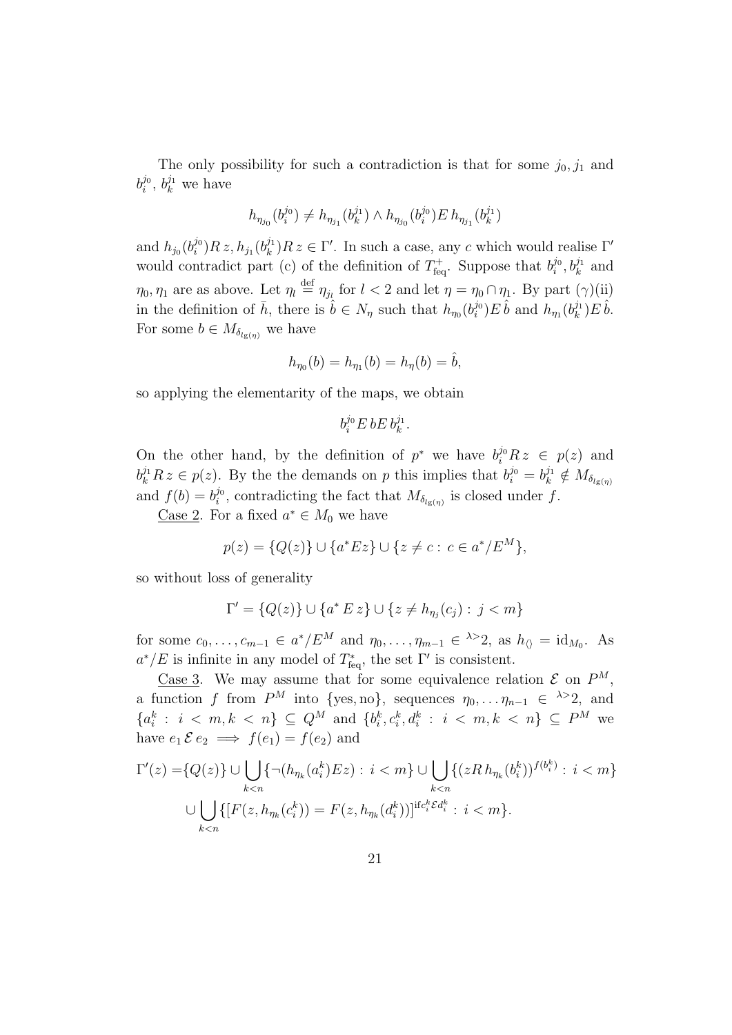The only possibility for such a contradiction is that for some $j_0, j_1$ and $b_i^{j_0}$, $b_k^{j_1}$ we have

$$h_{\eta_{j_0}}(b_i^{j_0}) \neq h_{\eta_{j_1}}(b_k^{j_1}) \wedge h_{\eta_{j_0}}(b_i^{j_0}) E\, h_{\eta_{j_1}}(b_k^{j_1})$$

and $h_{j_0}(b_i^{j_0}) R\, z, h_{j_1}(b_k^{j_1}) R\, z \in \Gamma'$. In such a case, any $c$ which would realise $\Gamma'$ would contradict part (c) of the definition of $T^+_{\rm feq}$. Suppose that $b_i^{j_0}, b_k^{j_1}$ and $\eta_0, \eta_1$ are as above. Let $\eta_l \stackrel{\rm def}{=} \eta_{j_l}$ for $l < 2$ and let $\eta = \eta_0 \cap \eta_1$. By part $(\gamma)$(ii) in the definition of $\bar{h}$, there is $\hat{b} \in N_\eta$ such that $h_{\eta_0}(b_i^{j_0}) E\, \hat{b}$ and $h_{\eta_1}(b_k^{j_1}) E\, \hat{b}$. For some $b \in M_{\delta_{\lg(\eta)}}$ we have

$$h_{\eta_0}(b) = h_{\eta_1}(b) = h_\eta(b) = \hat{b},$$

so applying the elementarity of the maps, we obtain

$$b_i^{j_0} E\, b E\, b_k^{j_1}.$$

On the other hand, by the definition of $p^*$ we have $b_i^{j_0} R\, z \in p(z)$ and $b_k^{j_1} R\, z \in p(z)$. By the the demands on $p$ this implies that $b_i^{j_0} = b_k^{j_1} \notin M_{\delta_{\lg(\eta)}}$ and $f(b) = b_i^{j_0}$, contradicting the fact that $M_{\delta_{\lg(\eta)}}$ is closed under $f$.

Case 2. For a fixed $a^* \in M_0$ we have

$$p(z) = \{Q(z)\} \cup \{a^* E z\} \cup \{z \neq c : \, c \in a^*/E^M\},$$

so without loss of generality

$$\Gamma' = \{Q(z)\} \cup \{a^*\, E\, z\} \cup \{z \neq h_{\eta_j}(c_j) : \, j < m\}$$

for some $c_0, \ldots, c_{m-1} \in a^*/E^M$ and $\eta_0, \ldots, \eta_{m-1} \in {}^{\lambda >}2$, as $h_{\langle\rangle} = {\rm id}_{M_0}$. As $a^*/E$ is infinite in any model of $T^*_{\rm feq}$, the set $\Gamma'$ is consistent.

Case 3. We may assume that for some equivalence relation $\mathcal{E}$ on $P^M$, a function $f$ from $P^M$ into $\{{\rm yes}, {\rm no}\}$, sequences $\eta_0, \ldots \eta_{n-1} \in {}^{\lambda >}2$, and $\{a_i^k : \, i < m, k < n\} \subseteq Q^M$ and $\{b_i^k, c_i^k, d_i^k : \, i < m, k < n\} \subseteq P^M$ we have $e_1\, \mathcal{E}\, e_2 \implies f(e_1) = f(e_2)$ and

$$\begin{aligned}
\Gamma'(z) = &\{Q(z)\} \cup \bigcup_{k<n} \{\neg(h_{\eta_k}(a_i^k) E z) : \, i < m\} \cup \bigcup_{k<n} \{(z R\, h_{\eta_k}(b_i^k))^{f(b_i^k)} : \, i < m\} \\
&\cup \bigcup_{k<n} \{[F(z, h_{\eta_k}(c_i^k)) = F(z, h_{\eta_k}(d_i^k))]^{{\rm if} c_i^k \mathcal{E} d_i^k} : \, i < m\}.
\end{aligned}$$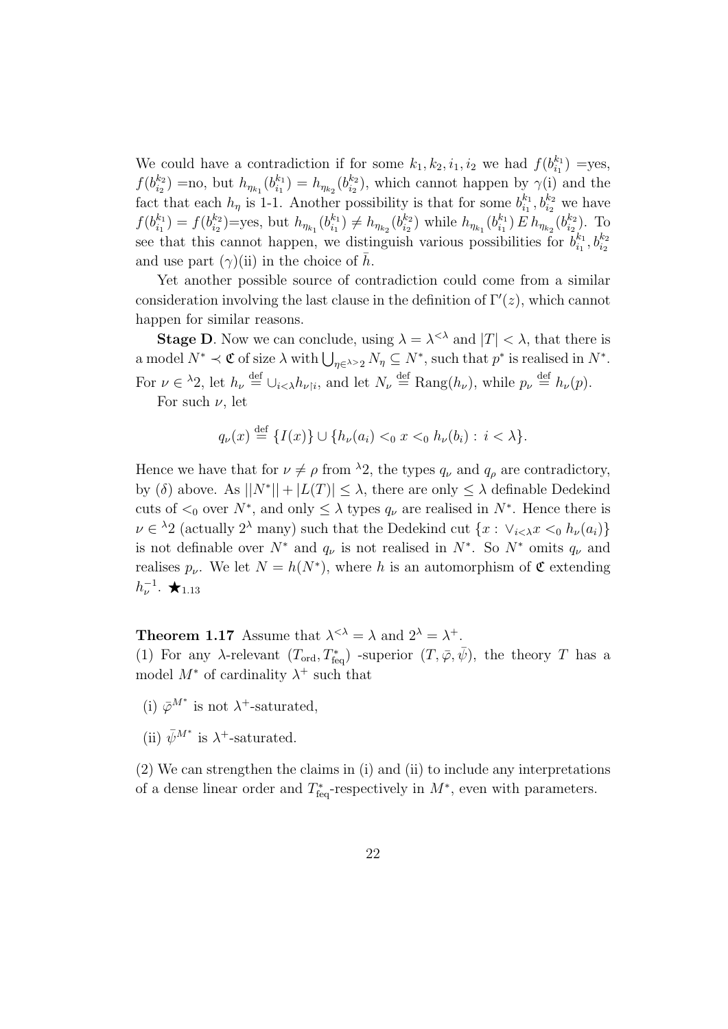We could have a contradiction if for some $k_1, k_2, i_1, i_2$ we had $f(b^{k_1}_{i_1})$ =yes, $f(b^{k_2}_{i_2})$ =no, but $h_{\eta_{k_1}}(b^{k_1}_{i_1}) = h_{\eta_{k_2}}(b^{k_2}_{i_2})$, which cannot happen by $\gamma$(i) and the fact that each $h_\eta$ is 1-1. Another possibility is that for some $b^{k_1}_{i_1}, b^{k_2}_{i_2}$ we have $f(b^{k_1}_{i_1}) = f(b^{k_2}_{i_2})$=yes, but $h_{\eta_{k_1}}(b^{k_1}_{i_1}) \neq h_{\eta_{k_2}}(b^{k_2}_{i_2})$ while $h_{\eta_{k_1}}(b^{k_1}_{i_1})\, E\, h_{\eta_{k_2}}(b^{k_2}_{i_2})$. To see that this cannot happen, we distinguish various possibilities for $b^{k_1}_{i_1}, b^{k_2}_{i_2}$ and use part $(\gamma)$(ii) in the choice of $\bar{h}$.

Yet another possible source of contradiction could come from a similar consideration involving the last clause in the definition of $\Gamma'(z)$, which cannot happen for similar reasons.

**Stage D**. Now we can conclude, using $\lambda = \lambda^{<\lambda}$ and $|T| < \lambda$, that there is a model $N^* \prec \mathfrak{C}$ of size $\lambda$ with $\bigcup_{\eta \in {}^{\lambda>}2} N_\eta \subseteq N^*$, such that $p^*$ is realised in $N^*$. For $\nu \in {}^{\lambda}2$, let $h_\nu \stackrel{\text{def}}{=} \cup_{i<\lambda} h_{\nu\restriction i}$, and let $N_\nu \stackrel{\text{def}}{=} \text{Rang}(h_\nu)$, while $p_\nu \stackrel{\text{def}}{=} h_\nu(p)$.

For such $\nu$, let

$$q_\nu(x) \stackrel{\text{def}}{=} \{I(x)\} \cup \{h_\nu(a_i) <_0 x <_0 h_\nu(b_i) : i < \lambda\}.$$

Hence we have that for $\nu \neq \rho$ from ${}^{\lambda}2$, the types $q_\nu$ and $q_\rho$ are contradictory, by $(\delta)$ above. As $||N^*|| + |L(T)| \leq \lambda$, there are only $\leq \lambda$ definable Dedekind cuts of $<_0$ over $N^*$, and only $\leq \lambda$ types $q_\nu$ are realised in $N^*$. Hence there is $\nu \in {}^{\lambda}2$ (actually $2^\lambda$ many) such that the Dedekind cut $\{x : \vee_{i<\lambda} x <_0 h_\nu(a_i)\}$ is not definable over $N^*$ and $q_\nu$ is not realised in $N^*$. So $N^*$ omits $q_\nu$ and realises $p_\nu$. We let $N = h(N^*)$, where $h$ is an automorphism of $\mathfrak{C}$ extending $h_\nu^{-1}$. $\bigstar_{1.13}$

**Theorem 1.17** Assume that $\lambda^{<\lambda} = \lambda$ and $2^\lambda = \lambda^+$.
(1) For any $\lambda$-relevant $(T_{\text{ord}}, T^*_{\text{feq}})$ -superior $(T, \bar{\varphi}, \bar{\psi})$, the theory $T$ has a model $M^*$ of cardinality $\lambda^+$ such that

- (i) $\bar{\varphi}^{M^*}$ is not $\lambda^+$-saturated,
- (ii) $\bar{\psi}^{M^*}$ is $\lambda^+$-saturated.

(2) We can strengthen the claims in (i) and (ii) to include any interpretations of a dense linear order and $T^*_{\text{feq}}$-respectively in $M^*$, even with parameters.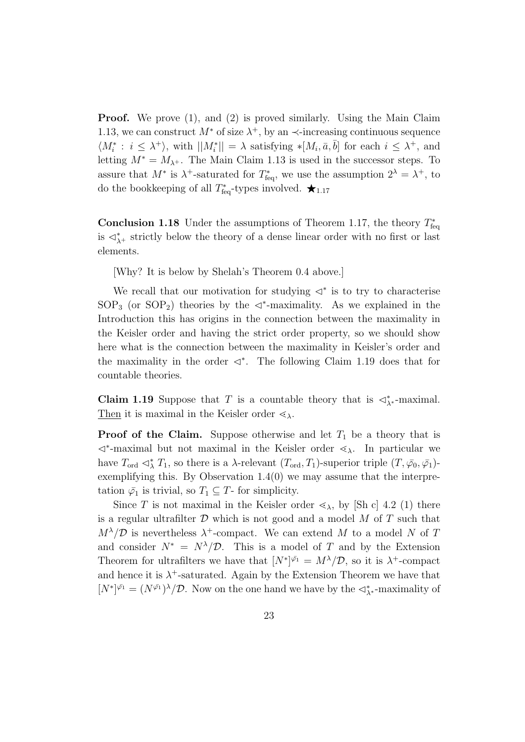**Proof.** We prove (1), and (2) is proved similarly. Using the Main Claim 1.13, we can construct $M^*$ of size $\lambda^+$, by an $\prec$-increasing continuous sequence $\langle M^*_i : i \leq \lambda^+ \rangle$, with $||M^*_i|| = \lambda$ satisfying $*[M_i, \bar{a}, \bar{b}]$ for each $i \leq \lambda^+$, and letting $M^* = M_{\lambda^+}$. The Main Claim 1.13 is used in the successor steps. To assure that $M^*$ is $\lambda^+$-saturated for $T^*_{\rm feq}$, we use the assumption $2^\lambda = \lambda^+$, to do the bookkeeping of all $T^*_{\rm feq}$-types involved. $\bigstar_{1.17}$

**Conclusion 1.18** Under the assumptions of Theorem 1.17, the theory $T^*_{\rm feq}$ is $\triangleleft^*_{\lambda^+}$ strictly below the theory of a dense linear order with no first or last elements.

[Why? It is below by Shelah's Theorem 0.4 above.]

We recall that our motivation for studying $\triangleleft^*$ is to try to characterise $\mathrm{SOP}_3$ (or $\mathrm{SOP}_2$) theories by the $\triangleleft^*$-maximality. As we explained in the Introduction this has origins in the connection between the maximality in the Keisler order and having the strict order property, so we should show here what is the connection between the maximality in Keisler's order and the maximality in the order $\triangleleft^*$. The following Claim 1.19 does that for countable theories.

**Claim 1.19** Suppose that $T$ is a countable theory that is $\triangleleft^*_{\lambda^*}$-maximal. Then it is maximal in the Keisler order $\lessdot_\lambda$.

**Proof of the Claim.** Suppose otherwise and let $T_1$ be a theory that is $\triangleleft^*$-maximal but not maximal in the Keisler order $\lessdot_\lambda$. In particular we have $T_{\rm ord} \triangleleft^*_\lambda T_1$, so there is a $\lambda$-relevant $(T_{\rm ord}, T_1)$-superior triple $(T, \bar{\varphi}_0, \bar{\varphi}_1)$-exemplifying this. By Observation 1.4(0) we may assume that the interpretation $\bar{\varphi}_1$ is trivial, so $T_1 \subseteq T$- for simplicity.

Since $T$ is not maximal in the Keisler order $\lessdot_\lambda$, by [Sh c] 4.2 (1) there is a regular ultrafilter $\mathcal{D}$ which is not good and a model $M$ of $T$ such that $M^\lambda/\mathcal{D}$ is nevertheless $\lambda^+$-compact. We can extend $M$ to a model $N$ of $T$ and consider $N^* = N^\lambda/\mathcal{D}$. This is a model of $T$ and by the Extension Theorem for ultrafilters we have that $[N^*]^{\bar{\varphi}_1} = M^\lambda/\mathcal{D}$, so it is $\lambda^+$-compact and hence it is $\lambda^+$-saturated. Again by the Extension Theorem we have that $[N^*]^{\bar{\varphi}_1} = (N^{\bar{\varphi}_1})^\lambda/\mathcal{D}$. Now on the one hand we have by the $\triangleleft^*_{\lambda^*}$-maximality of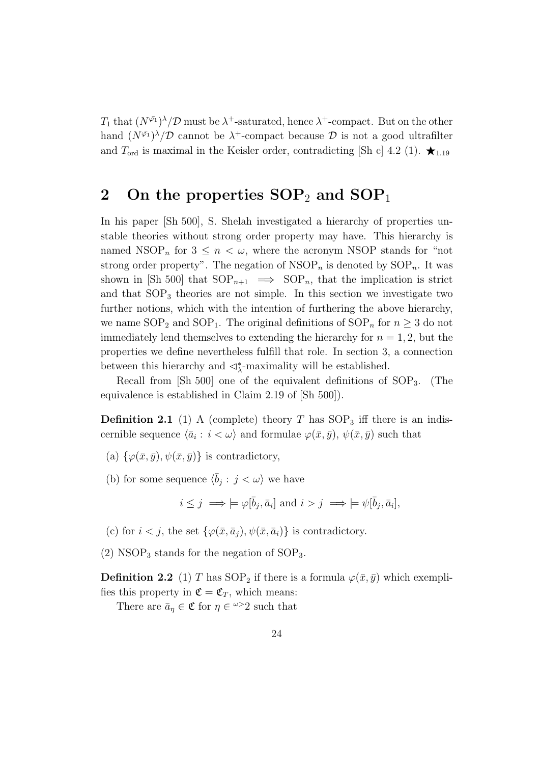$T_1$ that $(N^{\bar{\varphi}_1})^\lambda/\mathcal{D}$ must be $\lambda^+$-saturated, hence $\lambda^+$-compact. But on the other hand $(N^{\bar{\varphi}_1})^\lambda/\mathcal{D}$ cannot be $\lambda^+$-compact because $\mathcal{D}$ is not a good ultrafilter and $T_{\rm ord}$ is maximal in the Keisler order, contradicting [Sh c] 4.2 (1). $\bigstar_{1.19}$

## 2 On the properties $\mathrm{SOP}_2$ and $\mathrm{SOP}_1$

In his paper [Sh 500], S. Shelah investigated a hierarchy of properties unstable theories without strong order property may have. This hierarchy is named $\mathrm{NSOP}_n$ for $3 \leq n < \omega$, where the acronym NSOP stands for "not strong order property". The negation of $\mathrm{NSOP}_n$ is denoted by $\mathrm{SOP}_n$. It was shown in [Sh 500] that $\mathrm{SOP}_{n+1} \implies \mathrm{SOP}_n$, that the implication is strict and that $\mathrm{SOP}_3$ theories are not simple. In this section we investigate two further notions, which with the intention of furthering the above hierarchy, we name $\mathrm{SOP}_2$ and $\mathrm{SOP}_1$. The original definitions of $\mathrm{SOP}_n$ for $n \geq 3$ do not immediately lend themselves to extending the hierarchy for $n = 1, 2$, but the properties we define nevertheless fulfill that role. In section 3, a connection between this hierarchy and $\lhd^*_\lambda$-maximality will be established.

Recall from [Sh 500] one of the equivalent definitions of $\mathrm{SOP}_3$. (The equivalence is established in Claim 2.19 of [Sh 500]).

**Definition 2.1** (1) A (complete) theory $T$ has $\mathrm{SOP}_3$ iff there is an indiscernible sequence $\langle \bar{a}_i : i < \omega \rangle$ and formulae $\varphi(\bar{x}, \bar{y})$, $\psi(\bar{x}, \bar{y})$ such that

(a) $\{\varphi(\bar{x}, \bar{y}), \psi(\bar{x}, \bar{y})\}$ is contradictory,

(b) for some sequence $\langle \bar{b}_j : j < \omega \rangle$ we have

$$i \leq j \implies \models \varphi[\bar{b}_j, \bar{a}_i] \text{ and } i > j \implies \models \psi[\bar{b}_j, \bar{a}_i],$$

(c) for $i < j$, the set $\{\varphi(\bar{x}, \bar{a}_j), \psi(\bar{x}, \bar{a}_i)\}$ is contradictory.

(2) $\mathrm{NSOP}_3$ stands for the negation of $\mathrm{SOP}_3$.

**Definition 2.2** (1) $T$ has $\mathrm{SOP}_2$ if there is a formula $\varphi(\bar{x}, \bar{y})$ which exemplifies this property in $\mathfrak{C} = \mathfrak{C}_T$, which means:

There are $\bar{a}_\eta \in \mathfrak{C}$ for $\eta \in {}^{\omega>}2$ such that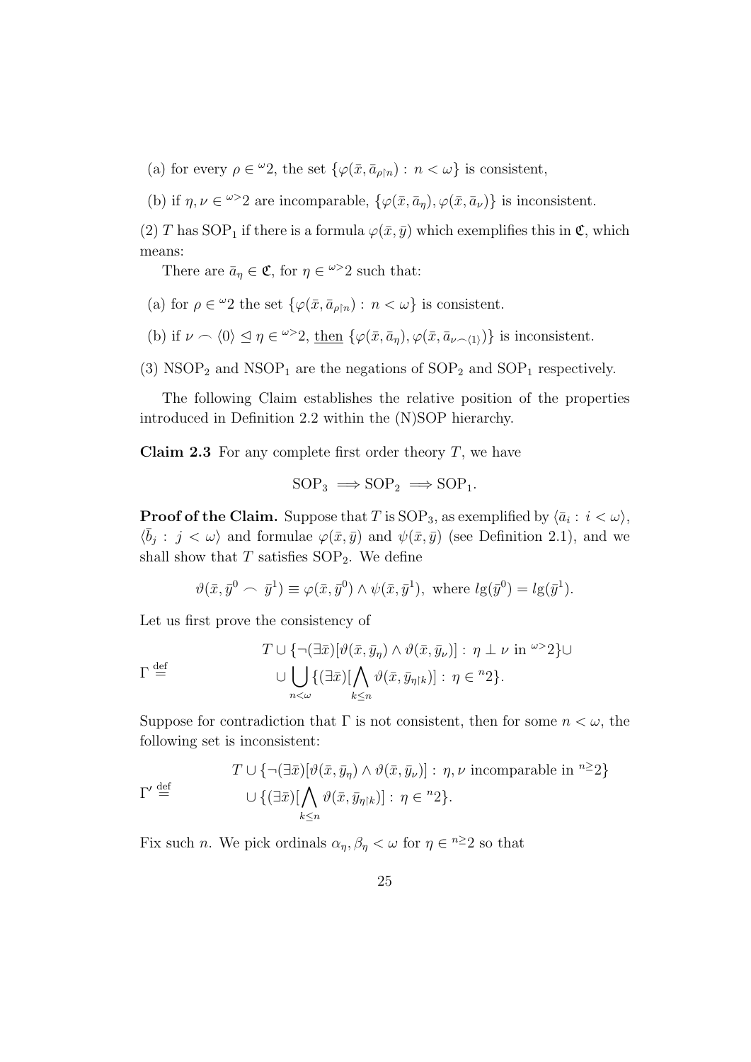(a) for every $\rho \in {}^{\omega}2$, the set $\{\varphi(\bar{x}, \bar{a}_{\rho\restriction n}) : n < \omega\}$ is consistent,

(b) if $\eta, \nu \in {}^{\omega>}2$ are incomparable, $\{\varphi(\bar{x}, \bar{a}_\eta), \varphi(\bar{x}, \bar{a}_\nu)\}$ is inconsistent.

(2) $T$ has $\mathrm{SOP}_1$ if there is a formula $\varphi(\bar{x}, \bar{y})$ which exemplifies this in $\mathfrak{C}$, which means:

There are $\bar{a}_\eta \in \mathfrak{C}$, for $\eta \in {}^{\omega>}2$ such that:

(a) for $\rho \in {}^{\omega}2$ the set $\{\varphi(\bar{x}, \bar{a}_{\rho\restriction n}) : n < \omega\}$ is consistent.

(b) if $\nu \frown \langle 0 \rangle \trianglelefteq \eta \in {}^{\omega>}2$, <u>then</u> $\{\varphi(\bar{x}, \bar{a}_\eta), \varphi(\bar{x}, \bar{a}_{\nu\frown\langle 1\rangle})\}$ is inconsistent.

(3) $\mathrm{NSOP}_2$ and $\mathrm{NSOP}_1$ are the negations of $\mathrm{SOP}_2$ and $\mathrm{SOP}_1$ respectively.

The following Claim establishes the relative position of the properties introduced in Definition 2.2 within the (N)SOP hierarchy.

**Claim 2.3** For any complete first order theory $T$, we have

$$\mathrm{SOP}_3 \implies \mathrm{SOP}_2 \implies \mathrm{SOP}_1.$$

**Proof of the Claim.** Suppose that $T$ is $\mathrm{SOP}_3$, as exemplified by $\langle \bar{a}_i : i < \omega \rangle$, $\langle \bar{b}_j : j < \omega \rangle$ and formulae $\varphi(\bar{x}, \bar{y})$ and $\psi(\bar{x}, \bar{y})$ (see Definition 2.1), and we shall show that $T$ satisfies $\mathrm{SOP}_2$. We define

$$\vartheta(\bar{x}, \bar{y}^0 \frown \bar{y}^1) \equiv \varphi(\bar{x}, \bar{y}^0) \wedge \psi(\bar{x}, \bar{y}^1), \text{ where } lg(\bar{y}^0) = lg(\bar{y}^1).$$

Let us first prove the consistency of

$$\Gamma \stackrel{\text{def}}{=} \begin{array}{l} T \cup \{\neg(\exists \bar{x})[\vartheta(\bar{x}, \bar{y}_\eta) \wedge \vartheta(\bar{x}, \bar{y}_\nu)] : \eta \perp \nu \text{ in } {}^{\omega>}2\} \cup \\ \cup \bigcup_{n<\omega} \{(\exists \bar{x})[\bigwedge_{k \leq n} \vartheta(\bar{x}, \bar{y}_{\eta\restriction k})] : \eta \in {}^{n}2\}. \end{array}$$

Suppose for contradiction that $\Gamma$ is not consistent, then for some $n < \omega$, the following set is inconsistent:

$$\Gamma' \stackrel{\text{def}}{=} \begin{array}{l} T \cup \{\neg(\exists \bar{x})[\vartheta(\bar{x}, \bar{y}_\eta) \wedge \vartheta(\bar{x}, \bar{y}_\nu)] : \eta, \nu \text{ incomparable in } {}^{n\geq}2\} \\ \cup \{(\exists \bar{x})[\bigwedge_{k \leq n} \vartheta(\bar{x}, \bar{y}_{\eta\restriction k})] : \eta \in {}^{n}2\}. \end{array}$$

Fix such $n$. We pick ordinals $\alpha_\eta, \beta_\eta < \omega$ for $\eta \in {}^{n\geq}2$ so that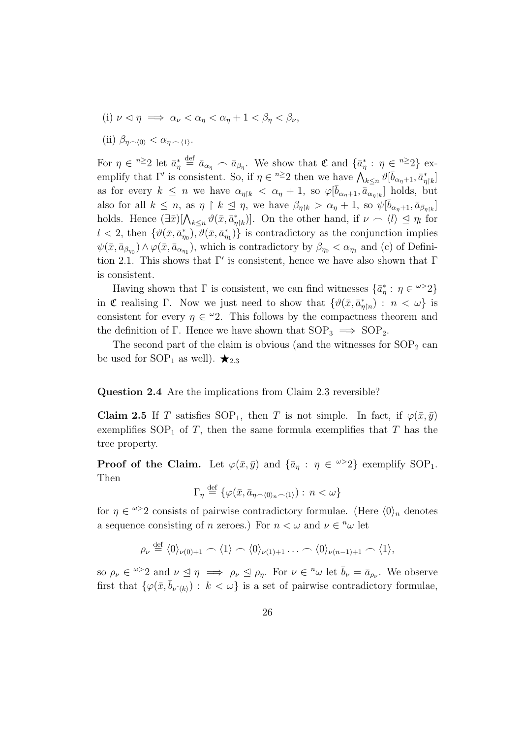(i) $\nu \lhd \eta \implies \alpha_\nu < \alpha_\eta < \alpha_\eta + 1 < \beta_\eta < \beta_\nu$,

(ii) $\beta_{\eta \frown \langle 0 \rangle} < \alpha_{\eta \frown \langle 1 \rangle}$.

For $\eta \in {}^{n\geq}2$ let $\bar{a}^*_\eta \stackrel{\text{def}}{=} \bar{a}_{\alpha_\eta} \frown \bar{a}_{\beta_\eta}$. We show that $\mathfrak{C}$ and $\{\bar{a}^*_\eta : \eta \in {}^{n\geq}2\}$ exemplify that $\Gamma'$ is consistent. So, if $\eta \in {}^{n\geq}2$ then we have $\bigwedge_{k\leq n} \vartheta[\bar{b}_{\alpha_\eta+1}, \bar{a}^*_{\eta\restriction k}]$ as for every $k \leq n$ we have $\alpha_{\eta\restriction k} < \alpha_\eta + 1$, so $\varphi[\bar{b}_{\alpha_\eta+1}, \bar{a}_{\alpha_{\eta\restriction k}}]$ holds, but also for all $k \leq n$, as $\eta \restriction k \trianglelefteq \eta$, we have $\beta_{\eta\restriction k} > \alpha_\eta + 1$, so $\psi[\bar{b}_{\alpha_\eta+1}, \bar{a}_{\beta_{\eta\restriction k}}]$ holds. Hence $(\exists \bar{x})[\bigwedge_{k\leq n} \vartheta(\bar{x}, \bar{a}^*_{\eta\restriction k})]$. On the other hand, if $\nu \frown \langle l \rangle \trianglelefteq \eta_l$ for $l < 2$, then $\{\vartheta(\bar{x}, \bar{a}^*_{\eta_0}), \vartheta(\bar{x}, \bar{a}^*_{\eta_1})\}$ is contradictory as the conjunction implies $\psi(\bar{x}, \bar{a}_{\beta_{\eta_0}}) \wedge \varphi(\bar{x}, \bar{a}_{\alpha_{\eta_1}})$, which is contradictory by $\beta_{\eta_0} < \alpha_{\eta_1}$ and (c) of Definition 2.1. This shows that $\Gamma'$ is consistent, hence we have also shown that $\Gamma$ is consistent.

Having shown that $\Gamma$ is consistent, we can find witnesses $\{\bar{a}^*_\eta : \eta \in {}^{\omega>}2\}$ in $\mathfrak{C}$ realising $\Gamma$. Now we just need to show that $\{\vartheta(\bar{x}, \bar{a}^*_{\eta\restriction n}) : n < \omega\}$ is consistent for every $\eta \in {}^\omega 2$. This follows by the compactness theorem and the definition of $\Gamma$. Hence we have shown that $\text{SOP}_3 \implies \text{SOP}_2$.

The second part of the claim is obvious (and the witnesses for $\text{SOP}_2$ can be used for $\text{SOP}_1$ as well). $\bigstar_{2.3}$

**Question 2.4** Are the implications from Claim 2.3 reversible?

**Claim 2.5** If $T$ satisfies $\text{SOP}_1$, then $T$ is not simple. In fact, if $\varphi(\bar{x}, \bar{y})$ exemplifies $\text{SOP}_1$ of $T$, then the same formula exemplifies that $T$ has the tree property.

**Proof of the Claim.** Let $\varphi(\bar{x}, \bar{y})$ and $\{\bar{a}_\eta : \eta \in {}^{\omega>}2\}$ exemplify $\text{SOP}_1$. Then

$$\Gamma_\eta \stackrel{\text{def}}{=} \{\varphi(\bar{x}, \bar{a}_{\eta \frown \langle 0 \rangle_n \frown \langle 1 \rangle}) : n < \omega\}$$

for $\eta \in {}^{\omega>}2$ consists of pairwise contradictory formulae. (Here $\langle 0 \rangle_n$ denotes a sequence consisting of $n$ zeroes.) For $n < \omega$ and $\nu \in {}^n\omega$ let

$$\rho_\nu \stackrel{\text{def}}{=} \langle 0 \rangle_{\nu(0)+1} \frown \langle 1 \rangle \frown \langle 0 \rangle_{\nu(1)+1} \ldots \frown \langle 0 \rangle_{\nu(n-1)+1} \frown \langle 1 \rangle,$$

so $\rho_\nu \in {}^{\omega>}2$ and $\nu \trianglelefteq \eta \implies \rho_\nu \trianglelefteq \rho_\eta$. For $\nu \in {}^n\omega$ let $\bar{b}_\nu = \bar{a}_{\rho_\nu}$. We observe first that $\{\varphi(\bar{x}, \bar{b}_{\nu\hat{}\langle k \rangle}) : k < \omega\}$ is a set of pairwise contradictory formulae,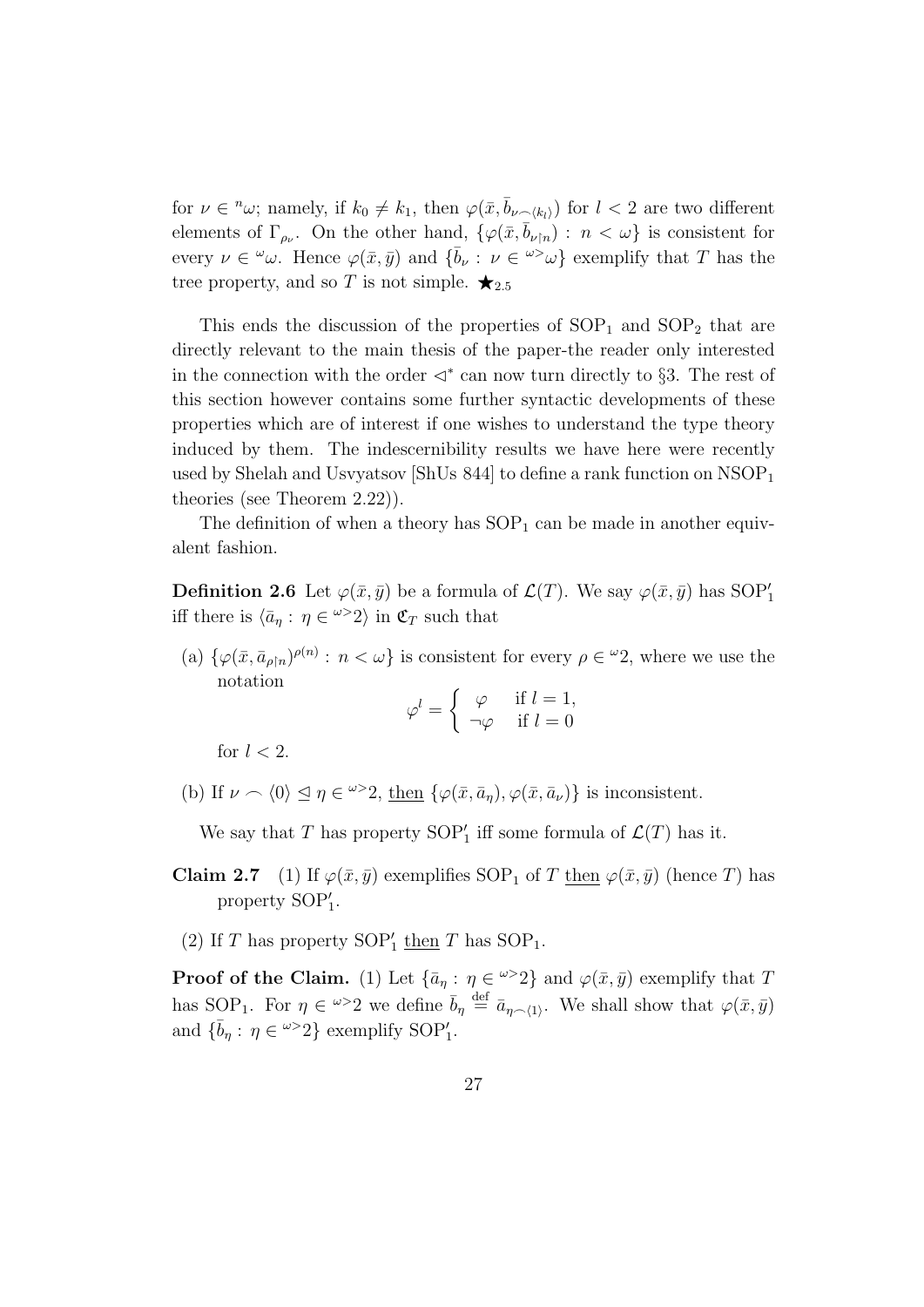for $\nu \in {}^{n}\omega$; namely, if $k_0 \neq k_1$, then $\varphi(\bar{x}, \bar{b}_{\nu \frown \langle k_l \rangle})$ for $l < 2$ are two different elements of $\Gamma_{\rho_\nu}$. On the other hand, $\{\varphi(\bar{x}, \bar{b}_{\nu \restriction n}) : n < \omega\}$ is consistent for every $\nu \in {}^{\omega}\omega$. Hence $\varphi(\bar{x}, \bar{y})$ and $\{\bar{b}_\nu : \nu \in {}^{\omega >}\omega\}$ exemplify that $T$ has the tree property, and so $T$ is not simple. $\bigstar_{2.5}$

This ends the discussion of the properties of $\mathrm{SOP}_1$ and $\mathrm{SOP}_2$ that are directly relevant to the main thesis of the paper-the reader only interested in the connection with the order $\triangleleft^*$ can now turn directly to §3. The rest of this section however contains some further syntactic developments of these properties which are of interest if one wishes to understand the type theory induced by them. The indescernibility results we have here were recently used by Shelah and Usvyatsov [ShUs 844] to define a rank function on $\mathrm{NSOP}_1$ theories (see Theorem 2.22)).

The definition of when a theory has $\mathrm{SOP}_1$ can be made in another equivalent fashion.

**Definition 2.6** Let $\varphi(\bar{x}, \bar{y})$ be a formula of $\mathcal{L}(T)$. We say $\varphi(\bar{x}, \bar{y})$ has $\mathrm{SOP}_1'$ iff there is $\langle \bar{a}_\eta : \eta \in {}^{\omega >}2 \rangle$ in $\mathfrak{C}_T$ such that

(a) $\{\varphi(\bar{x}, \bar{a}_{\rho \restriction n})^{\rho(n)} : n < \omega\}$ is consistent for every $\rho \in {}^{\omega}2$, where we use the notation

$$\varphi^l = \begin{cases} \varphi & \text{if } l = 1, \\ \neg\varphi & \text{if } l = 0 \end{cases}$$

for $l < 2$.

(b) If $\nu \frown \langle 0 \rangle \trianglelefteq \eta \in {}^{\omega >}2$, <u>then</u> $\{\varphi(\bar{x}, \bar{a}_\eta), \varphi(\bar{x}, \bar{a}_\nu)\}$ is inconsistent.

We say that $T$ has property $\mathrm{SOP}_1'$ iff some formula of $\mathcal{L}(T)$ has it.

**Claim 2.7** (1) If $\varphi(\bar{x}, \bar{y})$ exemplifies $\mathrm{SOP}_1$ of $T$ <u>then</u> $\varphi(\bar{x}, \bar{y})$ (hence $T$) has property $\mathrm{SOP}_1'$.

(2) If $T$ has property $\mathrm{SOP}_1'$ <u>then</u> $T$ has $\mathrm{SOP}_1$.

**Proof of the Claim.** (1) Let $\{\bar{a}_\eta : \eta \in {}^{\omega >}2\}$ and $\varphi(\bar{x}, \bar{y})$ exemplify that $T$ has $\mathrm{SOP}_1$. For $\eta \in {}^{\omega >}2$ we define $\bar{b}_\eta \stackrel{\text{def}}{=} \bar{a}_{\eta \frown \langle 1 \rangle}$. We shall show that $\varphi(\bar{x}, \bar{y})$ and $\{\bar{b}_\eta : \eta \in {}^{\omega >}2\}$ exemplify $\mathrm{SOP}_1'$.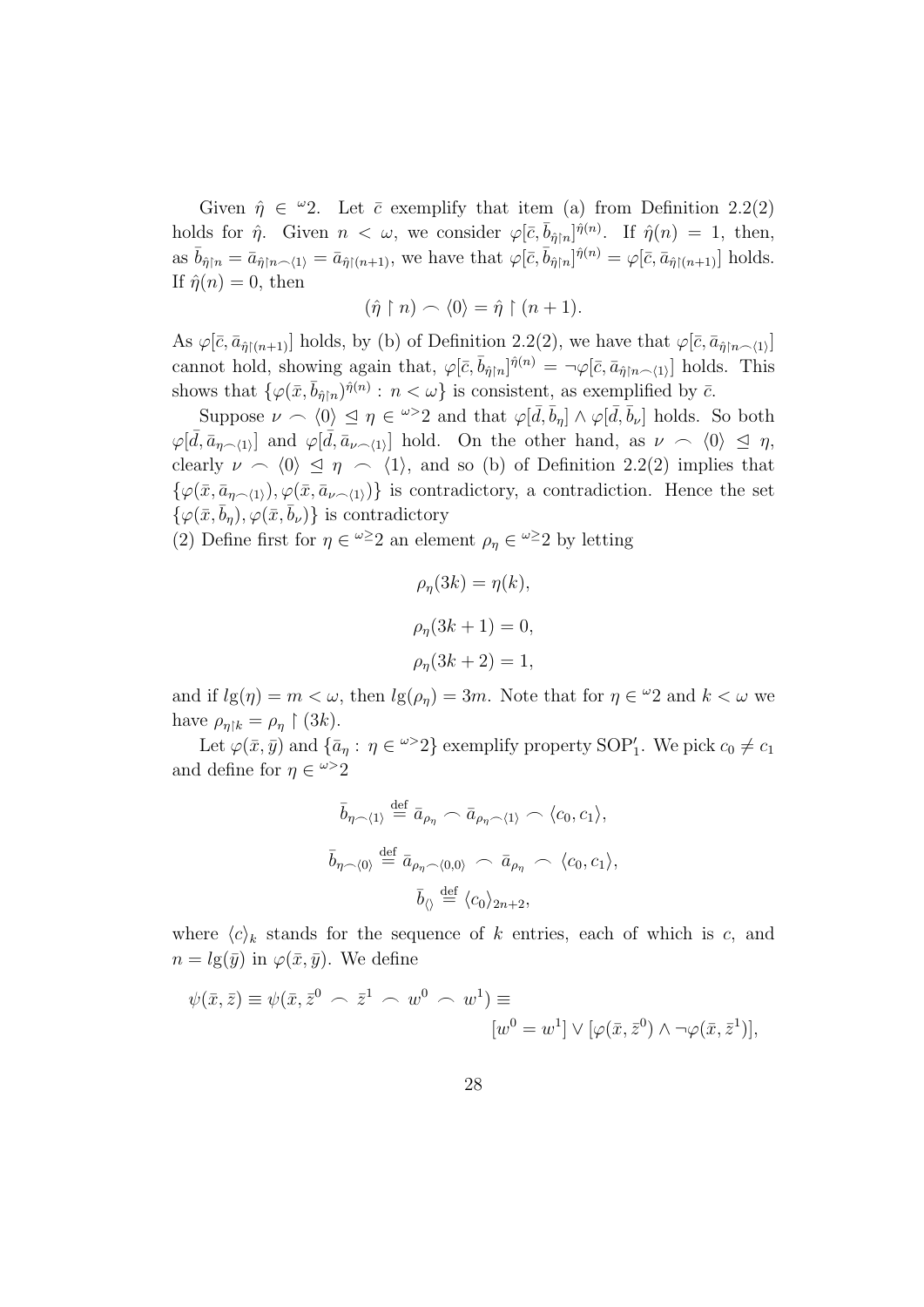Given $\hat{\eta} \in {}^{\omega}2$. Let $\bar{c}$ exemplify that item (a) from Definition 2.2(2) holds for $\hat{\eta}$. Given $n < \omega$, we consider $\varphi[\bar{c}, \bar{b}_{\hat{\eta}\restriction n}]^{\hat{\eta}(n)}$. If $\hat{\eta}(n) = 1$, then, as $\bar{b}_{\hat{\eta}\restriction n} = \bar{a}_{\hat{\eta}\restriction n \frown \langle 1 \rangle} = \bar{a}_{\hat{\eta}\restriction (n+1)}$, we have that $\varphi[\bar{c}, \bar{b}_{\hat{\eta}\restriction n}]^{\hat{\eta}(n)} = \varphi[\bar{c}, \bar{a}_{\hat{\eta}\restriction (n+1)}]$ holds. If $\hat{\eta}(n) = 0$, then

$$(\hat{\eta} \restriction n) \frown \langle 0 \rangle = \hat{\eta} \restriction (n+1).$$

As $\varphi[\bar{c}, \bar{a}_{\hat{\eta}\restriction (n+1)}]$ holds, by (b) of Definition 2.2(2), we have that $\varphi[\bar{c}, \bar{a}_{\hat{\eta}\restriction n \frown \langle 1 \rangle}]$ cannot hold, showing again that, $\varphi[\bar{c}, \bar{b}_{\hat{\eta}\restriction n}]^{\hat{\eta}(n)} = \neg\varphi[\bar{c}, \bar{a}_{\hat{\eta}\restriction n \frown \langle 1 \rangle}]$ holds. This shows that $\{\varphi(\bar{x}, \bar{b}_{\hat{\eta}\restriction n})^{\hat{\eta}(n)} : n < \omega\}$ is consistent, as exemplified by $\bar{c}$.

Suppose $\nu \frown \langle 0 \rangle \trianglelefteq \eta \in {}^{\omega>}2$ and that $\varphi[\bar{d}, \bar{b}_{\eta}] \wedge \varphi[\bar{d}, \bar{b}_{\nu}]$ holds. So both $\varphi[\bar{d}, \bar{a}_{\eta \frown \langle 1 \rangle}]$ and $\varphi[\bar{d}, \bar{a}_{\nu \frown \langle 1 \rangle}]$ hold. On the other hand, as $\nu \frown \langle 0 \rangle \trianglelefteq \eta$, clearly $\nu \frown \langle 0 \rangle \trianglelefteq \eta \frown \langle 1 \rangle$, and so (b) of Definition 2.2(2) implies that $\{\varphi(\bar{x}, \bar{a}_{\eta \frown \langle 1 \rangle}), \varphi(\bar{x}, \bar{a}_{\nu \frown \langle 1 \rangle})\}$ is contradictory, a contradiction. Hence the set $\{\varphi(\bar{x}, \bar{b}_{\eta}), \varphi(\bar{x}, \bar{b}_{\nu})\}$ is contradictory

(2) Define first for $\eta \in {}^{\omega\geq}2$ an element $\rho_\eta \in {}^{\omega\geq}2$ by letting

$$\rho_\eta(3k) = \eta(k),$$

$$\rho_\eta(3k+1) = 0,$$

$$\rho_\eta(3k+2) = 1,$$

and if $lg(\eta) = m < \omega$, then $lg(\rho_\eta) = 3m$. Note that for $\eta \in {}^{\omega}2$ and $k < \omega$ we have $\rho_{\eta\restriction k} = \rho_\eta \restriction (3k)$.

Let $\varphi(\bar{x}, \bar{y})$ and $\{\bar{a}_\eta : \eta \in {}^{\omega>}2\}$ exemplify property $\mathrm{SOP}_1'$. We pick $c_0 \neq c_1$ and define for $\eta \in {}^{\omega>}2$

$$\bar{b}_{\eta \frown \langle 1 \rangle} \overset{\mathrm{def}}{=} \bar{a}_{\rho_\eta} \frown \bar{a}_{\rho_\eta \frown \langle 1 \rangle} \frown \langle c_0, c_1 \rangle,$$

$$\bar{b}_{\eta \frown \langle 0 \rangle} \overset{\mathrm{def}}{=} \bar{a}_{\rho_\eta \frown \langle 0,0 \rangle} \frown \bar{a}_{\rho_\eta} \frown \langle c_0, c_1 \rangle,$$

$$\bar{b}_{\langle\rangle} \overset{\mathrm{def}}{=} \langle c_0 \rangle_{2n+2},$$

where $\langle c \rangle_k$ stands for the sequence of $k$ entries, each of which is $c$, and $n = lg(\bar{y})$ in $\varphi(\bar{x}, \bar{y})$. We define

$$\psi(\bar{x}, \bar{z}) \equiv \psi(\bar{x}, \bar{z}^0 \frown \bar{z}^1 \frown w^0 \frown w^1) \equiv [w^0 = w^1] \vee [\varphi(\bar{x}, \bar{z}^0) \wedge \neg\varphi(\bar{x}, \bar{z}^1)],$$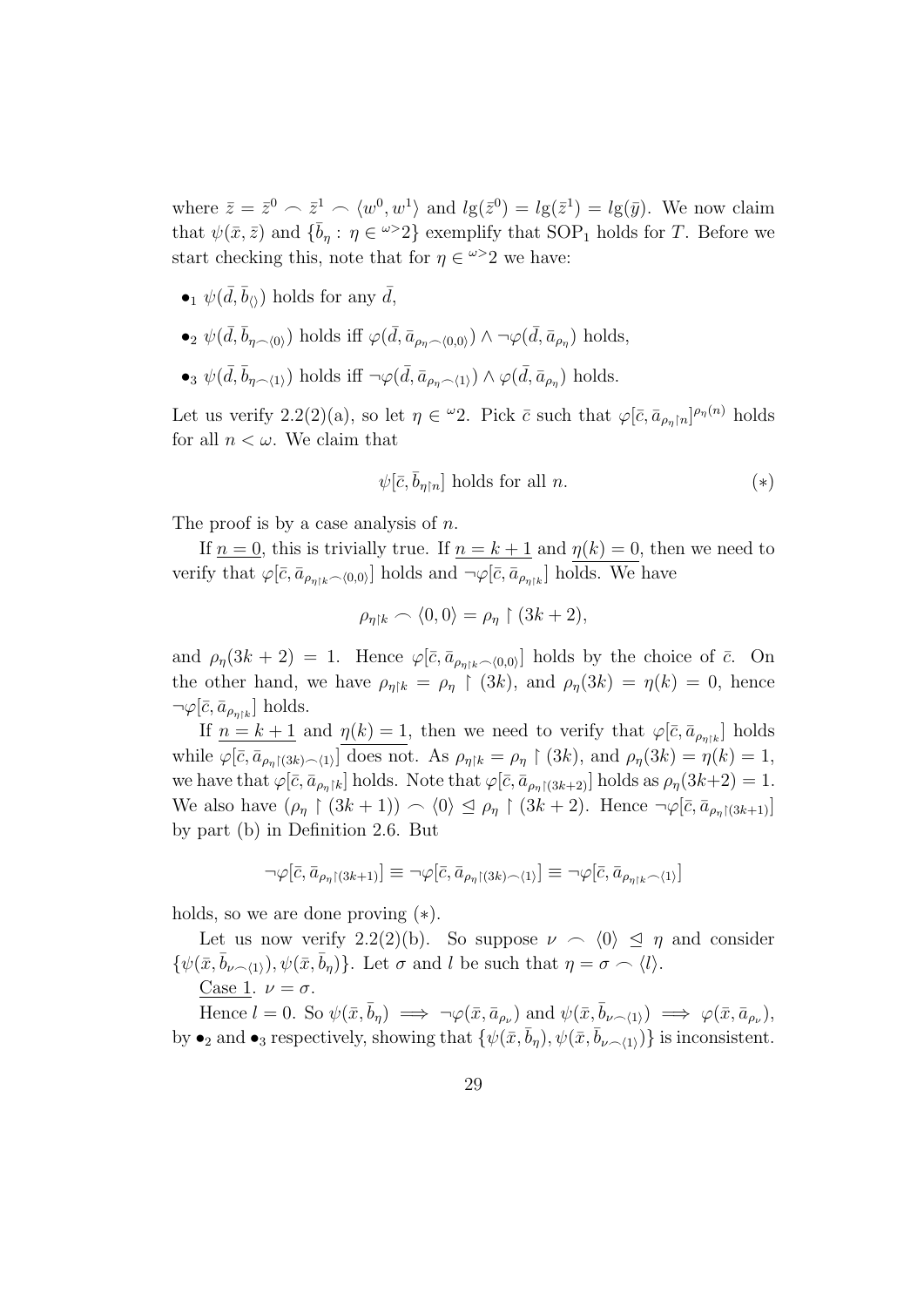where $\bar{z} = \bar{z}^0 \frown \bar{z}^1 \frown \langle w^0, w^1 \rangle$ and $lg(\bar{z}^0) = lg(\bar{z}^1) = lg(\bar{y})$. We now claim that $\psi(\bar{x}, \bar{z})$ and $\{\bar{b}_\eta : \eta \in {}^{\omega>}2\}$ exemplify that $\mathrm{SOP}_1$ holds for $T$. Before we start checking this, note that for $\eta \in {}^{\omega>}2$ we have:

- $\bullet_1$ $\psi(\bar{d}, \bar{b}_{\langle\rangle})$ holds for any $\bar{d}$,
- $\bullet_2$ $\psi(\bar{d}, \bar{b}_{\eta \frown \langle 0 \rangle})$ holds iff $\varphi(\bar{d}, \bar{a}_{\rho_\eta \frown \langle 0,0 \rangle}) \wedge \neg\varphi(\bar{d}, \bar{a}_{\rho_\eta})$ holds,
- $\bullet_3$ $\psi(\bar{d}, \bar{b}_{\eta \frown \langle 1 \rangle})$ holds iff $\neg\varphi(\bar{d}, \bar{a}_{\rho_\eta \frown \langle 1 \rangle}) \wedge \varphi(\bar{d}, \bar{a}_{\rho_\eta})$ holds.

Let us verify 2.2(2)(a), so let $\eta \in {}^{\omega}2$. Pick $\bar{c}$ such that $\varphi[\bar{c}, \bar{a}_{\rho_\eta \restriction n}]^{\rho_\eta(n)}$ holds for all $n < \omega$. We claim that

$$\psi[\bar{c}, \bar{b}_{\eta \restriction n}] \text{ holds for all } n. \qquad (*)$$

The proof is by a case analysis of $n$.

If $\underline{n = 0}$, this is trivially true. If $\underline{n = k+1}$ and $\underline{\eta(k) = 0}$, then we need to verify that $\varphi[\bar{c}, \bar{a}_{\rho_{\eta \restriction k} \frown \langle 0,0 \rangle}]$ holds and $\neg\varphi[\bar{c}, \bar{a}_{\rho_{\eta \restriction k}}]$ holds. We have

$$\rho_{\eta \restriction k} \frown \langle 0, 0 \rangle = \rho_\eta \restriction (3k+2),$$

and $\rho_\eta(3k+2) = 1$. Hence $\varphi[\bar{c}, \bar{a}_{\rho_{\eta \restriction k} \frown \langle 0,0 \rangle}]$ holds by the choice of $\bar{c}$. On the other hand, we have $\rho_{\eta \restriction k} = \rho_\eta \restriction (3k)$, and $\rho_\eta(3k) = \eta(k) = 0$, hence $\neg\varphi[\bar{c}, \bar{a}_{\rho_{\eta \restriction k}}]$ holds.

If $\underline{n = k+1}$ and $\underline{\eta(k) = 1}$, then we need to verify that $\varphi[\bar{c}, \bar{a}_{\rho_{\eta \restriction k}}]$ holds while $\varphi[\bar{c}, \bar{a}_{\rho_\eta \restriction (3k) \frown \langle 1 \rangle}]$ does not. As $\rho_{\eta \restriction k} = \rho_\eta \restriction (3k)$, and $\rho_\eta(3k) = \eta(k) = 1$, we have that $\varphi[\bar{c}, \bar{a}_{\rho_{\eta \restriction k}}]$ holds. Note that $\varphi[\bar{c}, \bar{a}_{\rho_\eta \restriction (3k+2)}]$ holds as $\rho_\eta(3k+2) = 1$. We also have $(\rho_\eta \restriction (3k+1)) \frown \langle 0 \rangle \trianglelefteq \rho_\eta \restriction (3k+2)$. Hence $\neg\varphi[\bar{c}, \bar{a}_{\rho_\eta \restriction (3k+1)}]$ by part (b) in Definition 2.6. But

$$\neg\varphi[\bar{c}, \bar{a}_{\rho_\eta \restriction (3k+1)}] \equiv \neg\varphi[\bar{c}, \bar{a}_{\rho_\eta \restriction (3k) \frown \langle 1 \rangle}] \equiv \neg\varphi[\bar{c}, \bar{a}_{\rho_{\eta \restriction k} \frown \langle 1 \rangle}]$$

holds, so we are done proving $(*)$.

Let us now verify 2.2(2)(b). So suppose $\nu \frown \langle 0 \rangle \trianglelefteq \eta$ and consider $\{\psi(\bar{x}, \bar{b}_{\nu \frown \langle 1 \rangle}), \psi(\bar{x}, \bar{b}_\eta)\}$. Let $\sigma$ and $l$ be such that $\eta = \sigma \frown \langle l \rangle$.

Case 1. $\nu = \sigma$.

Hence $l = 0$. So $\psi(\bar{x}, \bar{b}_\eta) \implies \neg\varphi(\bar{x}, \bar{a}_{\rho_\nu})$ and $\psi(\bar{x}, \bar{b}_{\nu \frown \langle 1 \rangle}) \implies \varphi(\bar{x}, \bar{a}_{\rho_\nu})$, by $\bullet_2$ and $\bullet_3$ respectively, showing that $\{\psi(\bar{x}, \bar{b}_\eta), \psi(\bar{x}, \bar{b}_{\nu \frown \langle 1 \rangle})\}$ is inconsistent.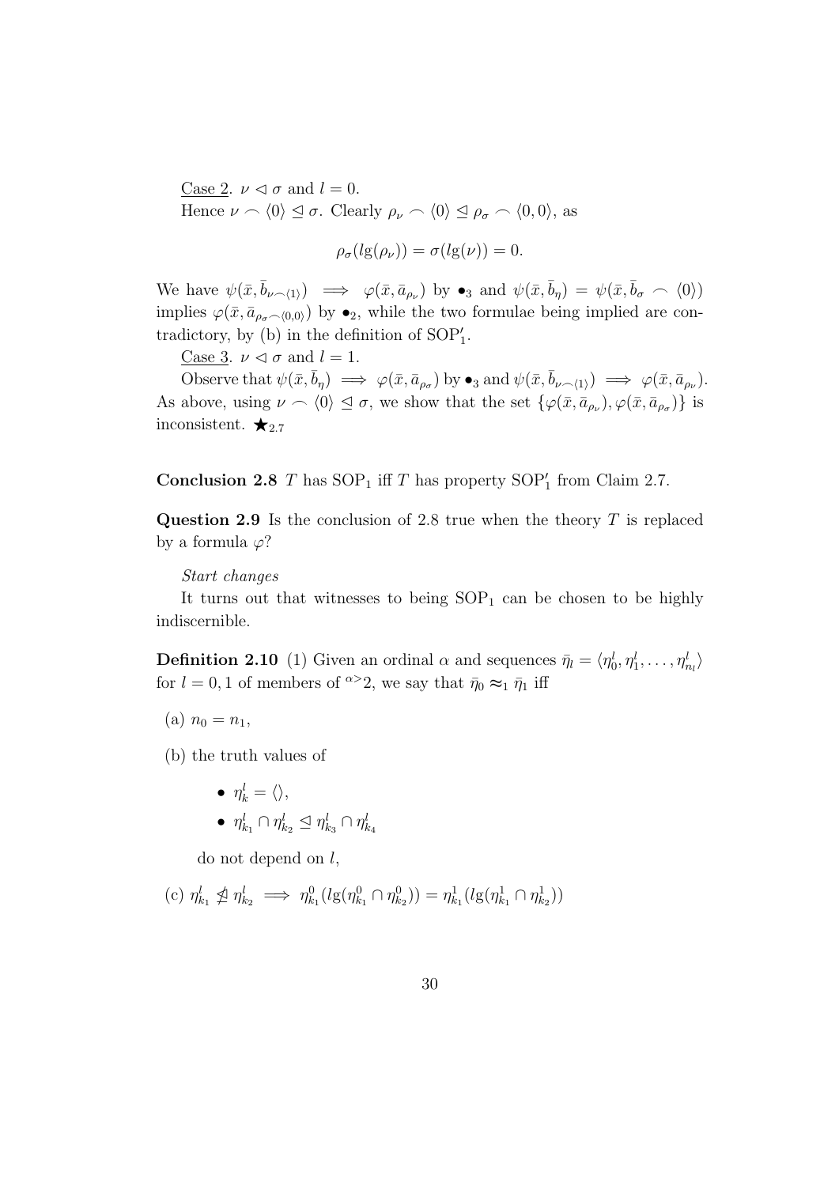Case 2. $\nu \lhd \sigma$ and $l = 0$.

Hence $\nu \frown \langle 0 \rangle \trianglelefteq \sigma$. Clearly $\rho_\nu \frown \langle 0 \rangle \trianglelefteq \rho_\sigma \frown \langle 0, 0 \rangle$, as

$$\rho_\sigma(lg(\rho_\nu)) = \sigma(lg(\nu)) = 0.$$

We have $\psi(\bar{x}, \bar{b}_{\nu \frown \langle 1 \rangle}) \implies \varphi(\bar{x}, \bar{a}_{\rho_\nu})$ by $\bullet_3$ and $\psi(\bar{x}, \bar{b}_\eta) = \psi(\bar{x}, \bar{b}_\sigma \frown \langle 0 \rangle)$ implies $\varphi(\bar{x}, \bar{a}_{\rho_\sigma \frown \langle 0, 0 \rangle})$ by $\bullet_2$, while the two formulae being implied are contradictory, by (b) in the definition of $\mathrm{SOP}_1'$.

Case 3. $\nu \lhd \sigma$ and $l = 1$.

Observe that $\psi(\bar{x}, \bar{b}_\eta) \implies \varphi(\bar{x}, \bar{a}_{\rho_\sigma})$ by $\bullet_3$ and $\psi(\bar{x}, \bar{b}_{\nu \frown \langle 1 \rangle}) \implies \varphi(\bar{x}, \bar{a}_{\rho_\nu})$. As above, using $\nu \frown \langle 0 \rangle \trianglelefteq \sigma$, we show that the set $\{\varphi(\bar{x}, \bar{a}_{\rho_\nu}), \varphi(\bar{x}, \bar{a}_{\rho_\sigma})\}$ is inconsistent. $\bigstar_{2.7}$

**Conclusion 2.8** *$T$ has $\mathrm{SOP}_1$ iff $T$ has property $\mathrm{SOP}_1'$ from Claim 2.7.*

**Question 2.9** Is the conclusion of 2.8 true when the theory $T$ is replaced by a formula $\varphi$?

*Start changes*

It turns out that witnesses to being $\mathrm{SOP}_1$ can be chosen to be highly indiscernible.

**Definition 2.10** (1) Given an ordinal $\alpha$ and sequences $\bar{\eta}_l = \langle \eta^l_0, \eta^l_1, \ldots, \eta^l_{n_l} \rangle$ for $l = 0, 1$ of members of ${}^{\alpha >}2$, we say that $\bar{\eta}_0 \approx_1 \bar{\eta}_1$ iff

(a) $n_0 = n_1$,

(b) the truth values of

- $\eta^l_k = \langle \rangle$,
- $\eta^l_{k_1} \cap \eta^l_{k_2} \trianglelefteq \eta^l_{k_3} \cap \eta^l_{k_4}$

do not depend on $l$,

(c) $\eta^l_{k_1} \not\trianglelefteq \eta^l_{k_2} \implies \eta^0_{k_1}(lg(\eta^0_{k_1} \cap \eta^0_{k_2})) = \eta^1_{k_1}(lg(\eta^1_{k_1} \cap \eta^1_{k_2}))$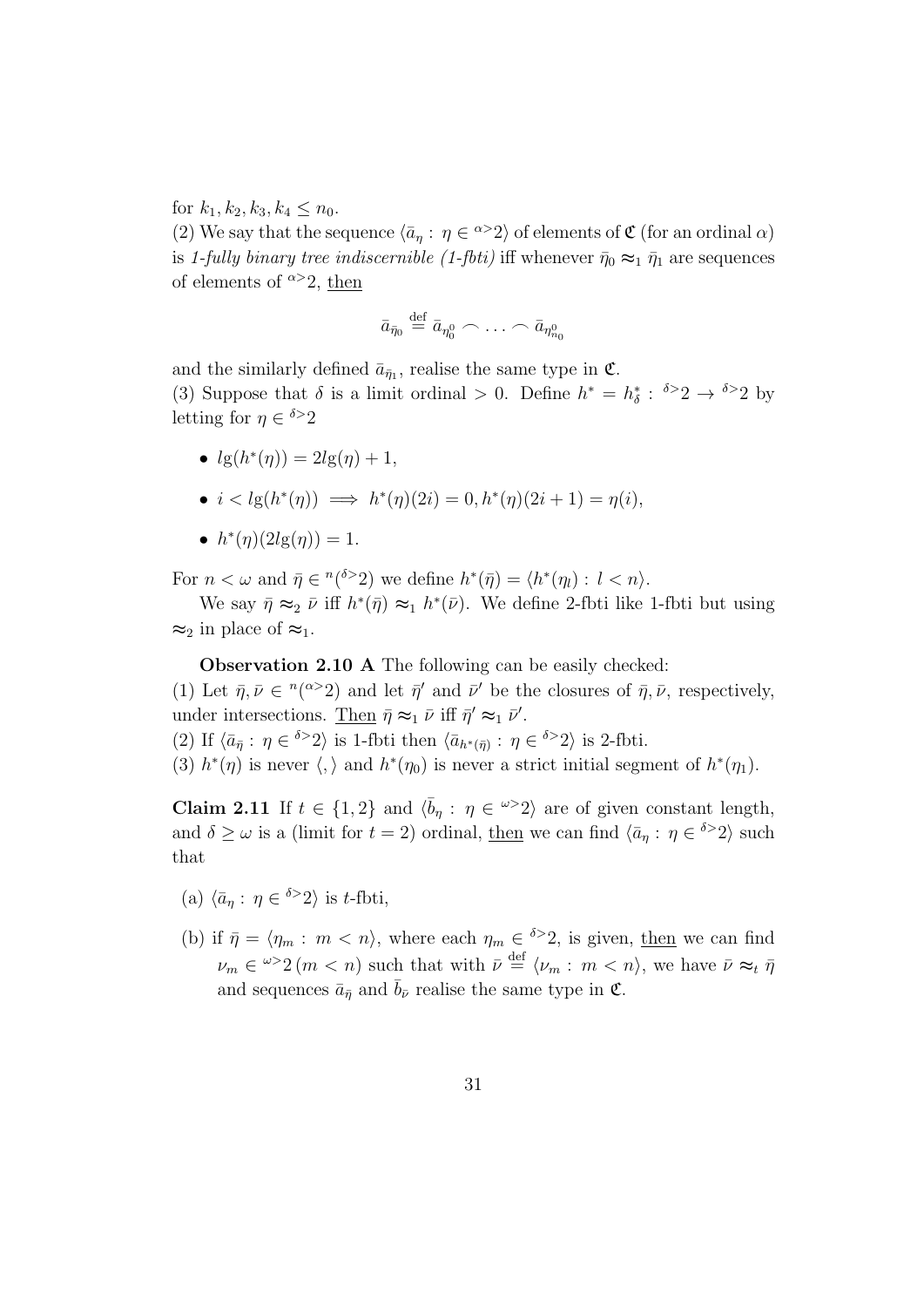for $k_1, k_2, k_3, k_4 \leq n_0$.

(2) We say that the sequence $\langle \bar{a}_\eta : \eta \in {}^{\alpha>}2 \rangle$ of elements of $\mathfrak{C}$ (for an ordinal $\alpha$) is *1-fully binary tree indiscernible (1-fbti)* iff whenever $\bar{\eta}_0 \approx_1 \bar{\eta}_1$ are sequences of elements of ${}^{\alpha>}2$, then

$$\bar{a}_{\bar{\eta}_0} \stackrel{\text{def}}{=} \bar{a}_{\eta^0_0} \frown \ldots \frown \bar{a}_{\eta^0_{n_0}}$$

and the similarly defined $\bar{a}_{\bar{\eta}_1}$, realise the same type in $\mathfrak{C}$.

(3) Suppose that $\delta$ is a limit ordinal $> 0$. Define $h^* = h^*_\delta : {}^{\delta>}2 \to {}^{\delta>}2$ by letting for $\eta \in {}^{\delta>}2$

- $lg(h^*(\eta)) = 2lg(\eta) + 1$,
- $i < lg(h^*(\eta)) \implies h^*(\eta)(2i) = 0, h^*(\eta)(2i+1) = \eta(i)$,
- $h^*(\eta)(2lg(\eta)) = 1$.

For $n < \omega$ and $\bar{\eta} \in {}^n({}^{\delta>}2)$ we define $h^*(\bar{\eta}) = \langle h^*(\eta_l) : l < n \rangle$.

We say $\bar{\eta} \approx_2 \bar{\nu}$ iff $h^*(\bar{\eta}) \approx_1 h^*(\bar{\nu})$. We define 2-fbti like 1-fbti but using $\approx_2$ in place of $\approx_1$.

**Observation 2.10 A** The following can be easily checked:

(1) Let $\bar{\eta}, \bar{\nu} \in {}^n({}^{\alpha>}2)$ and let $\bar{\eta}'$ and $\bar{\nu}'$ be the closures of $\bar{\eta}, \bar{\nu}$, respectively, under intersections. Then $\bar{\eta} \approx_1 \bar{\nu}$ iff $\bar{\eta}' \approx_1 \bar{\nu}'$.

(2) If $\langle \bar{a}_{\bar{\eta}} : \eta \in {}^{\delta>}2 \rangle$ is 1-fbti then $\langle \bar{a}_{h^*(\bar{\eta})} : \eta \in {}^{\delta>}2 \rangle$ is 2-fbti.

(3) $h^*(\eta)$ is never $\langle , \rangle$ and $h^*(\eta_0)$ is never a strict initial segment of $h^*(\eta_1)$.

**Claim 2.11** If $t \in \{1, 2\}$ and $\langle \bar{b}_\eta : \eta \in {}^{\omega>}2 \rangle$ are of given constant length, and $\delta \geq \omega$ is a (limit for $t = 2$) ordinal, then we can find $\langle \bar{a}_\eta : \eta \in {}^{\delta>}2 \rangle$ such that

(a) $\langle \bar{a}_\eta : \eta \in {}^{\delta>}2 \rangle$ is $t$-fbti,

(b) if $\bar{\eta} = \langle \eta_m : m < n \rangle$, where each $\eta_m \in {}^{\delta>}2$, is given, then we can find $\nu_m \in {}^{\omega>}2 \, (m < n)$ such that with $\bar{\nu} \stackrel{\text{def}}{=} \langle \nu_m : m < n \rangle$, we have $\bar{\nu} \approx_t \bar{\eta}$ and sequences $\bar{a}_{\bar{\eta}}$ and $\bar{b}_{\bar{\nu}}$ realise the same type in $\mathfrak{C}$.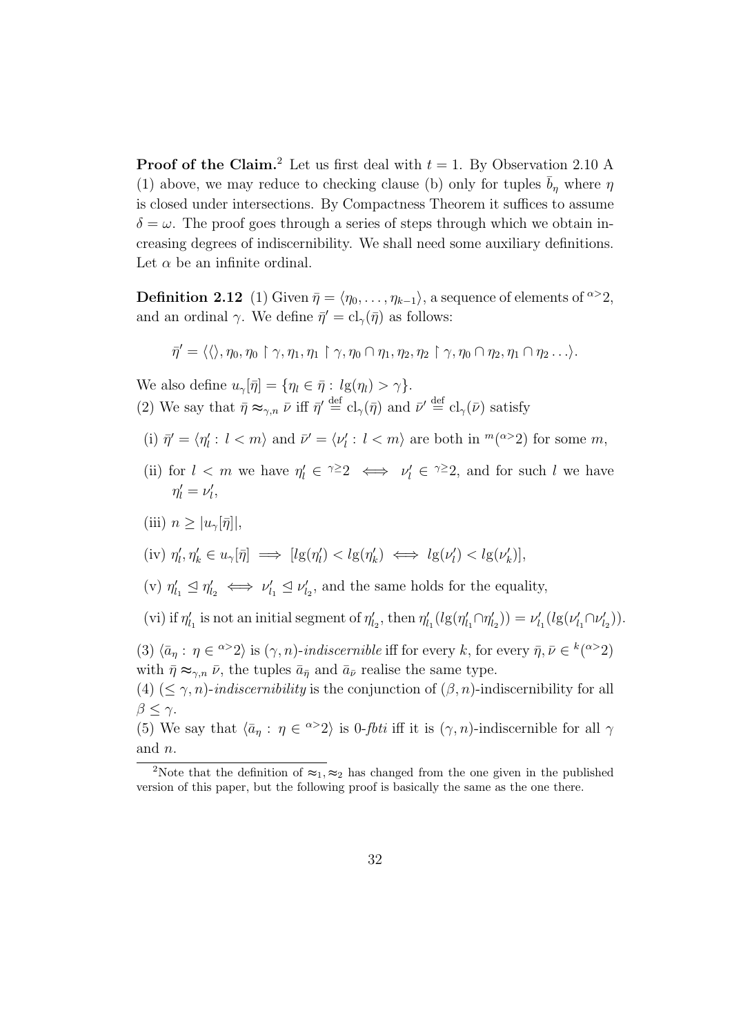**Proof of the Claim.**[2] Let us first deal with $t = 1$. By Observation 2.10 A (1) above, we may reduce to checking clause (b) only for tuples $\bar{b}_\eta$ where $\eta$ is closed under intersections. By Compactness Theorem it suffices to assume $\delta = \omega$. The proof goes through a series of steps through which we obtain increasing degrees of indiscernibility. We shall need some auxiliary definitions. Let $\alpha$ be an infinite ordinal.

**Definition 2.12** (1) Given $\bar{\eta} = \langle \eta_0, \ldots, \eta_{k-1} \rangle$, a sequence of elements of ${}^{\alpha>}2$, and an ordinal $\gamma$. We define $\bar{\eta}' = \mathrm{cl}_\gamma(\bar{\eta})$ as follows:

$$\bar{\eta}' = \langle \langle \rangle, \eta_0, \eta_0 \restriction \gamma, \eta_1, \eta_1 \restriction \gamma, \eta_0 \cap \eta_1, \eta_2, \eta_2 \restriction \gamma, \eta_0 \cap \eta_2, \eta_1 \cap \eta_2 \ldots \rangle.$$

We also define $u_\gamma[\bar{\eta}] = \{\eta_l \in \bar{\eta} : lg(\eta_l) > \gamma\}$.

(2) We say that $\bar{\eta} \approx_{\gamma,n} \bar{\nu}$ iff $\bar{\eta}' \stackrel{\text{def}}{=} \mathrm{cl}_\gamma(\bar{\eta})$ and $\bar{\nu}' \stackrel{\text{def}}{=} \mathrm{cl}_\gamma(\bar{\nu})$ satisfy

- (i) $\bar{\eta}' = \langle \eta'_l : l < m \rangle$ and $\bar{\nu}' = \langle \nu'_l : l < m \rangle$ are both in ${}^m({}^{\alpha>}2)$ for some $m$,
- (ii) for $l < m$ we have $\eta'_l \in {}^{\gamma\geq}2 \iff \nu'_l \in {}^{\gamma\geq}2$, and for such $l$ we have $\eta'_l = \nu'_l$,
- (iii) $n \geq |u_\gamma[\bar{\eta}]|$,
- (iv) $\eta'_l, \eta'_k \in u_\gamma[\bar{\eta}] \implies [lg(\eta'_l) < lg(\eta'_k) \iff lg(\nu'_l) < lg(\nu'_k)]$,
- (v) $\eta'_{l_1} \trianglelefteq \eta'_{l_2} \iff \nu'_{l_1} \trianglelefteq \nu'_{l_2}$, and the same holds for the equality,
- (vi) if $\eta'_{l_1}$ is not an initial segment of $\eta'_{l_2}$, then $\eta'_{l_1}(lg(\eta'_{l_1} \cap \eta'_{l_2})) = \nu'_{l_1}(lg(\nu'_{l_1} \cap \nu'_{l_2}))$.

(3) $\langle \bar{a}_\eta : \eta \in {}^{\alpha>}2 \rangle$ is $(\gamma, n)$-*indiscernible* iff for every $k$, for every $\bar{\eta}, \bar{\nu} \in {}^k({}^{\alpha>}2)$ with $\bar{\eta} \approx_{\gamma,n} \bar{\nu}$, the tuples $\bar{a}_{\bar{\eta}}$ and $\bar{a}_{\bar{\nu}}$ realise the same type.

(4) $(\leq \gamma, n)$-*indiscernibility* is the conjunction of $(\beta, n)$-indiscernibility for all $\beta \leq \gamma$.

(5) We say that $\langle \bar{a}_\eta : \eta \in {}^{\alpha>}2 \rangle$ is 0-*fbti* iff it is $(\gamma, n)$-indiscernible for all $\gamma$ and $n$.

[2] Note that the definition of $\approx_1, \approx_2$ has changed from the one given in the published version of this paper, but the following proof is basically the same as the one there.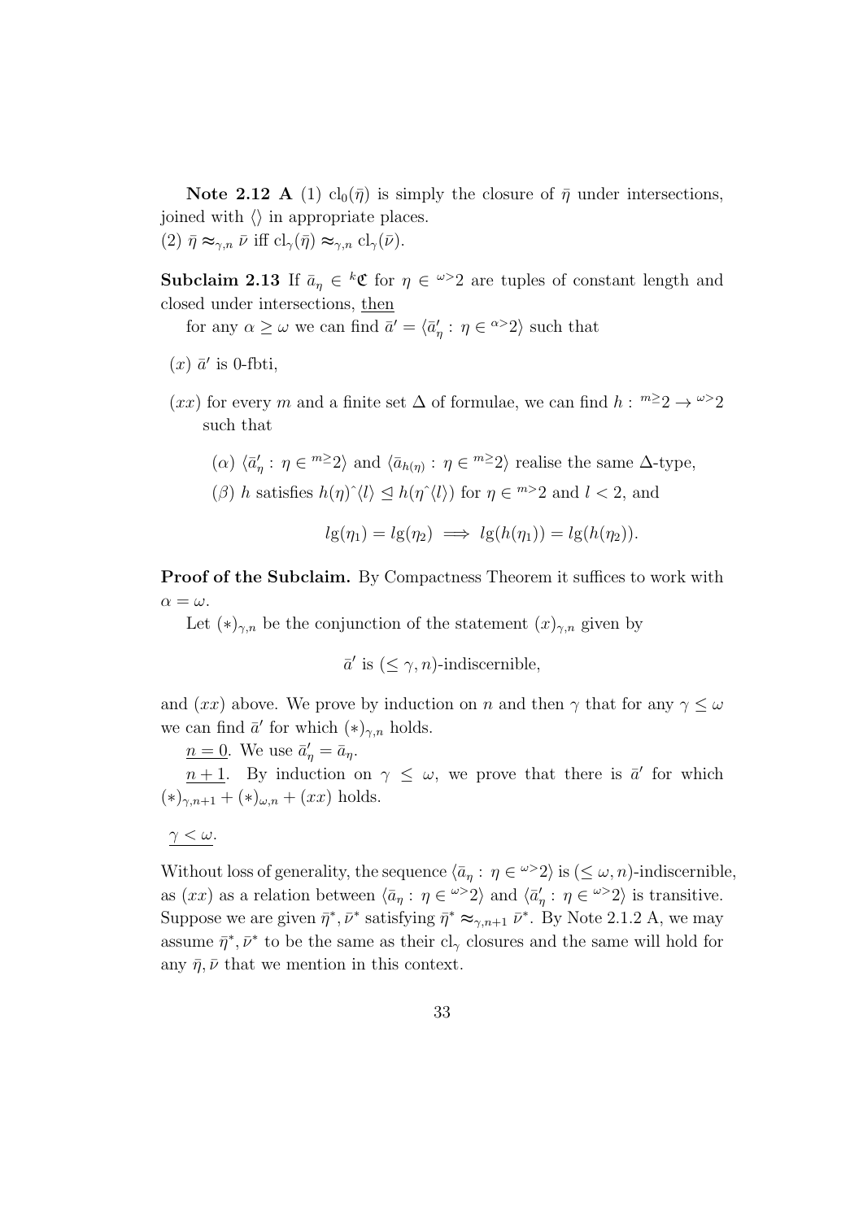**Note 2.12 A** (1) $\mathrm{cl}_0(\bar\eta)$ is simply the closure of $\bar\eta$ under intersections, joined with $\langle\rangle$ in appropriate places.
(2) $\bar\eta \approx_{\gamma,n} \bar\nu$ iff $\mathrm{cl}_\gamma(\bar\eta) \approx_{\gamma,n} \mathrm{cl}_\gamma(\bar\nu)$.

**Subclaim 2.13** If $\bar a_\eta \in {}^k\mathfrak{C}$ for $\eta \in {}^{\omega>}2$ are tuples of constant length and closed under intersections, <u>then</u>

for any $\alpha \geq \omega$ we can find $\bar a' = \langle \bar a'_\eta : \eta \in {}^{\alpha>}2\rangle$ such that

- $(x)$ $\bar a'$ is 0-fbti,
- $(xx)$ for every $m$ and a finite set $\Delta$ of formulae, we can find $h : {}^{m\geq}2 \to {}^{\omega>}2$ such that
  - $(\alpha)$ $\langle \bar a'_\eta : \eta \in {}^{m\geq}2\rangle$ and $\langle \bar a_{h(\eta)} : \eta \in {}^{m\geq}2\rangle$ realise the same $\Delta$-type,
  - $(\beta)$ $h$ satisfies $h(\eta)\hat{}\langle l\rangle \trianglelefteq h(\eta\hat{}\langle l\rangle)$ for $\eta \in {}^{m>}2$ and $l < 2$, and

$$lg(\eta_1) = lg(\eta_2) \implies lg(h(\eta_1)) = lg(h(\eta_2)).$$

**Proof of the Subclaim.** By Compactness Theorem it suffices to work with $\alpha = \omega$.

Let $(*)_{\gamma,n}$ be the conjunction of the statement $(x)_{\gamma,n}$ given by

$$\bar a' \text{ is } (\leq \gamma, n)\text{-indiscernible},$$

and $(xx)$ above. We prove by induction on $n$ and then $\gamma$ that for any $\gamma \leq \omega$ we can find $\bar a'$ for which $(*)_{\gamma,n}$ holds.

<u>$n = 0$</u>. We use $\bar a'_\eta = \bar a_\eta$.

<u>$n + 1$</u>. By induction on $\gamma \leq \omega$, we prove that there is $\bar a'$ for which $(*)_{\gamma,n+1} + (*)_{\omega,n} + (xx)$ holds.

<u>$\gamma < \omega$</u>.

Without loss of generality, the sequence $\langle \bar a_\eta : \eta \in {}^{\omega>}2\rangle$ is $(\leq \omega, n)$-indiscernible, as $(xx)$ as a relation between $\langle \bar a_\eta : \eta \in {}^{\omega>}2\rangle$ and $\langle \bar a'_\eta : \eta \in {}^{\omega>}2\rangle$ is transitive. Suppose we are given $\bar\eta^*, \bar\nu^*$ satisfying $\bar\eta^* \approx_{\gamma,n+1} \bar\nu^*$. By Note 2.1.2 A, we may assume $\bar\eta^*, \bar\nu^*$ to be the same as their $\mathrm{cl}_\gamma$ closures and the same will hold for any $\bar\eta, \bar\nu$ that we mention in this context.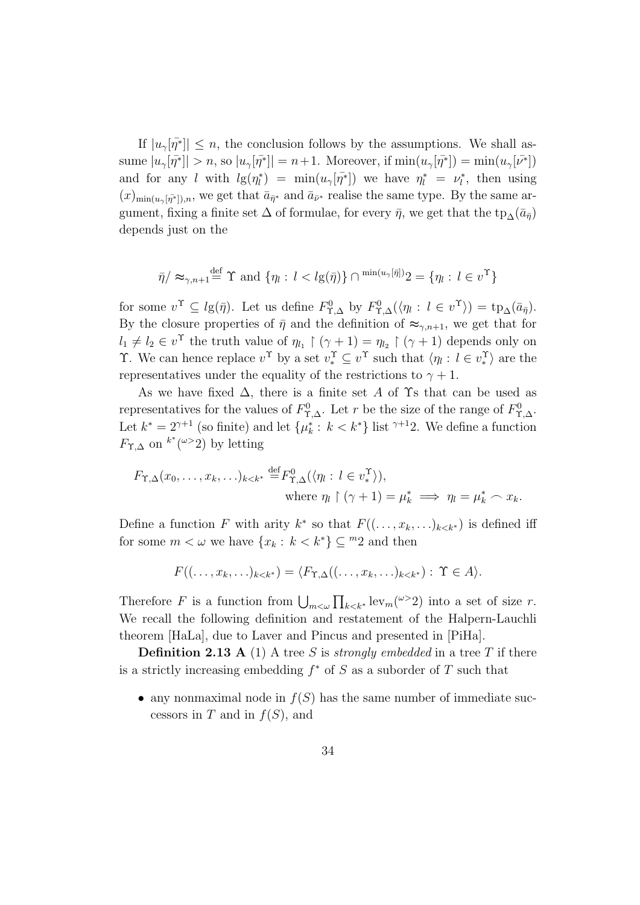If $|u_\gamma[\bar{\eta^*}]| \leq n$, the conclusion follows by the assumptions. We shall assume $|u_\gamma[\bar{\eta^*}]| > n$, so $|u_\gamma[\bar{\eta^*}]| = n+1$. Moreover, if $\min(u_\gamma[\bar{\eta^*}]) = \min(u_\gamma[\bar{\nu^*}])$ and for any $l$ with $lg(\eta^*_l) = \min(u_\gamma[\bar{\eta^*}])$ we have $\eta^*_l = \nu^*_l$, then using $(x)_{\min(u_\gamma[\bar{\eta^*}]),n}$, we get that $\bar{a}_{\bar{\eta}^*}$ and $\bar{a}_{\bar{\nu}^*}$ realise the same type. By the same argument, fixing a finite set $\Delta$ of formulae, for every $\bar{\eta}$, we get that the $\mathrm{tp}_\Delta(\bar{a}_{\bar{\eta}})$ depends just on the

$$\bar{\eta}/\approx_{\gamma,n+1} \stackrel{\text{def}}{=} \Upsilon \text{ and } \{\eta_l : l < lg(\bar{\eta})\} \cap {}^{\min(u_\gamma[\bar{\eta}])}2 = \{\eta_l : l \in v^\Upsilon\}$$

for some $v^\Upsilon \subseteq lg(\bar{\eta})$. Let us define $F^0_{\Upsilon,\Delta}$ by $F^0_{\Upsilon,\Delta}(\langle \eta_l : l \in v^\Upsilon \rangle) = \mathrm{tp}_\Delta(\bar{a}_{\bar{\eta}})$. By the closure properties of $\bar{\eta}$ and the definition of $\approx_{\gamma,n+1}$, we get that for $l_1 \neq l_2 \in v^\Upsilon$ the truth value of $\eta_{l_1} \restriction (\gamma+1) = \eta_{l_2} \restriction (\gamma+1)$ depends only on $\Upsilon$. We can hence replace $v^\Upsilon$ by a set $v^\Upsilon_* \subseteq v^\Upsilon$ such that $\langle \eta_l : l \in v^\Upsilon_* \rangle$ are the representatives under the equality of the restrictions to $\gamma+1$.

As we have fixed $\Delta$, there is a finite set $A$ of $\Upsilon$s that can be used as representatives for the values of $F^0_{\Upsilon,\Delta}$. Let $r$ be the size of the range of $F^0_{\Upsilon,\Delta}$. Let $k^* = 2^{\gamma+1}$ (so finite) and let $\{\mu^*_k : k < k^*\}$ list ${}^{\gamma+1}2$. We define a function $F_{\Upsilon,\Delta}$ on ${}^{k^*}({}^{\omega>}2)$ by letting

$$F_{\Upsilon,\Delta}(x_0,\ldots,x_k,\ldots)_{k<k^*} \stackrel{\text{def}}{=} F^0_{\Upsilon,\Delta}(\langle \eta_l : l \in v^\Upsilon_* \rangle),$$
$$\text{where } \eta_l \restriction (\gamma+1) = \mu^*_k \implies \eta_l = \mu^*_k \frown x_k.$$

Define a function $F$ with arity $k^*$ so that $F((\ldots,x_k,\ldots)_{k<k^*})$ is defined iff for some $m < \omega$ we have $\{x_k : k < k^*\} \subseteq {}^m2$ and then

$$F((\ldots,x_k,\ldots)_{k<k^*}) = \langle F_{\Upsilon,\Delta}((\ldots,x_k,\ldots)_{k<k^*}) : \Upsilon \in A \rangle.$$

Therefore $F$ is a function from $\bigcup_{m<\omega} \prod_{k<k^*} \mathrm{lev}_m({}^{\omega>}2)$ into a set of size $r$. We recall the following definition and restatement of the Halpern-Lauchli theorem [HaLa], due to Laver and Pincus and presented in [PiHa].

**Definition 2.13 A** (1) A tree $S$ is *strongly embedded* in a tree $T$ if there is a strictly increasing embedding $f^*$ of $S$ as a suborder of $T$ such that

- any nonmaximal node in $f(S)$ has the same number of immediate successors in $T$ and in $f(S)$, and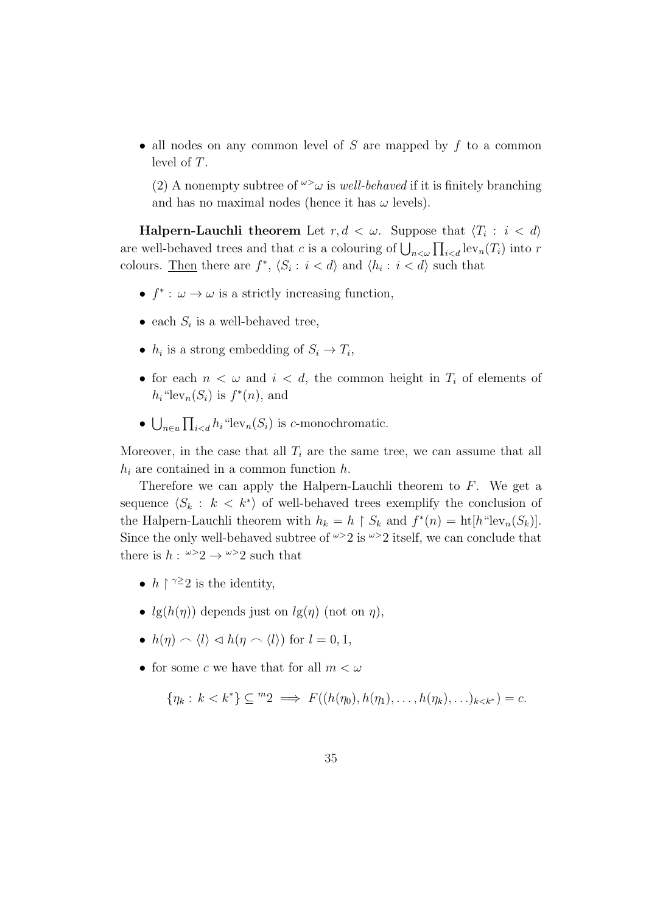- all nodes on any common level of $S$ are mapped by $f$ to a common level of $T$.

(2) A nonempty subtree of ${}^{\omega>}\omega$ is *well-behaved* if it is finitely branching and has no maximal nodes (hence it has $\omega$ levels).

**Halpern-Lauchli theorem** Let $r, d < \omega$. Suppose that $\langle T_i : i < d \rangle$ are well-behaved trees and that $c$ is a colouring of $\bigcup_{n<\omega} \prod_{i<d} \mathrm{lev}_n(T_i)$ into $r$ colours. Then there are $f^*$, $\langle S_i : i < d \rangle$ and $\langle h_i : i < d \rangle$ such that

- $f^* : \omega \to \omega$ is a strictly increasing function,
- each $S_i$ is a well-behaved tree,
- $h_i$ is a strong embedding of $S_i \to T_i$,
- for each $n < \omega$ and $i < d$, the common height in $T_i$ of elements of $h_i$"$\mathrm{lev}_n(S_i)$ is $f^*(n)$, and
- $\bigcup_{n\in u} \prod_{i<d} h_i$"$\mathrm{lev}_n(S_i)$ is $c$-monochromatic.

Moreover, in the case that all $T_i$ are the same tree, we can assume that all $h_i$ are contained in a common function $h$.

Therefore we can apply the Halpern-Lauchli theorem to $F$. We get a sequence $\langle S_k : k < k^* \rangle$ of well-behaved trees exemplify the conclusion of the Halpern-Lauchli theorem with $h_k = h \restriction S_k$ and $f^*(n) = \mathrm{ht}[h$"$\mathrm{lev}_n(S_k)]$. Since the only well-behaved subtree of ${}^{\omega>}2$ is ${}^{\omega>}2$ itself, we can conclude that there is $h : {}^{\omega>}2 \to {}^{\omega>}2$ such that

- $h \restriction {}^{\gamma\geq}2$ is the identity,
- $lg(h(\eta))$ depends just on $lg(\eta)$ (not on $\eta$),
- $h(\eta) \frown \langle l \rangle \triangleleft h(\eta \frown \langle l \rangle)$ for $l = 0, 1$,
- for some $c$ we have that for all $m < \omega$

$$\{\eta_k : k < k^*\} \subseteq {}^{m}2 \implies F((h(\eta_0), h(\eta_1), \ldots, h(\eta_k), \ldots)_{k<k^*}) = c.$$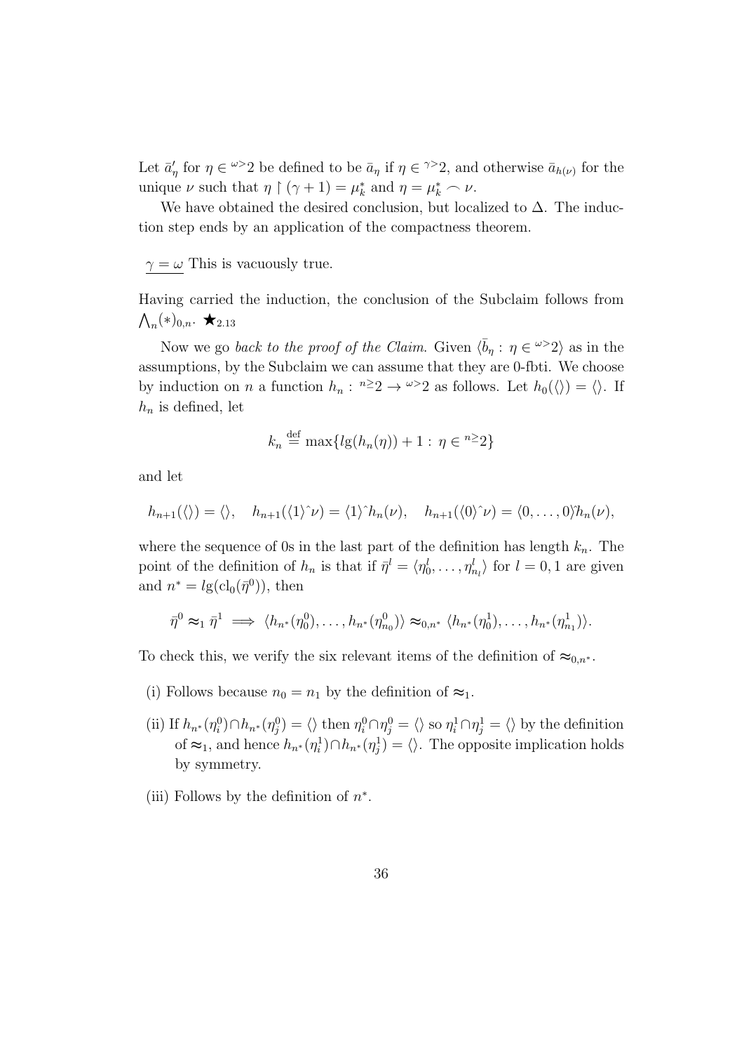Let $\bar{a}'_\eta$ for $\eta \in {}^{\omega>}2$ be defined to be $\bar{a}_\eta$ if $\eta \in {}^{\gamma>}2$, and otherwise $\bar{a}_{h(\nu)}$ for the unique $\nu$ such that $\eta \restriction (\gamma+1) = \mu^*_k$ and $\eta = \mu^*_k \frown \nu$.

We have obtained the desired conclusion, but localized to $\Delta$. The induction step ends by an application of the compactness theorem.

$\underline{\gamma = \omega}$ This is vacuously true.

Having carried the induction, the conclusion of the Subclaim follows from $\bigwedge_n (*)_{0,n}$. $\bigstar_{2.13}$

Now we go *back to the proof of the Claim*. Given $\langle \bar{b}_\eta : \eta \in {}^{\omega>}2 \rangle$ as in the assumptions, by the Subclaim we can assume that they are 0-fbti. We choose by induction on $n$ a function $h_n : {}^{n\geq}2 \to {}^{\omega>}2$ as follows. Let $h_0(\langle\rangle) = \langle\rangle$. If $h_n$ is defined, let

$$k_n \stackrel{\text{def}}{=} \max\{lg(h_n(\eta)) + 1 : \eta \in {}^{n\geq}2\}$$

and let

$$h_{n+1}(\langle\rangle) = \langle\rangle, \quad h_{n+1}(\langle 1\rangle\hat{}\nu) = \langle 1\rangle\hat{}h_n(\nu), \quad h_{n+1}(\langle 0\rangle\hat{}\nu) = \langle 0, \ldots, 0\rangle\hat{}h_n(\nu),$$

where the sequence of 0s in the last part of the definition has length $k_n$. The point of the definition of $h_n$ is that if $\bar{\eta}^l = \langle \eta^l_0, \ldots, \eta^l_{n_l} \rangle$ for $l = 0, 1$ are given and $n^* = lg(\mathrm{cl}_0(\bar{\eta}^0))$, then

$$\bar{\eta}^0 \approx_1 \bar{\eta}^1 \implies \langle h_{n^*}(\eta^0_0), \ldots, h_{n^*}(\eta^0_{n_0}) \rangle \approx_{0,n^*} \langle h_{n^*}(\eta^1_0), \ldots, h_{n^*}(\eta^1_{n_1}) \rangle.$$

To check this, we verify the six relevant items of the definition of $\approx_{0,n^*}$.

(i) Follows because $n_0 = n_1$ by the definition of $\approx_1$.

(ii) If $h_{n^*}(\eta^0_i) \cap h_{n^*}(\eta^0_j) = \langle\rangle$ then $\eta^0_i \cap \eta^0_j = \langle\rangle$ so $\eta^1_i \cap \eta^1_j = \langle\rangle$ by the definition of $\approx_1$, and hence $h_{n^*}(\eta^1_i) \cap h_{n^*}(\eta^1_j) = \langle\rangle$. The opposite implication holds by symmetry.

(iii) Follows by the definition of $n^*$.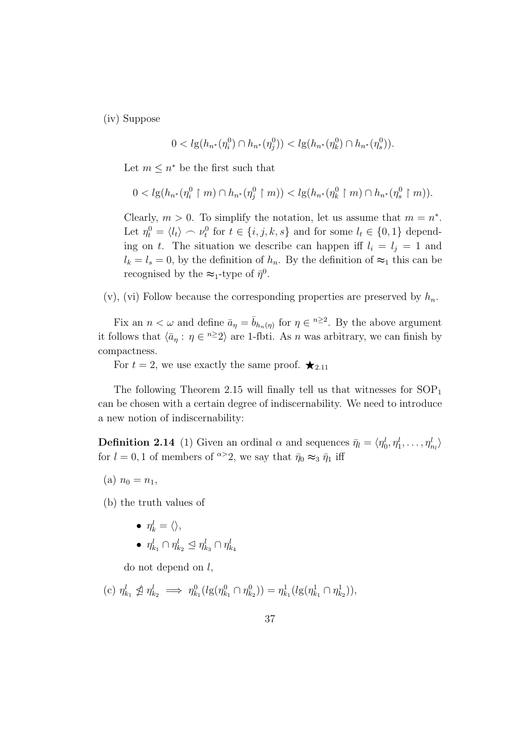(iv) Suppose

$$0 < lg(h_{n^*}(\eta^0_i) \cap h_{n^*}(\eta^0_j)) < lg(h_{n^*}(\eta^0_k) \cap h_{n^*}(\eta^0_s)).$$

Let $m \leq n^*$ be the first such that

$$0 < lg(h_{n^*}(\eta^0_i \restriction m) \cap h_{n^*}(\eta^0_j \restriction m)) < lg(h_{n^*}(\eta^0_k \restriction m) \cap h_{n^*}(\eta^0_s \restriction m)).$$

Clearly, $m > 0$. To simplify the notation, let us assume that $m = n^*$. Let $\eta^0_t = \langle l_t \rangle \frown \nu^0_t$ for $t \in \{i, j, k, s\}$ and for some $l_t \in \{0, 1\}$ depending on $t$. The situation we describe can happen iff $l_i = l_j = 1$ and $l_k = l_s = 0$, by the definition of $h_n$. By the definition of $\approx_1$ this can be recognised by the $\approx_1$-type of $\bar{\eta}^0$.

(v), (vi) Follow because the corresponding properties are preserved by $h_n$.

Fix an $n < \omega$ and define $\bar{a}_\eta = \bar{b}_{h_n(\eta)}$ for $\eta \in {}^{n\geq}2$. By the above argument it follows that $\langle \bar{a}_\eta : \eta \in {}^{n\geq}2 \rangle$ are 1-fbti. As $n$ was arbitrary, we can finish by compactness.

For $t = 2$, we use exactly the same proof. $\bigstar_{2.11}$

The following Theorem 2.15 will finally tell us that witnesses for $\mathrm{SOP}_1$ can be chosen with a certain degree of indiscernability. We need to introduce a new notion of indiscernability:

**Definition 2.14** (1) Given an ordinal $\alpha$ and sequences $\bar{\eta}_l = \langle \eta^l_0, \eta^l_1, \ldots, \eta^l_{n_l} \rangle$ for $l = 0, 1$ of members of ${}^{\alpha>}2$, we say that $\bar{\eta}_0 \approx_3 \bar{\eta}_1$ iff

(a) $n_0 = n_1$,

(b) the truth values of

- $\eta^l_k = \langle \rangle$,
- $\eta^l_{k_1} \cap \eta^l_{k_2} \trianglelefteq \eta^l_{k_3} \cap \eta^l_{k_4}$

do not depend on $l$,

(c) $\eta^l_{k_1} \ntrianglelefteq \eta^l_{k_2} \implies \eta^0_{k_1}(lg(\eta^0_{k_1} \cap \eta^0_{k_2})) = \eta^1_{k_1}(lg(\eta^1_{k_1} \cap \eta^1_{k_2}))$,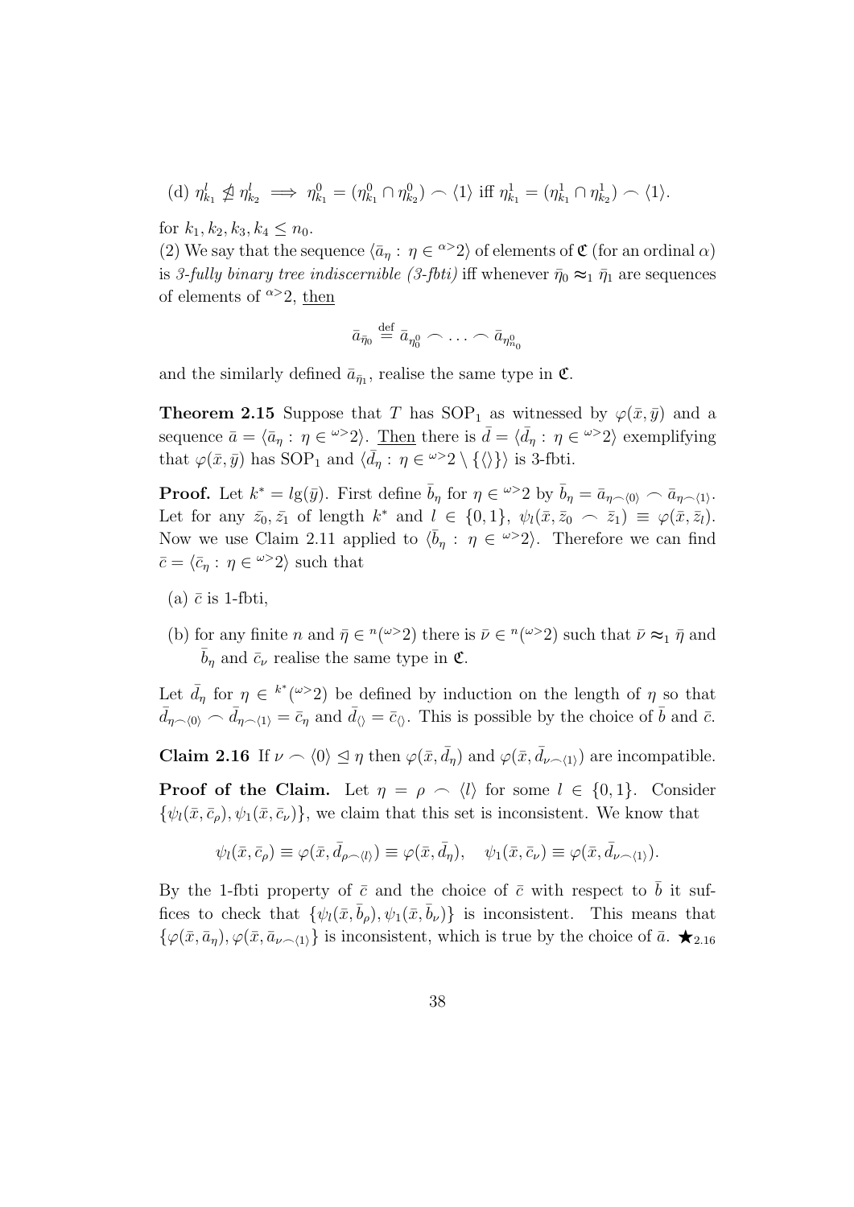(d) $\eta^l_{k_1} \ntrianglelefteq \eta^l_{k_2} \implies \eta^0_{k_1} = (\eta^0_{k_1} \cap \eta^0_{k_2}) \frown \langle 1 \rangle$ iff $\eta^1_{k_1} = (\eta^1_{k_1} \cap \eta^1_{k_2}) \frown \langle 1 \rangle$.

for $k_1, k_2, k_3, k_4 \leq n_0$.

(2) We say that the sequence $\langle \bar{a}_\eta : \eta \in {}^{\alpha>}2 \rangle$ of elements of $\mathfrak{C}$ (for an ordinal $\alpha$) is *3-fully binary tree indiscernible (3-fbti)* iff whenever $\bar{\eta}_0 \approx_1 \bar{\eta}_1$ are sequences of elements of ${}^{\alpha>}2$, <u>then</u>

$$\bar{a}_{\bar{\eta}_0} \stackrel{\text{def}}{=} \bar{a}_{\eta^0_0} \frown \ldots \frown \bar{a}_{\eta^0_{n_0}}$$

and the similarly defined $\bar{a}_{\bar{\eta}_1}$, realise the same type in $\mathfrak{C}$.

**Theorem 2.15** Suppose that $T$ has $\mathrm{SOP}_1$ as witnessed by $\varphi(\bar{x}, \bar{y})$ and a sequence $\bar{a} = \langle \bar{a}_\eta : \eta \in {}^{\omega>}2 \rangle$. <u>Then</u> there is $\bar{d} = \langle \bar{d}_\eta : \eta \in {}^{\omega>}2 \rangle$ exemplifying that $\varphi(\bar{x}, \bar{y})$ has $\mathrm{SOP}_1$ and $\langle \bar{d}_\eta : \eta \in {}^{\omega>}2 \setminus \{\langle\rangle\} \rangle$ is 3-fbti.

**Proof.** Let $k^* = lg(\bar{y})$. First define $\bar{b}_\eta$ for $\eta \in {}^{\omega>}2$ by $\bar{b}_\eta = \bar{a}_{\eta \frown \langle 0 \rangle} \frown \bar{a}_{\eta \frown \langle 1 \rangle}$. Let for any $\bar{z}_0, \bar{z}_1$ of length $k^*$ and $l \in \{0, 1\}$, $\psi_l(\bar{x}, \bar{z}_0 \frown \bar{z}_1) \equiv \varphi(\bar{x}, \bar{z}_l)$. Now we use Claim 2.11 applied to $\langle \bar{b}_\eta : \eta \in {}^{\omega>}2 \rangle$. Therefore we can find $\bar{c} = \langle \bar{c}_\eta : \eta \in {}^{\omega>}2 \rangle$ such that

(a) $\bar{c}$ is 1-fbti,

(b) for any finite $n$ and $\bar{\eta} \in {}^n({}^{\omega>}2)$ there is $\bar{\nu} \in {}^n({}^{\omega>}2)$ such that $\bar{\nu} \approx_1 \bar{\eta}$ and $\bar{b}_\eta$ and $\bar{c}_\nu$ realise the same type in $\mathfrak{C}$.

Let $\bar{d}_\eta$ for $\eta \in {}^{k^*}({}^{\omega>}2)$ be defined by induction on the length of $\eta$ so that $\bar{d}_{\eta \frown \langle 0 \rangle} \frown \bar{d}_{\eta \frown \langle 1 \rangle} = \bar{c}_\eta$ and $\bar{d}_{\langle\rangle} = \bar{c}_{\langle\rangle}$. This is possible by the choice of $\bar{b}$ and $\bar{c}$.

**Claim 2.16** If $\nu \frown \langle 0 \rangle \trianglelefteq \eta$ then $\varphi(\bar{x}, \bar{d}_\eta)$ and $\varphi(\bar{x}, \bar{d}_{\nu \frown \langle 1 \rangle})$ are incompatible.

**Proof of the Claim.** Let $\eta = \rho \frown \langle l \rangle$ for some $l \in \{0, 1\}$. Consider $\{\psi_l(\bar{x}, \bar{c}_\rho), \psi_1(\bar{x}, \bar{c}_\nu)\}$, we claim that this set is inconsistent. We know that

$$\psi_l(\bar{x}, \bar{c}_\rho) \equiv \varphi(\bar{x}, \bar{d}_{\rho \frown \langle l \rangle}) \equiv \varphi(\bar{x}, \bar{d}_\eta), \quad \psi_1(\bar{x}, \bar{c}_\nu) \equiv \varphi(\bar{x}, \bar{d}_{\nu \frown \langle 1 \rangle}).$$

By the 1-fbti property of $\bar{c}$ and the choice of $\bar{c}$ with respect to $\bar{b}$ it suffices to check that $\{\psi_l(\bar{x}, \bar{b}_\rho), \psi_1(\bar{x}, \bar{b}_\nu)\}$ is inconsistent. This means that $\{\varphi(\bar{x}, \bar{a}_\eta), \varphi(\bar{x}, \bar{a}_{\nu \frown \langle 1 \rangle}\}$ is inconsistent, which is true by the choice of $\bar{a}$. $\bigstar_{2.16}$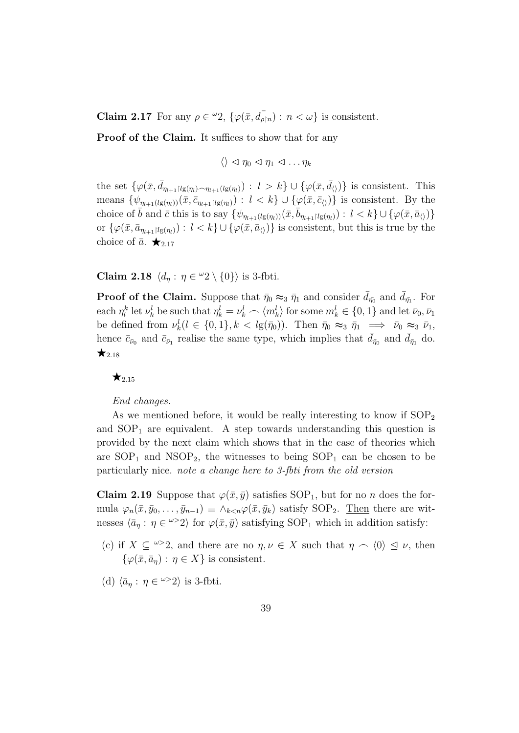**Claim 2.17** For any $\rho \in {}^{\omega}2$, $\{\varphi(\bar{x}, \bar{d}_{\rho\restriction n}) : n < \omega\}$ is consistent.

**Proof of the Claim.** It suffices to show that for any

$$\langle\rangle \lhd \eta_0 \lhd \eta_1 \lhd \ldots \eta_k$$

the set $\{\varphi(\bar{x}, \bar{d}_{\eta_{l+1}\restriction \lg(\eta_l)\frown \eta_{l+1}(\lg(\eta_l))}) : l > k\} \cup \{\varphi(\bar{x}, \bar{d}_{\langle\rangle})\}$ is consistent. This means $\{\psi_{\eta_{l+1}(lg(\eta_l))}(\bar{x}, \bar{c}_{\eta_{l+1}\restriction \lg(\eta_l)}) : l < k\} \cup \{\varphi(\bar{x}, \bar{c}_{\langle\rangle})\}$ is consistent. By the choice of $\bar{b}$ and $\bar{c}$ this is to say $\{\psi_{\eta_{l+1}(lg(\eta_l))}(\bar{x}, \bar{b}_{\eta_{l+1}\restriction \lg(\eta_l)}) : l < k\} \cup \{\varphi(\bar{x}, \bar{a}_{\langle\rangle})\}$ or $\{\varphi(\bar{x}, \bar{a}_{\eta_{l+1}\restriction \lg(\eta_l)}) : l < k\} \cup \{\varphi(\bar{x}, \bar{a}_{\langle\rangle})\}$ is consistent, but this is true by the choice of $\bar{a}$. $\bigstar_{2.17}$

**Claim 2.18** $\langle d_\eta : \eta \in {}^{\omega}2 \setminus \{0\}\rangle$ is 3-fbti.

**Proof of the Claim.** Suppose that $\bar{\eta}_0 \approx_3 \bar{\eta}_1$ and consider $\bar{d}_{\bar{\eta}_0}$ and $\bar{d}_{\bar{\eta}_1}$. For each $\eta^k_l$ let $\nu^l_k$ be such that $\eta^l_k = \nu^l_k \frown \langle m^l_k\rangle$ for some $m^l_k \in \{0, 1\}$ and let $\bar{\nu}_0, \bar{\nu}_1$ be defined from $\nu^l_k (l \in \{0, 1\}, k < lg(\bar{\eta}_0))$. Then $\bar{\eta}_0 \approx_3 \bar{\eta}_1 \implies \bar{\nu}_0 \approx_3 \bar{\nu}_1$, hence $\bar{c}_{\bar{\nu}_0}$ and $\bar{c}_{\bar{\nu}_1}$ realise the same type, which implies that $\bar{d}_{\bar{\eta}_0}$ and $\bar{d}_{\bar{\eta}_1}$ do. $\bigstar_{2.18}$

$\bigstar_{2.15}$

*End changes.*

As we mentioned before, it would be really interesting to know if $\mathrm{SOP}_2$ and $\mathrm{SOP}_1$ are equivalent. A step towards understanding this question is provided by the next claim which shows that in the case of theories which are $\mathrm{SOP}_1$ and $\mathrm{NSOP}_2$, the witnesses to being $\mathrm{SOP}_1$ can be chosen to be particularly nice. *note a change here to 3-fbti from the old version*

**Claim 2.19** Suppose that $\varphi(\bar{x}, \bar{y})$ satisfies $\mathrm{SOP}_1$, but for no $n$ does the formula $\varphi_n(\bar{x}, \bar{y}_0, \ldots, \bar{y}_{n-1}) \equiv \wedge_{k<n}\varphi(\bar{x}, \bar{y}_k)$ satisfy $\mathrm{SOP}_2$. Then there are witnesses $\langle \bar{a}_\eta : \eta \in {}^{\omega>}2\rangle$ for $\varphi(\bar{x}, \bar{y})$ satisfying $\mathrm{SOP}_1$ which in addition satisfy:

(c) if $X \subseteq {}^{\omega>}2$, and there are no $\eta, \nu \in X$ such that $\eta \frown \langle 0\rangle \trianglelefteq \nu$, then $\{\varphi(\bar{x}, \bar{a}_\eta) : \eta \in X\}$ is consistent.

(d) $\langle \bar{a}_\eta : \eta \in {}^{\omega>}2\rangle$ is 3-fbti.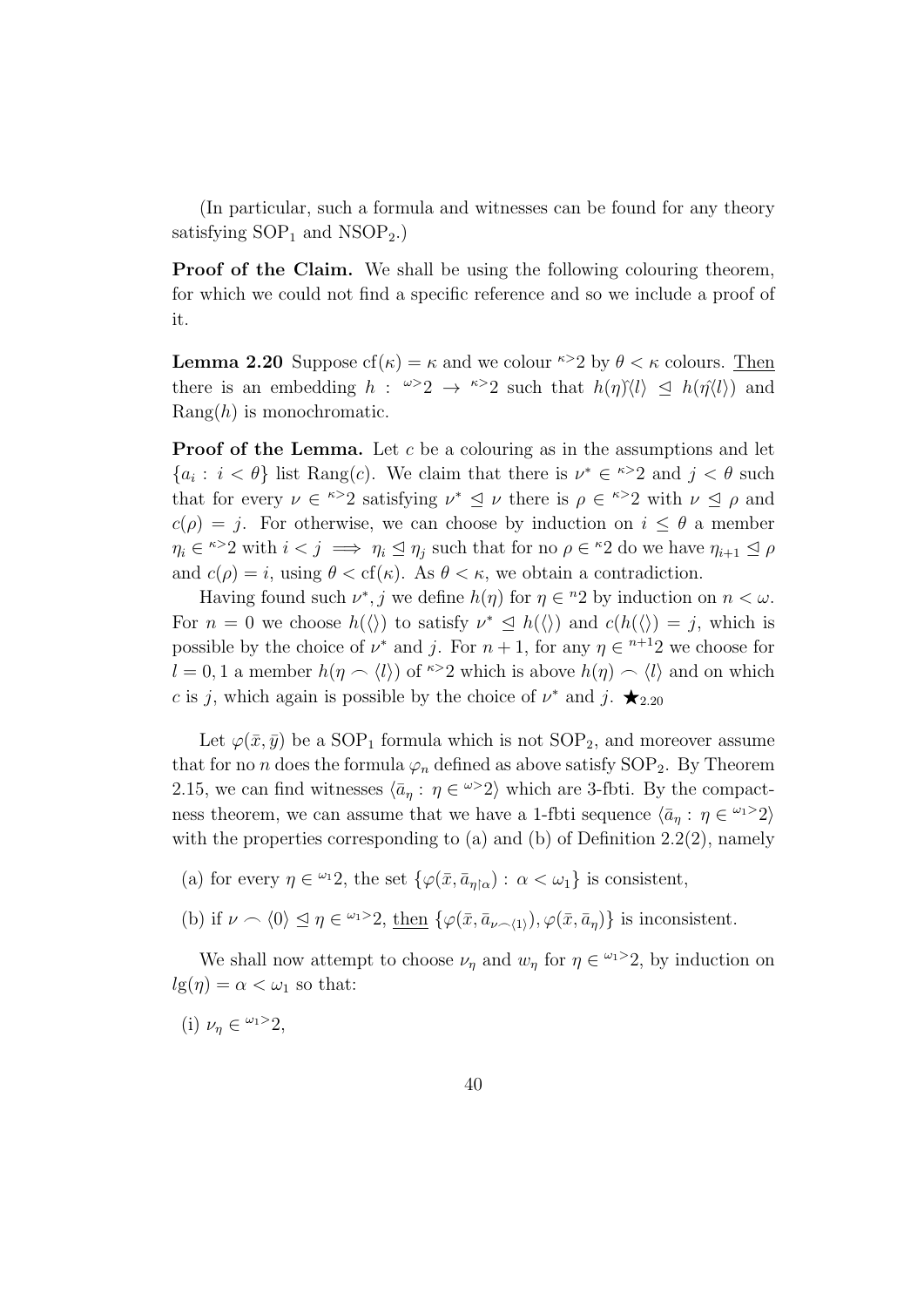(In particular, such a formula and witnesses can be found for any theory satisfying $\mathrm{SOP}_1$ and $\mathrm{NSOP}_2$.)

**Proof of the Claim.** We shall be using the following colouring theorem, for which we could not find a specific reference and so we include a proof of it.

**Lemma 2.20** Suppose $\mathrm{cf}(\kappa) = \kappa$ and we colour ${}^{\kappa>}2$ by $\theta < \kappa$ colours. Then there is an embedding $h : {}^{\omega>}2 \to {}^{\kappa>}2$ such that $h(\eta)\hat{}\langle l\rangle \trianglelefteq h(\eta\hat{}\langle l\rangle)$ and $\mathrm{Rang}(h)$ is monochromatic.

**Proof of the Lemma.** Let $c$ be a colouring as in the assumptions and let $\{a_i : i < \theta\}$ list $\mathrm{Rang}(c)$. We claim that there is $\nu^* \in {}^{\kappa>}2$ and $j < \theta$ such that for every $\nu \in {}^{\kappa>}2$ satisfying $\nu^* \trianglelefteq \nu$ there is $\rho \in {}^{\kappa>}2$ with $\nu \trianglelefteq \rho$ and $c(\rho) = j$. For otherwise, we can choose by induction on $i \leq \theta$ a member $\eta_i \in {}^{\kappa>}2$ with $i < j \implies \eta_i \trianglelefteq \eta_j$ such that for no $\rho \in {}^{\kappa}2$ do we have $\eta_{i+1} \trianglelefteq \rho$ and $c(\rho) = i$, using $\theta < \mathrm{cf}(\kappa)$. As $\theta < \kappa$, we obtain a contradiction.

Having found such $\nu^*, j$ we define $h(\eta)$ for $\eta \in {}^{n}2$ by induction on $n < \omega$. For $n = 0$ we choose $h(\langle\rangle)$ to satisfy $\nu^* \trianglelefteq h(\langle\rangle)$ and $c(h(\langle\rangle)) = j$, which is possible by the choice of $\nu^*$ and $j$. For $n+1$, for any $\eta \in {}^{n+1}2$ we choose for $l = 0, 1$ a member $h(\eta \frown \langle l\rangle)$ of ${}^{\kappa>}2$ which is above $h(\eta) \frown \langle l\rangle$ and on which $c$ is $j$, which again is possible by the choice of $\nu^*$ and $j$. $\bigstar_{2.20}$

Let $\varphi(\bar{x}, \bar{y})$ be a $\mathrm{SOP}_1$ formula which is not $\mathrm{SOP}_2$, and moreover assume that for no $n$ does the formula $\varphi_n$ defined as above satisfy $\mathrm{SOP}_2$. By Theorem 2.15, we can find witnesses $\langle \bar{a}_\eta : \eta \in {}^{\omega>}2\rangle$ which are 3-fbti. By the compactness theorem, we can assume that we have a 1-fbti sequence $\langle \bar{a}_\eta : \eta \in {}^{\omega_1>}2\rangle$ with the properties corresponding to (a) and (b) of Definition 2.2(2), namely

(a) for every $\eta \in {}^{\omega_1}2$, the set $\{\varphi(\bar{x}, \bar{a}_{\eta\restriction\alpha}) : \alpha < \omega_1\}$ is consistent,

(b) if $\nu \frown \langle 0\rangle \trianglelefteq \eta \in {}^{\omega_1>}2$, then $\{\varphi(\bar{x}, \bar{a}_{\nu\frown\langle 1\rangle}), \varphi(\bar{x}, \bar{a}_\eta)\}$ is inconsistent.

We shall now attempt to choose $\nu_\eta$ and $w_\eta$ for $\eta \in {}^{\omega_1>}2$, by induction on $lg(\eta) = \alpha < \omega_1$ so that:

(i) $\nu_\eta \in {}^{\omega_1>}2$,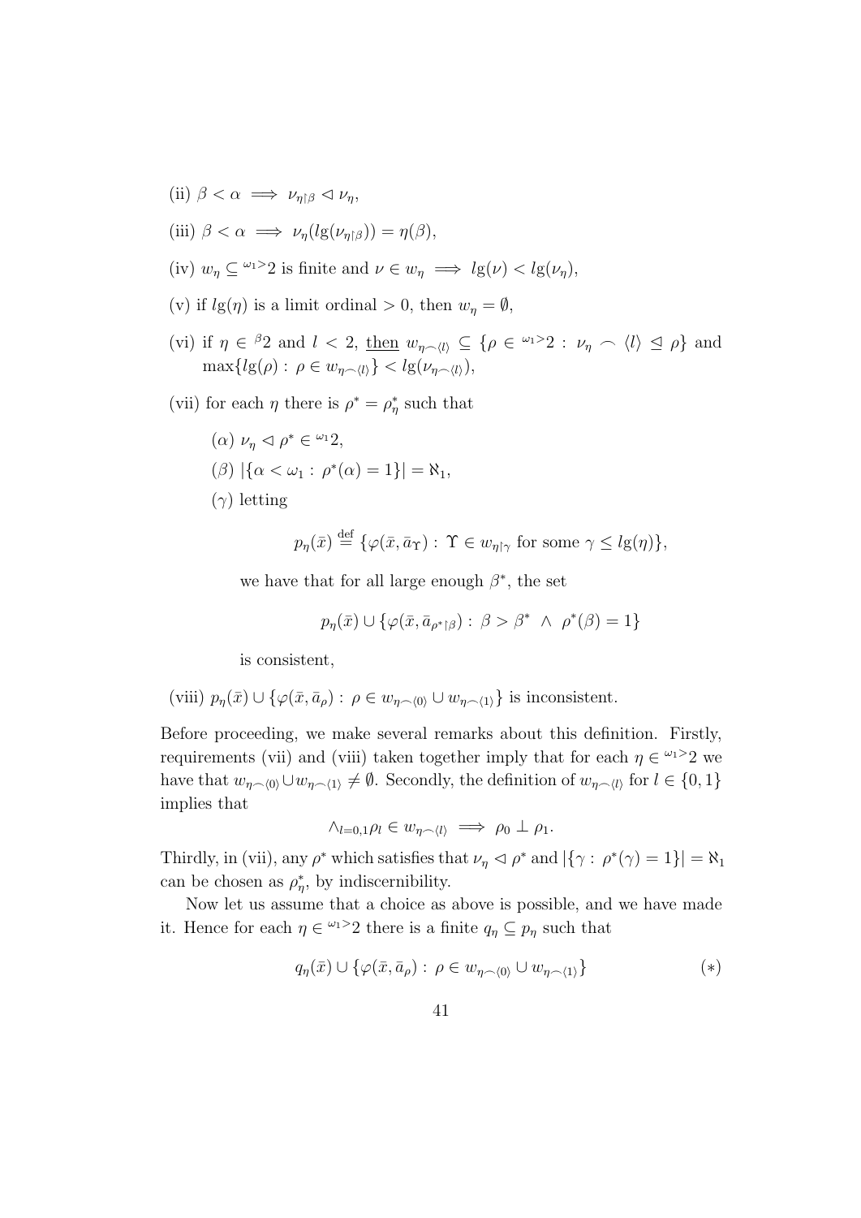(ii) $\beta < \alpha \implies \nu_{\eta\restriction\beta} \lhd \nu_\eta$,

(iii) $\beta < \alpha \implies \nu_\eta(lg(\nu_{\eta\restriction\beta})) = \eta(\beta)$,

(iv) $w_\eta \subseteq {}^{\omega_1>}2$ is finite and $\nu \in w_\eta \implies lg(\nu) < lg(\nu_\eta)$,

(v) if $lg(\eta)$ is a limit ordinal $> 0$, then $w_\eta = \emptyset$,

(vi) if $\eta \in {}^\beta 2$ and $l < 2$, <u>then</u> $w_{\eta\frown\langle l\rangle} \subseteq \{\rho \in {}^{\omega_1>}2 : \nu_\eta \frown \langle l\rangle \trianglelefteq \rho\}$ and $\max\{lg(\rho) : \rho \in w_{\eta\frown\langle l\rangle}\} < lg(\nu_{\eta\frown\langle l\rangle})$,

(vii) for each $\eta$ there is $\rho^* = \rho^*_\eta$ such that

 ($\alpha$) $\nu_\eta \lhd \rho^* \in {}^{\omega_1}2$,

 ($\beta$) $|\{\alpha < \omega_1 : \rho^*(\alpha) = 1\}| = \aleph_1$,

 ($\gamma$) letting

$$p_\eta(\bar{x}) \stackrel{\text{def}}{=} \{\varphi(\bar{x}, \bar{a}_\Upsilon) : \Upsilon \in w_{\eta\restriction\gamma} \text{ for some } \gamma \leq lg(\eta)\},$$

 we have that for all large enough $\beta^*$, the set

$$p_\eta(\bar{x}) \cup \{\varphi(\bar{x}, \bar{a}_{\rho^*\restriction\beta}) : \beta > \beta^* \ \wedge \ \rho^*(\beta) = 1\}$$

 is consistent,

(viii) $p_\eta(\bar{x}) \cup \{\varphi(\bar{x}, \bar{a}_\rho) : \rho \in w_{\eta\frown\langle 0\rangle} \cup w_{\eta\frown\langle 1\rangle}\}$ is inconsistent.

Before proceeding, we make several remarks about this definition. Firstly, requirements (vii) and (viii) taken together imply that for each $\eta \in {}^{\omega_1>}2$ we have that $w_{\eta\frown\langle 0\rangle} \cup w_{\eta\frown\langle 1\rangle} \neq \emptyset$. Secondly, the definition of $w_{\eta\frown\langle l\rangle}$ for $l \in \{0, 1\}$ implies that

$$\wedge_{l=0,1} \rho_l \in w_{\eta\frown\langle l\rangle} \implies \rho_0 \perp \rho_1.$$

Thirdly, in (vii), any $\rho^*$ which satisfies that $\nu_\eta \lhd \rho^*$ and $|\{\gamma : \rho^*(\gamma) = 1\}| = \aleph_1$ can be chosen as $\rho^*_\eta$, by indiscernibility.

Now let us assume that a choice as above is possible, and we have made it. Hence for each $\eta \in {}^{\omega_1>}2$ there is a finite $q_\eta \subseteq p_\eta$ such that

$$q_\eta(\bar{x}) \cup \{\varphi(\bar{x}, \bar{a}_\rho) : \rho \in w_{\eta\frown\langle 0\rangle} \cup w_{\eta\frown\langle 1\rangle}\} \qquad (*)$$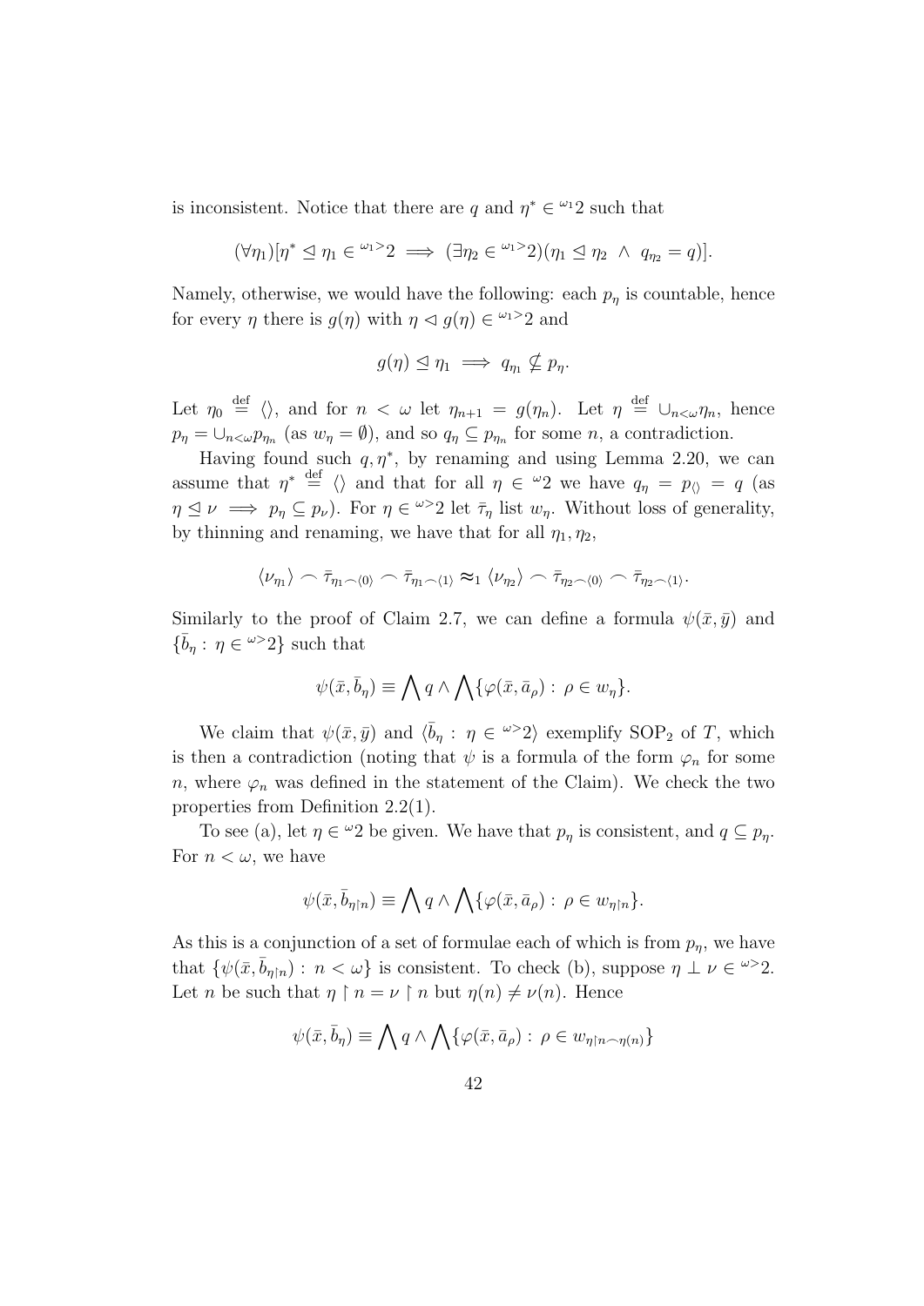is inconsistent. Notice that there are $q$ and $\eta^* \in {}^{\omega_1}2$ such that

$$(\forall \eta_1)[\eta^* \trianglelefteq \eta_1 \in {}^{\omega_1>}2 \implies (\exists \eta_2 \in {}^{\omega_1>}2)(\eta_1 \trianglelefteq \eta_2 \ \wedge \ q_{\eta_2} = q)].$$

Namely, otherwise, we would have the following: each $p_\eta$ is countable, hence for every $\eta$ there is $g(\eta)$ with $\eta \triangleleft g(\eta) \in {}^{\omega_1>}2$ and

$$g(\eta) \trianglelefteq \eta_1 \implies q_{\eta_1} \nsubseteq p_\eta.$$

Let $\eta_0 \stackrel{\text{def}}{=} \langle\rangle$, and for $n < \omega$ let $\eta_{n+1} = g(\eta_n)$. Let $\eta \stackrel{\text{def}}{=} \cup_{n<\omega}\eta_n$, hence $p_\eta = \cup_{n<\omega}p_{\eta_n}$ (as $w_\eta = \emptyset$), and so $q_\eta \subseteq p_{\eta_n}$ for some $n$, a contradiction.

Having found such $q, \eta^*$, by renaming and using Lemma 2.20, we can assume that $\eta^* \stackrel{\text{def}}{=} \langle\rangle$ and that for all $\eta \in {}^{\omega}2$ we have $q_\eta = p_{\langle\rangle} = q$ (as $\eta \trianglelefteq \nu \implies p_\eta \subseteq p_\nu$). For $\eta \in {}^{\omega>}2$ let $\bar{\tau}_\eta$ list $w_\eta$. Without loss of generality, by thinning and renaming, we have that for all $\eta_1, \eta_2$,

$$\langle \nu_{\eta_1} \rangle \frown \bar{\tau}_{\eta_1 \frown \langle 0 \rangle} \frown \bar{\tau}_{\eta_1 \frown \langle 1 \rangle} \approx_1 \langle \nu_{\eta_2} \rangle \frown \bar{\tau}_{\eta_2 \frown \langle 0 \rangle} \frown \bar{\tau}_{\eta_2 \frown \langle 1 \rangle}.$$

Similarly to the proof of Claim 2.7, we can define a formula $\psi(\bar{x}, \bar{y})$ and $\{\bar{b}_\eta : \eta \in {}^{\omega>}2\}$ such that

$$\psi(\bar{x}, \bar{b}_\eta) \equiv \bigwedge q \wedge \bigwedge \{\varphi(\bar{x}, \bar{a}_\rho) : \rho \in w_\eta\}.$$

We claim that $\psi(\bar{x}, \bar{y})$ and $\langle \bar{b}_\eta : \eta \in {}^{\omega>}2 \rangle$ exemplify $\mathrm{SOP}_2$ of $T$, which is then a contradiction (noting that $\psi$ is a formula of the form $\varphi_n$ for some $n$, where $\varphi_n$ was defined in the statement of the Claim). We check the two properties from Definition 2.2(1).

To see (a), let $\eta \in {}^{\omega}2$ be given. We have that $p_\eta$ is consistent, and $q \subseteq p_\eta$. For $n < \omega$, we have

$$\psi(\bar{x}, \bar{b}_{\eta \restriction n}) \equiv \bigwedge q \wedge \bigwedge \{\varphi(\bar{x}, \bar{a}_\rho) : \rho \in w_{\eta \restriction n}\}.$$

As this is a conjunction of a set of formulae each of which is from $p_\eta$, we have that $\{\psi(\bar{x}, \bar{b}_{\eta \restriction n}) : n < \omega\}$ is consistent. To check (b), suppose $\eta \perp \nu \in {}^{\omega>}2$. Let $n$ be such that $\eta \restriction n = \nu \restriction n$ but $\eta(n) \neq \nu(n)$. Hence

$$\psi(\bar{x}, \bar{b}_\eta) \equiv \bigwedge q \wedge \bigwedge \{\varphi(\bar{x}, \bar{a}_\rho) : \rho \in w_{\eta \restriction n \frown \eta(n)}\}$$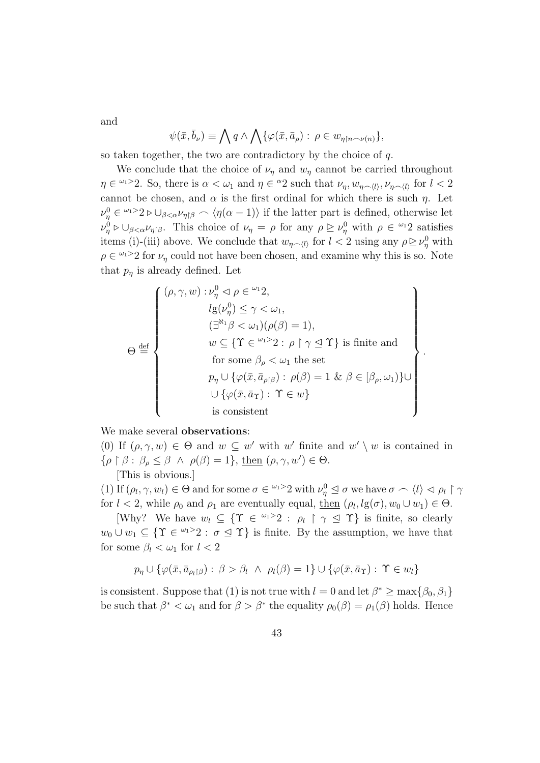and

$$\psi(\bar{x}, \bar{b}_\nu) \equiv \bigwedge q \wedge \bigwedge \{\varphi(\bar{x}, \bar{a}_\rho) : \rho \in w_{\eta \restriction n \frown \nu(n)}\},$$

so taken together, the two are contradictory by the choice of $q$.

We conclude that the choice of $\nu_\eta$ and $w_\eta$ cannot be carried throughout $\eta \in {}^{\omega_1 >}2$. So, there is $\alpha < \omega_1$ and $\eta \in {}^{\alpha}2$ such that $\nu_\eta, w_{\eta \frown \langle l \rangle}, \nu_{\eta \frown \langle l \rangle}$ for $l < 2$ cannot be chosen, and $\alpha$ is the first ordinal for which there is such $\eta$. Let $\nu^0_\eta \in {}^{\omega_1 >}2 \rhd \cup_{\beta < \alpha} \nu_{\eta \restriction \beta} \frown \langle \eta(\alpha - 1) \rangle$ if the latter part is defined, otherwise let $\nu^0_\eta \rhd \cup_{\beta < \alpha} \nu_{\eta \restriction \beta}$. This choice of $\nu_\eta = \rho$ for any $\rho \trianglerighteq \nu^0_\eta$ with $\rho \in {}^{\omega_1}2$ satisfies items (i)-(iii) above. We conclude that $w_{\eta \frown \langle l \rangle}$ for $l < 2$ using any $\rho \trianglerighteq \nu^0_\eta$ with $\rho \in {}^{\omega_1 >}2$ for $\nu_\eta$ could not have been chosen, and examine why this is so. Note that $p_\eta$ is already defined. Let

$$\Theta \stackrel{\text{def}}{=} \left\{ \begin{array}{l} (\rho, \gamma, w) : \nu^0_\eta \lhd \rho \in {}^{\omega_1}2, \\ \qquad lg(\nu^0_\eta) \le \gamma < \omega_1, \\ \qquad (\exists^{\aleph_1} \beta < \omega_1)(\rho(\beta) = 1), \\ \qquad w \subseteq \{\Upsilon \in {}^{\omega_1 >}2 : \rho \restriction \gamma \trianglelefteq \Upsilon\} \text{ is finite and} \\ \qquad \text{for some } \beta_\rho < \omega_1 \text{ the set} \\ \qquad p_\eta \cup \{\varphi(\bar{x}, \bar{a}_{\rho \restriction \beta}) : \rho(\beta) = 1 \ \& \ \beta \in [\beta_\rho, \omega_1)\} \cup \\ \qquad \cup \{\varphi(\bar{x}, \bar{a}_\Upsilon) : \Upsilon \in w\} \\ \qquad \text{is consistent} \end{array} \right\}.$$

We make several **observations**:

(0) If $(\rho, \gamma, w) \in \Theta$ and $w \subseteq w'$ with $w'$ finite and $w' \setminus w$ is contained in $\{\rho \restriction \beta : \beta_\rho \le \beta \ \wedge \ \rho(\beta) = 1\}$, <u>then</u> $(\rho, \gamma, w') \in \Theta$.

[This is obvious.]

(1) If $(\rho_l, \gamma, w_l) \in \Theta$ and for some $\sigma \in {}^{\omega_1 >}2$ with $\nu^0_\eta \trianglelefteq \sigma$ we have $\sigma \frown \langle l \rangle \lhd \rho_l \restriction \gamma$ for $l < 2$, while $\rho_0$ and $\rho_1$ are eventually equal, <u>then</u> $(\rho_l, lg(\sigma), w_0 \cup w_1) \in \Theta$.

[Why? We have $w_l \subseteq \{\Upsilon \in {}^{\omega_1 >}2 : \rho_l \restriction \gamma \trianglelefteq \Upsilon\}$ is finite, so clearly $w_0 \cup w_1 \subseteq \{\Upsilon \in {}^{\omega_1 >}2 : \sigma \trianglelefteq \Upsilon\}$ is finite. By the assumption, we have that for some $\beta_l < \omega_1$ for $l < 2$

$$p_\eta \cup \{\varphi(\bar{x}, \bar{a}_{\rho_l \restriction \beta}) : \beta > \beta_l \ \wedge \ \rho_l(\beta) = 1\} \cup \{\varphi(\bar{x}, \bar{a}_\Upsilon) : \Upsilon \in w_l\}$$

is consistent. Suppose that (1) is not true with $l = 0$ and let $\beta^* \ge \max\{\beta_0, \beta_1\}$ be such that $\beta^* < \omega_1$ and for $\beta > \beta^*$ the equality $\rho_0(\beta) = \rho_1(\beta)$ holds. Hence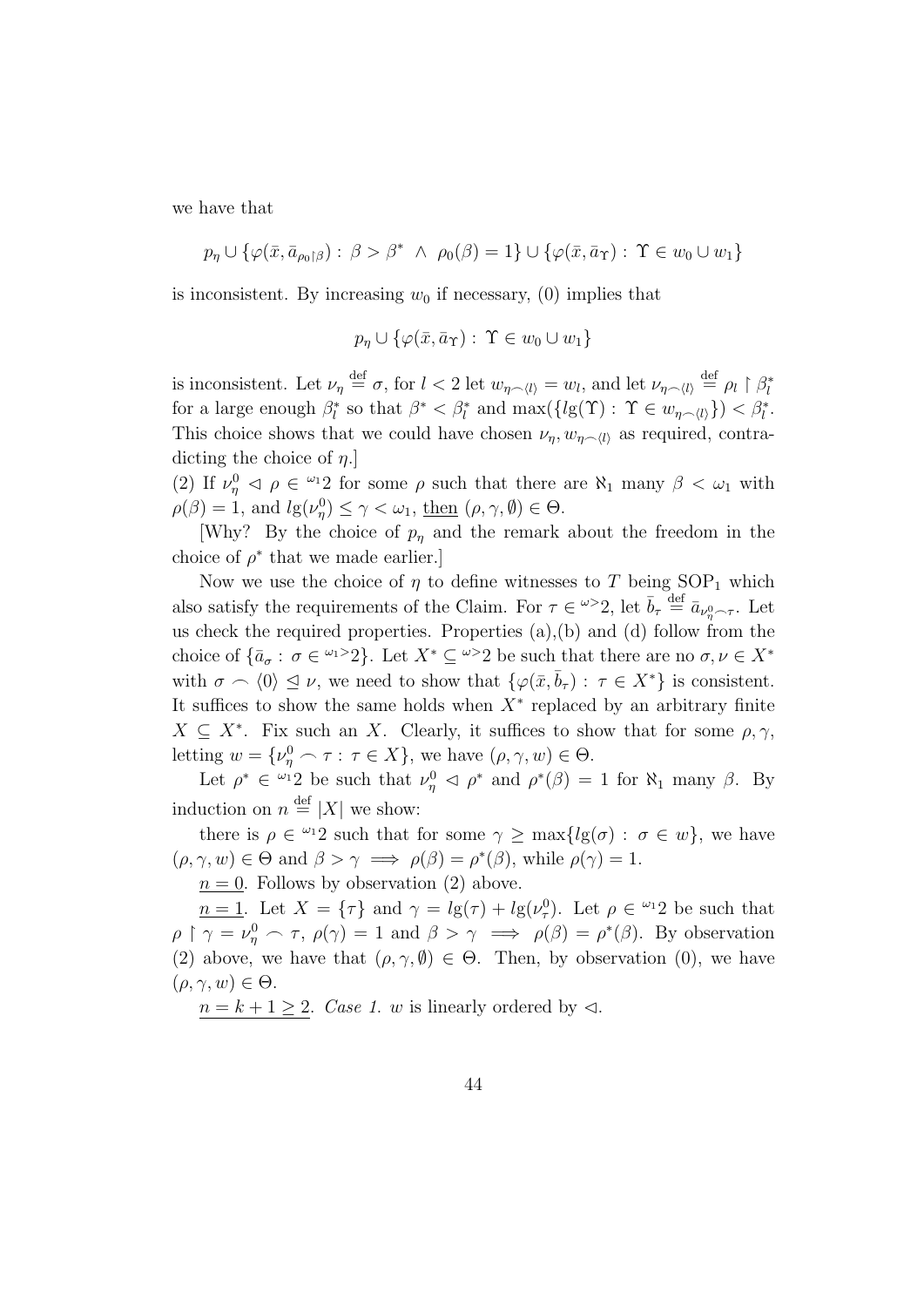we have that

$$p_\eta \cup \{\varphi(\bar{x}, \bar{a}_{\rho_0 \restriction \beta}) : \beta > \beta^* \ \wedge \ \rho_0(\beta) = 1\} \cup \{\varphi(\bar{x}, \bar{a}_\Upsilon) : \Upsilon \in w_0 \cup w_1\}$$

is inconsistent. By increasing $w_0$ if necessary, (0) implies that

$$p_\eta \cup \{\varphi(\bar{x}, \bar{a}_\Upsilon) : \Upsilon \in w_0 \cup w_1\}$$

is inconsistent. Let $\nu_\eta \stackrel{\text{def}}{=} \sigma$, for $l < 2$ let $w_{\eta \frown \langle l \rangle} = w_l$, and let $\nu_{\eta \frown \langle l \rangle} \stackrel{\text{def}}{=} \rho_l \restriction \beta_l^*$ for a large enough $\beta_l^*$ so that $\beta^* < \beta_l^*$ and $\max(\{lg(\Upsilon) : \Upsilon \in w_{\eta \frown \langle l \rangle}\}) < \beta_l^*$. This choice shows that we could have chosen $\nu_\eta, w_{\eta \frown \langle l \rangle}$ as required, contradicting the choice of $\eta$.]

(2) If $\nu_\eta^0 \lhd \rho \in {}^{\omega_1}2$ for some $\rho$ such that there are $\aleph_1$ many $\beta < \omega_1$ with $\rho(\beta) = 1$, and $lg(\nu_\eta^0) \leq \gamma < \omega_1$, <u>then</u> $(\rho, \gamma, \emptyset) \in \Theta$.

[Why? By the choice of $p_\eta$ and the remark about the freedom in the choice of $\rho^*$ that we made earlier.]

Now we use the choice of $\eta$ to define witnesses to $T$ being $\mathrm{SOP}_1$ which also satisfy the requirements of the Claim. For $\tau \in {}^{\omega >}2$, let $\bar{b}_\tau \stackrel{\text{def}}{=} \bar{a}_{\nu_\eta^0 \frown \tau}$. Let us check the required properties. Properties (a),(b) and (d) follow from the choice of $\{\bar{a}_\sigma : \sigma \in {}^{\omega_1 >}2\}$. Let $X^* \subseteq {}^{\omega >}2$ be such that there are no $\sigma, \nu \in X^*$ with $\sigma \frown \langle 0 \rangle \trianglelefteq \nu$, we need to show that $\{\varphi(\bar{x}, \bar{b}_\tau) : \tau \in X^*\}$ is consistent. It suffices to show the same holds when $X^*$ replaced by an arbitrary finite $X \subseteq X^*$. Fix such an $X$. Clearly, it suffices to show that for some $\rho, \gamma$, letting $w = \{\nu_\eta^0 \frown \tau : \tau \in X\}$, we have $(\rho, \gamma, w) \in \Theta$.

Let $\rho^* \in {}^{\omega_1}2$ be such that $\nu_\eta^0 \lhd \rho^*$ and $\rho^*(\beta) = 1$ for $\aleph_1$ many $\beta$. By induction on $n \stackrel{\text{def}}{=} |X|$ we show:

there is $\rho \in {}^{\omega_1}2$ such that for some $\gamma \geq \max\{lg(\sigma) : \sigma \in w\}$, we have $(\rho, \gamma, w) \in \Theta$ and $\beta > \gamma \implies \rho(\beta) = \rho^*(\beta)$, while $\rho(\gamma) = 1$.

<u>$n = 0$</u>. Follows by observation (2) above.

<u>$n = 1$</u>. Let $X = \{\tau\}$ and $\gamma = lg(\tau) + lg(\nu_\tau^0)$. Let $\rho \in {}^{\omega_1}2$ be such that $\rho \restriction \gamma = \nu_\eta^0 \frown \tau$, $\rho(\gamma) = 1$ and $\beta > \gamma \implies \rho(\beta) = \rho^*(\beta)$. By observation (2) above, we have that $(\rho, \gamma, \emptyset) \in \Theta$. Then, by observation (0), we have $(\rho, \gamma, w) \in \Theta$.

<u>$n = k + 1 \geq 2$</u>. *Case 1.* $w$ is linearly ordered by $\lhd$.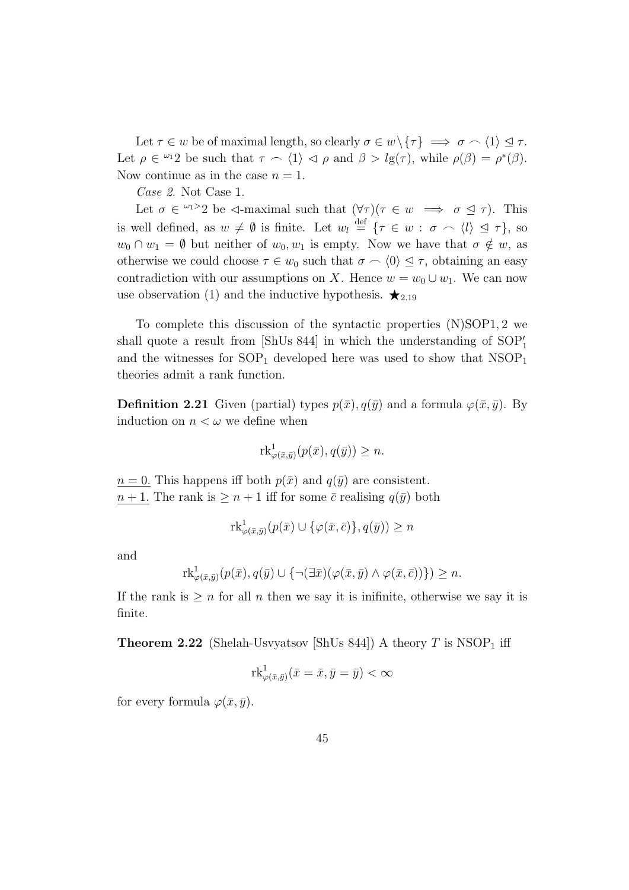Let $\tau \in w$ be of maximal length, so clearly $\sigma \in w \setminus \{\tau\} \implies \sigma \frown \langle 1 \rangle \trianglelefteq \tau$. Let $\rho \in {}^{\omega_1}2$ be such that $\tau \frown \langle 1 \rangle \triangleleft \rho$ and $\beta > lg(\tau)$, while $\rho(\beta) = \rho^*(\beta)$. Now continue as in the case $n = 1$.

*Case 2.* Not Case 1.

Let $\sigma \in {}^{\omega_1 >}2$ be $\triangleleft$-maximal such that $(\forall \tau)(\tau \in w \implies \sigma \trianglelefteq \tau)$. This is well defined, as $w \neq \emptyset$ is finite. Let $w_l \stackrel{\text{def}}{=} \{\tau \in w : \sigma \frown \langle l \rangle \trianglelefteq \tau\}$, so $w_0 \cap w_1 = \emptyset$ but neither of $w_0, w_1$ is empty. Now we have that $\sigma \notin w$, as otherwise we could choose $\tau \in w_0$ such that $\sigma \frown \langle 0 \rangle \trianglelefteq \tau$, obtaining an easy contradiction with our assumptions on $X$. Hence $w = w_0 \cup w_1$. We can now use observation (1) and the inductive hypothesis. $\bigstar_{2.19}$

To complete this discussion of the syntactic properties (N)SOP1, 2 we shall quote a result from [ShUs 844] in which the understanding of $\mathrm{SOP}_1'$ and the witnesses for $\mathrm{SOP}_1$ developed here was used to show that $\mathrm{NSOP}_1$ theories admit a rank function.

**Definition 2.21** Given (partial) types $p(\bar{x}), q(\bar{y})$ and a formula $\varphi(\bar{x}, \bar{y})$. By induction on $n < \omega$ we define when

$$\mathrm{rk}^1_{\varphi(\bar{x},\bar{y})}(p(\bar{x}), q(\bar{y})) \geq n.$$

$\underline{n = 0.}$ This happens iff both $p(\bar{x})$ and $q(\bar{y})$ are consistent.
$\underline{n + 1.}$ The rank is $\geq n + 1$ iff for some $\bar{c}$ realising $q(\bar{y})$ both

$$\mathrm{rk}^1_{\varphi(\bar{x},\bar{y})}(p(\bar{x}) \cup \{\varphi(\bar{x}, \bar{c})\}, q(\bar{y})) \geq n$$

and

$$\mathrm{rk}^1_{\varphi(\bar{x},\bar{y})}(p(\bar{x}), q(\bar{y}) \cup \{\neg(\exists \bar{x})(\varphi(\bar{x}, \bar{y}) \wedge \varphi(\bar{x}, \bar{c}))\}) \geq n.$$

If the rank is $\geq n$ for all $n$ then we say it is inifinite, otherwise we say it is finite.

**Theorem 2.22** (Shelah-Usvyatsov [ShUs 844]) A theory $T$ is $\mathrm{NSOP}_1$ iff

$$\mathrm{rk}^1_{\varphi(\bar{x},\bar{y})}(\bar{x} = \bar{x}, \bar{y} = \bar{y}) < \infty$$

for every formula $\varphi(\bar{x}, \bar{y})$.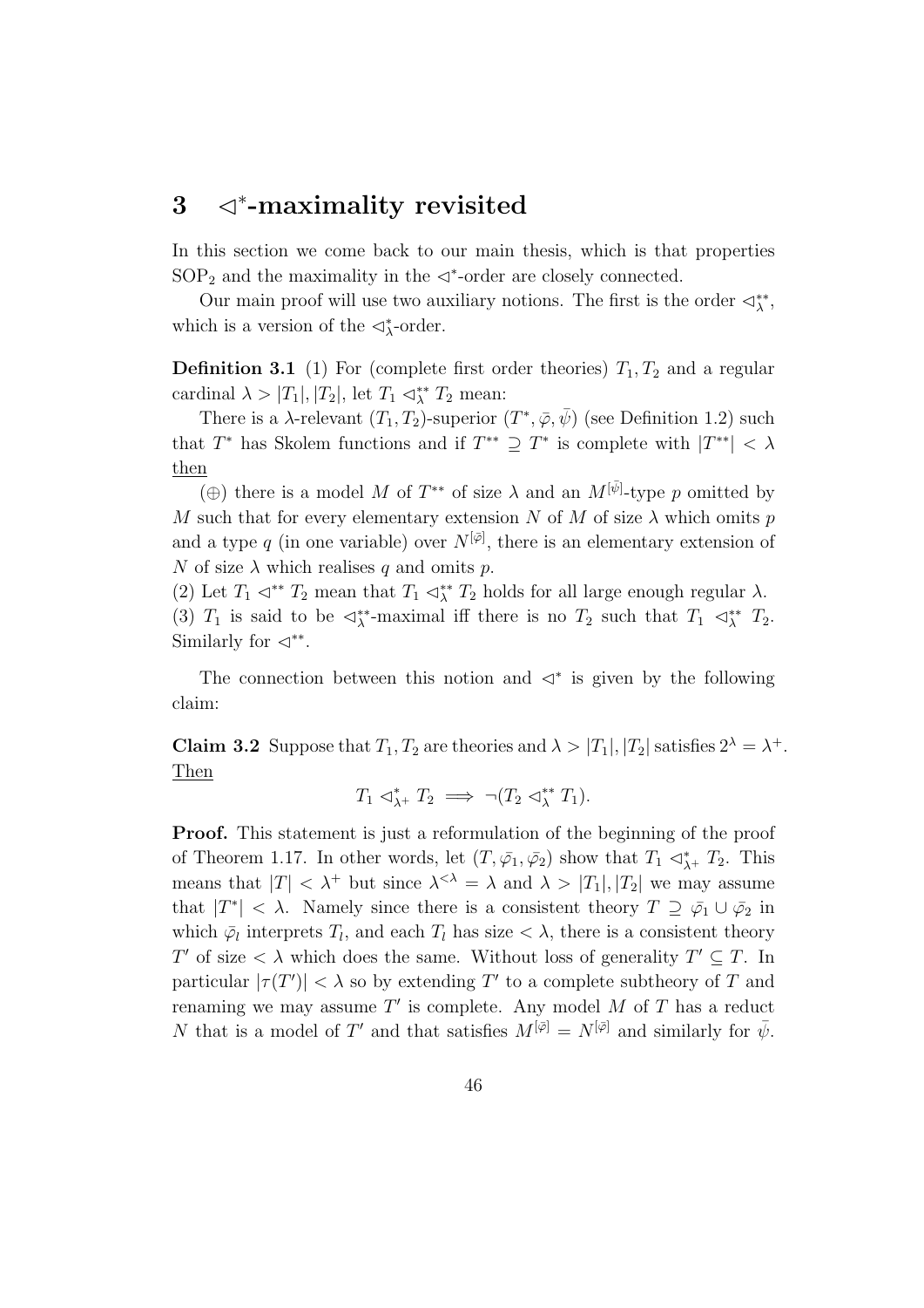## 3 $\lhd^*$-maximality revisited

In this section we come back to our main thesis, which is that properties $\mathrm{SOP}_2$ and the maximality in the $\lhd^*$-order are closely connected.

Our main proof will use two auxiliary notions. The first is the order $\lhd^{**}_\lambda$, which is a version of the $\lhd^*_\lambda$-order.

**Definition 3.1** (1) For (complete first order theories) $T_1, T_2$ and a regular cardinal $\lambda > |T_1|, |T_2|$, let $T_1 \lhd^{**}_\lambda T_2$ mean:

There is a $\lambda$-relevant $(T_1, T_2)$-superior $(T^*, \bar{\varphi}, \bar{\psi})$ (see Definition 1.2) such that $T^*$ has Skolem functions and if $T^{**} \supseteq T^*$ is complete with $|T^{**}| < \lambda$ <u>then</u>

($\oplus$) there is a model $M$ of $T^{**}$ of size $\lambda$ and an $M^{[\bar{\psi}]}$-type $p$ omitted by $M$ such that for every elementary extension $N$ of $M$ of size $\lambda$ which omits $p$ and a type $q$ (in one variable) over $N^{[\bar{\varphi}]}$, there is an elementary extension of $N$ of size $\lambda$ which realises $q$ and omits $p$.

(2) Let $T_1 \lhd^{**} T_2$ mean that $T_1 \lhd^{**}_\lambda T_2$ holds for all large enough regular $\lambda$.

(3) $T_1$ is said to be $\lhd^{**}_\lambda$-maximal iff there is no $T_2$ such that $T_1 \lhd^{**}_\lambda T_2$. Similarly for $\lhd^{**}$.

The connection between this notion and $\lhd^*$ is given by the following claim:

**Claim 3.2** Suppose that $T_1, T_2$ are theories and $\lambda > |T_1|, |T_2|$ satisfies $2^\lambda = \lambda^+$. <u>Then</u>

$$T_1 \lhd^*_{\lambda^+} T_2 \implies \neg(T_2 \lhd^{**}_\lambda T_1).$$

**Proof.** This statement is just a reformulation of the beginning of the proof of Theorem 1.17. In other words, let $(T, \bar{\varphi}_1, \bar{\varphi}_2)$ show that $T_1 \lhd^*_{\lambda^+} T_2$. This means that $|T| < \lambda^+$ but since $\lambda^{<\lambda} = \lambda$ and $\lambda > |T_1|, |T_2|$ we may assume that $|T^*| < \lambda$. Namely since there is a consistent theory $T \supseteq \bar{\varphi}_1 \cup \bar{\varphi}_2$ in which $\bar{\varphi}_l$ interprets $T_l$, and each $T_l$ has size $< \lambda$, there is a consistent theory $T'$ of size $< \lambda$ which does the same. Without loss of generality $T' \subseteq T$. In particular $|\tau(T')| < \lambda$ so by extending $T'$ to a complete subtheory of $T$ and renaming we may assume $T'$ is complete. Any model $M$ of $T$ has a reduct $N$ that is a model of $T'$ and that satisfies $M^{[\bar{\varphi}]} = N^{[\bar{\varphi}]}$ and similarly for $\bar{\psi}$.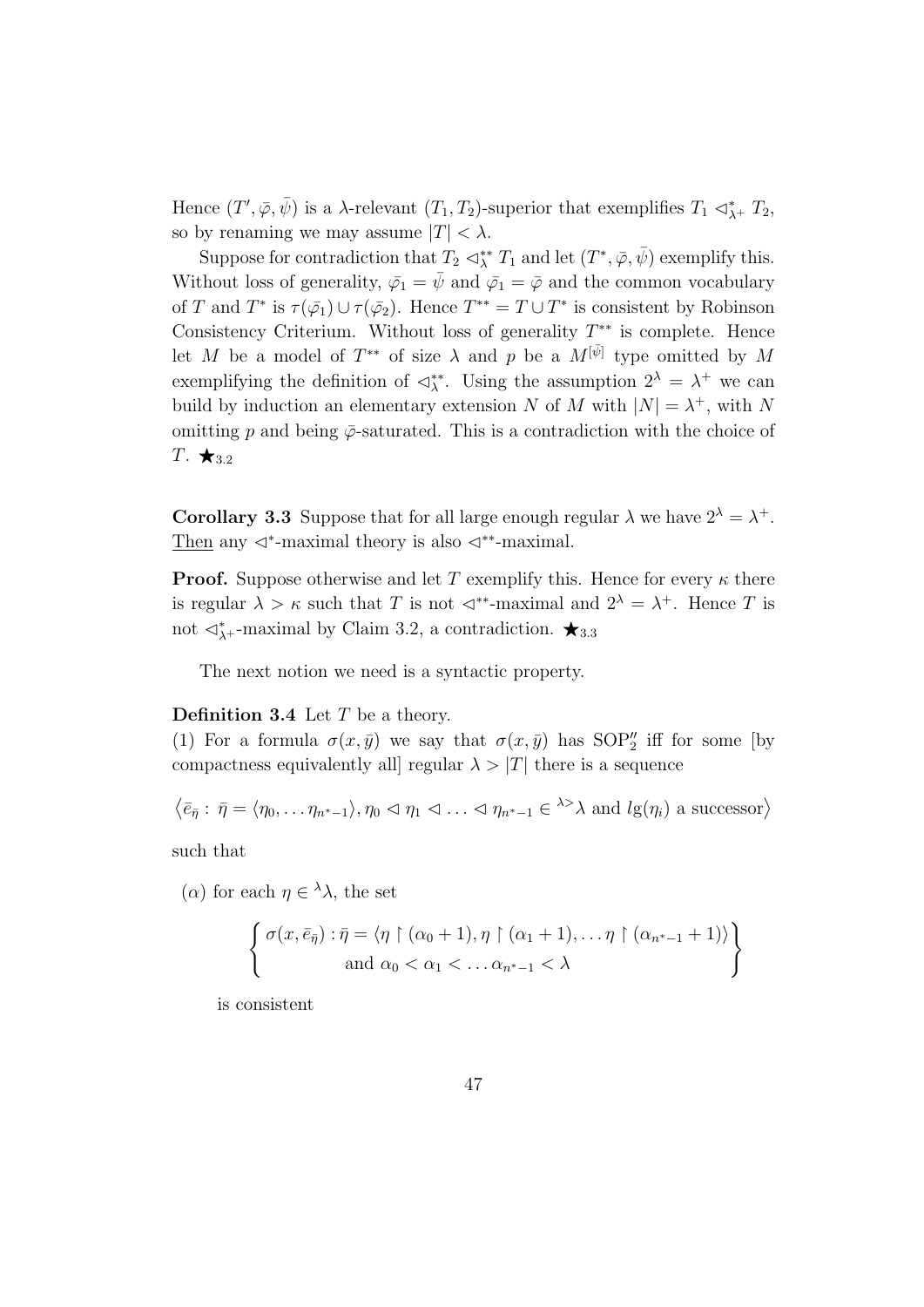Hence $(T', \bar{\varphi}, \bar{\psi})$ is a $\lambda$-relevant $(T_1, T_2)$-superior that exemplifies $T_1 \triangleleft^*_{\lambda^+} T_2$, so by renaming we may assume $|T| < \lambda$.

Suppose for contradiction that $T_2 \triangleleft^{**}_\lambda T_1$ and let $(T^*, \bar{\varphi}, \bar{\psi})$ exemplify this. Without loss of generality, $\bar{\varphi_1} = \bar{\psi}$ and $\bar{\varphi_1} = \bar{\varphi}$ and the common vocabulary of $T$ and $T^*$ is $\tau(\bar{\varphi_1}) \cup \tau(\bar{\varphi_2})$. Hence $T^{**} = T \cup T^*$ is consistent by Robinson Consistency Criterium. Without loss of generality $T^{**}$ is complete. Hence let $M$ be a model of $T^{**}$ of size $\lambda$ and $p$ be a $M^{[\bar{\psi}]}$ type omitted by $M$ exemplifying the definition of $\triangleleft^{**}_\lambda$. Using the assumption $2^\lambda = \lambda^+$ we can build by induction an elementary extension $N$ of $M$ with $|N| = \lambda^+$, with $N$ omitting $p$ and being $\bar{\varphi}$-saturated. This is a contradiction with the choice of $T$. $\bigstar_{3.2}$

**Corollary 3.3** Suppose that for all large enough regular $\lambda$ we have $2^\lambda = \lambda^+$. Then any $\triangleleft^*$-maximal theory is also $\triangleleft^{**}$-maximal.

**Proof.** Suppose otherwise and let $T$ exemplify this. Hence for every $\kappa$ there is regular $\lambda > \kappa$ such that $T$ is not $\triangleleft^{**}$-maximal and $2^\lambda = \lambda^+$. Hence $T$ is not $\triangleleft^*_{\lambda^+}$-maximal by Claim 3.2, a contradiction. $\bigstar_{3.3}$

The next notion we need is a syntactic property.

**Definition 3.4** Let $T$ be a theory.

(1) For a formula $\sigma(x, \bar{y})$ we say that $\sigma(x, \bar{y})$ has $\mathrm{SOP}''_2$ iff for some [by compactness equivalently all] regular $\lambda > |T|$ there is a sequence

$$\left\langle \bar{e}_{\bar{\eta}} : \bar{\eta} = \langle \eta_0, \ldots \eta_{n^*-1} \rangle, \eta_0 \triangleleft \eta_1 \triangleleft \ldots \triangleleft \eta_{n^*-1} \in {}^{\lambda >}\lambda \text{ and } lg(\eta_i) \text{ a successor} \right\rangle$$

such that

($\alpha$) for each $\eta \in {}^\lambda\lambda$, the set

$$\left\{ \begin{array}{c} \sigma(x, \bar{e}_{\bar{\eta}}) : \bar{\eta} = \langle \eta \restriction (\alpha_0 + 1), \eta \restriction (\alpha_1 + 1), \ldots \eta \restriction (\alpha_{n^*-1} + 1) \rangle \\ \text{and } \alpha_0 < \alpha_1 < \ldots \alpha_{n^*-1} < \lambda \end{array} \right\}$$

is consistent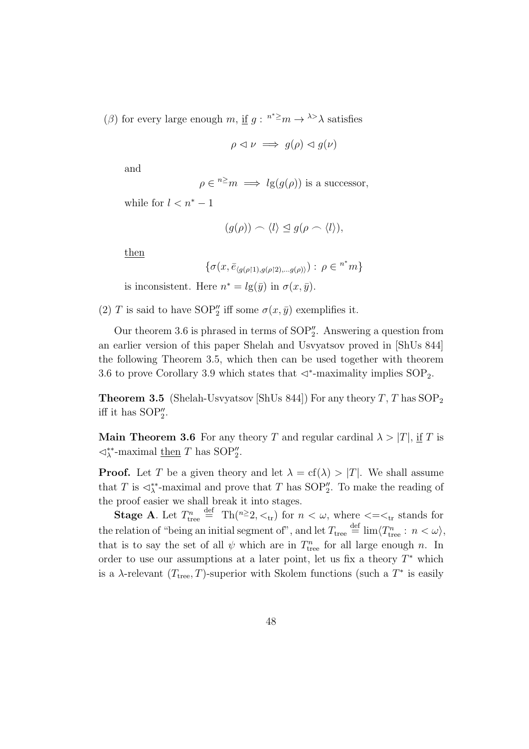($\beta$) for every large enough $m$, <u>if</u> $g : {}^{n^* \geq} m \to {}^{\lambda >} \lambda$ satisfies

$$\rho \lhd \nu \implies g(\rho) \lhd g(\nu)$$

and

$$\rho \in {}^{n \geq} m \implies lg(g(\rho)) \text{ is a successor,}$$

while for $l < n^* - 1$

$$(g(\rho)) \frown \langle l \rangle \trianglelefteq g(\rho \frown \langle l \rangle),$$

<u>then</u>

$$\{\sigma(x, \bar{e}_{\langle g(\rho \restriction 1), g(\rho \restriction 2), \ldots g(\rho) \rangle}) : \rho \in {}^{n^*} m\}$$

is inconsistent. Here $n^* = lg(\bar{y})$ in $\sigma(x, \bar{y})$.

(2) $T$ is said to have $\mathrm{SOP}_2''$ iff some $\sigma(x, \bar{y})$ exemplifies it.

Our theorem 3.6 is phrased in terms of $\mathrm{SOP}_2''$. Answering a question from an earlier version of this paper Shelah and Usvyatsov proved in [ShUs 844] the following Theorem 3.5, which then can be used together with theorem 3.6 to prove Corollary 3.9 which states that $\lhd^*$-maximality implies $\mathrm{SOP}_2$.

**Theorem 3.5** (Shelah-Usvyatsov [ShUs 844]) For any theory $T$, $T$ has $\mathrm{SOP}_2$ iff it has $\mathrm{SOP}_2''$.

**Main Theorem 3.6** For any theory $T$ and regular cardinal $\lambda > |T|$, <u>if</u> $T$ is $\lhd^{**}_\lambda$-maximal <u>then</u> $T$ has $\mathrm{SOP}_2''$.

**Proof.** Let $T$ be a given theory and let $\lambda = \mathrm{cf}(\lambda) > |T|$. We shall assume that $T$ is $\lhd^{**}_\lambda$-maximal and prove that $T$ has $\mathrm{SOP}_2''$. To make the reading of the proof easier we shall break it into stages.

**Stage A**. Let $T^n_{\mathrm{tree}} \stackrel{\mathrm{def}}{=} \mathrm{Th}({}^{n\geq}2, <_{\mathrm{tr}})$ for $n < \omega$, where $<=<_{\mathrm{tr}}$ stands for the relation of "being an initial segment of", and let $T_{\mathrm{tree}} \stackrel{\mathrm{def}}{=} \lim \langle T^n_{\mathrm{tree}} : n < \omega \rangle$, that is to say the set of all $\psi$ which are in $T^n_{\mathrm{tree}}$ for all large enough $n$. In order to use our assumptions at a later point, let us fix a theory $T^*$ which is a $\lambda$-relevant $(T_{\mathrm{tree}}, T)$-superior with Skolem functions (such a $T^*$ is easily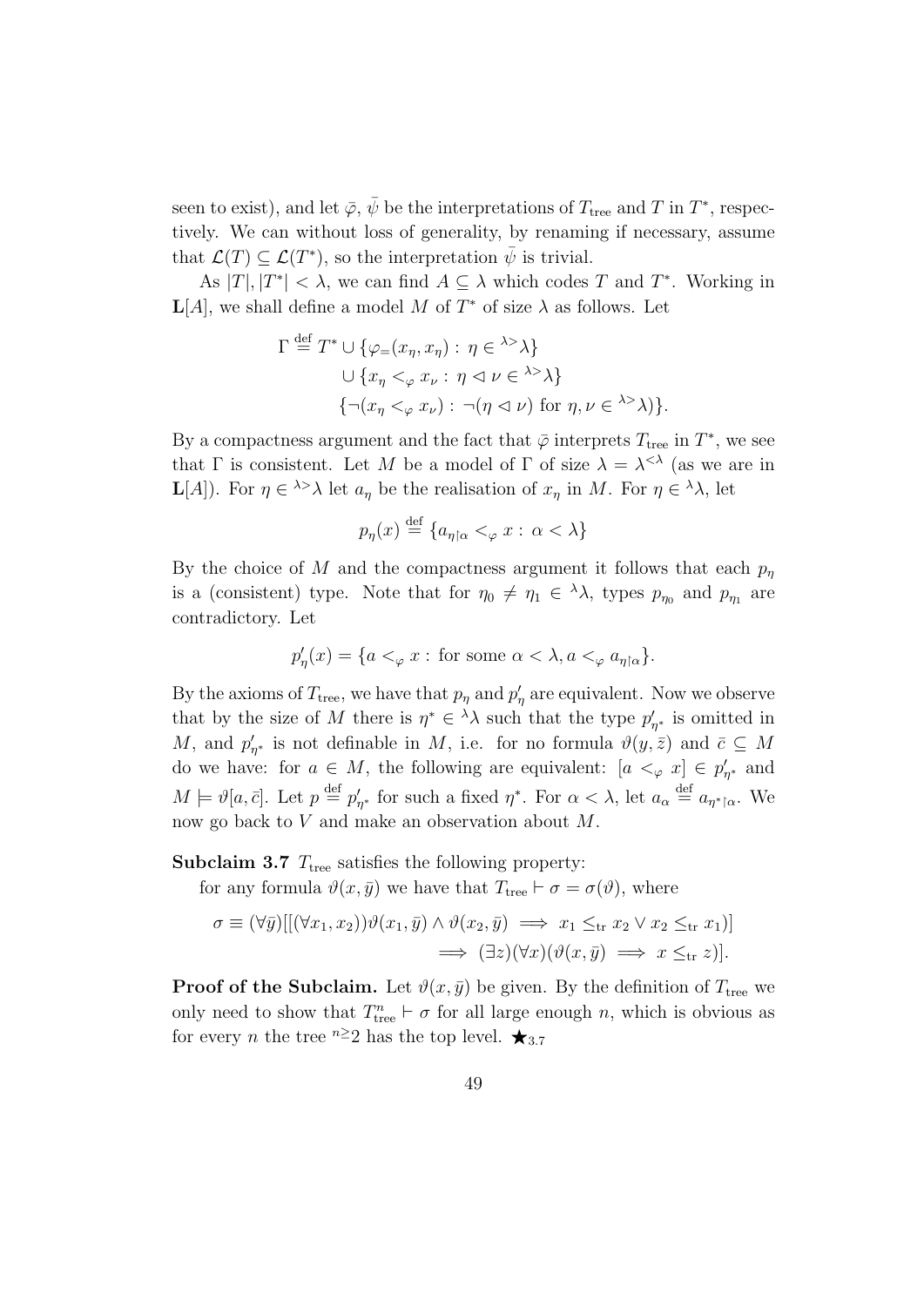seen to exist), and let $\bar{\varphi}$, $\bar{\psi}$ be the interpretations of $T_{\text{tree}}$ and $T$ in $T^*$, respectively. We can without loss of generality, by renaming if necessary, assume that $\mathcal{L}(T) \subseteq \mathcal{L}(T^*)$, so the interpretation $\bar{\psi}$ is trivial.

As $|T|, |T^*| < \lambda$, we can find $A \subseteq \lambda$ which codes $T$ and $T^*$. Working in $\mathbf{L}[A]$, we shall define a model $M$ of $T^*$ of size $\lambda$ as follows. Let

$$
\begin{aligned}
\Gamma \stackrel{\text{def}}{=} T^* &\cup \{\varphi_{=}(x_\eta, x_\eta) : \eta \in {}^{\lambda>}\lambda\} \\
&\cup \{x_\eta <_\varphi x_\nu : \eta \lhd \nu \in {}^{\lambda>}\lambda\} \\
&\{\neg(x_\eta <_\varphi x_\nu) : \neg(\eta \lhd \nu) \text{ for } \eta, \nu \in {}^{\lambda>}\lambda)\}.
\end{aligned}
$$

By a compactness argument and the fact that $\bar{\varphi}$ interprets $T_{\text{tree}}$ in $T^*$, we see that $\Gamma$ is consistent. Let $M$ be a model of $\Gamma$ of size $\lambda = \lambda^{<\lambda}$ (as we are in $\mathbf{L}[A]$). For $\eta \in {}^{\lambda>}\lambda$ let $a_\eta$ be the realisation of $x_\eta$ in $M$. For $\eta \in {}^{\lambda}\lambda$, let

$$
p_\eta(x) \stackrel{\text{def}}{=} \{a_{\eta\restriction\alpha} <_\varphi x : \alpha < \lambda\}
$$

By the choice of $M$ and the compactness argument it follows that each $p_\eta$ is a (consistent) type. Note that for $\eta_0 \neq \eta_1 \in {}^{\lambda}\lambda$, types $p_{\eta_0}$ and $p_{\eta_1}$ are contradictory. Let

$$
p'_\eta(x) = \{a <_\varphi x : \text{for some } \alpha < \lambda, a <_\varphi a_{\eta\restriction\alpha}\}.
$$

By the axioms of $T_{\text{tree}}$, we have that $p_\eta$ and $p'_\eta$ are equivalent. Now we observe that by the size of $M$ there is $\eta^* \in {}^{\lambda}\lambda$ such that the type $p'_{\eta^*}$ is omitted in $M$, and $p'_{\eta^*}$ is not definable in $M$, i.e. for no formula $\vartheta(y, \bar{z})$ and $\bar{c} \subseteq M$ do we have: for $a \in M$, the following are equivalent: $[a <_\varphi x] \in p'_{\eta^*}$ and $M \models \vartheta[a, \bar{c}]$. Let $p \stackrel{\text{def}}{=} p'_{\eta^*}$ for such a fixed $\eta^*$. For $\alpha < \lambda$, let $a_\alpha \stackrel{\text{def}}{=} a_{\eta^*\restriction\alpha}$. We now go back to $V$ and make an observation about $M$.

**Subclaim 3.7** $T_{\text{tree}}$ satisfies the following property:

for any formula $\vartheta(x, \bar{y})$ we have that $T_{\text{tree}} \vdash \sigma = \sigma(\vartheta)$, where

$$
\begin{aligned}
\sigma \equiv (\forall \bar{y})[[(\forall x_1, x_2))\vartheta(x_1, \bar{y}) \wedge \vartheta(x_2, \bar{y}) \implies x_1 \leq_{\text{tr}} x_2 \vee x_2 \leq_{\text{tr}} x_1)] \\
\implies (\exists z)(\forall x)(\vartheta(x, \bar{y}) \implies x \leq_{\text{tr}} z)].
\end{aligned}
$$

**Proof of the Subclaim.** Let $\vartheta(x, \bar{y})$ be given. By the definition of $T_{\text{tree}}$ we only need to show that $T^n_{\text{tree}} \vdash \sigma$ for all large enough $n$, which is obvious as for every $n$ the tree ${}^{n\geq}2$ has the top level. $\bigstar_{3.7}$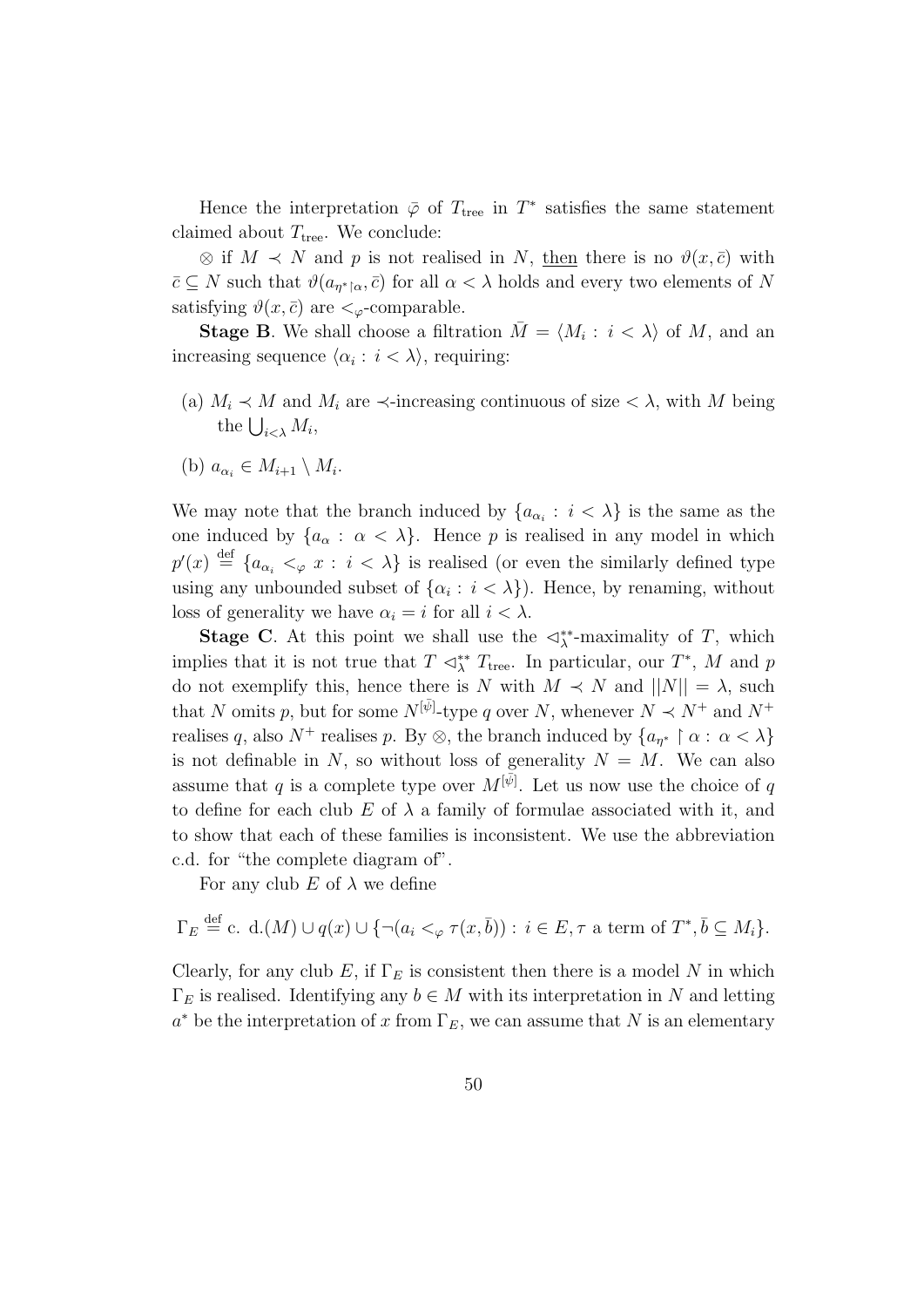Hence the interpretation $\bar{\varphi}$ of $T_{\rm tree}$ in $T^*$ satisfies the same statement claimed about $T_{\rm tree}$. We conclude:

$\otimes$ if $M \prec N$ and $p$ is not realised in $N$, <u>then</u> there is no $\vartheta(x, \bar{c})$ with $\bar{c} \subseteq N$ such that $\vartheta(a_{\eta^* \restriction \alpha}, \bar{c})$ for all $\alpha < \lambda$ holds and every two elements of $N$ satisfying $\vartheta(x, \bar{c})$ are $<_\varphi$-comparable.

**Stage B**. We shall choose a filtration $\bar{M} = \langle M_i : i < \lambda \rangle$ of $M$, and an increasing sequence $\langle \alpha_i : i < \lambda \rangle$, requiring:

(a) $M_i \prec M$ and $M_i$ are $\prec$-increasing continuous of size $< \lambda$, with $M$ being the $\bigcup_{i<\lambda} M_i$,

(b) $a_{\alpha_i} \in M_{i+1} \setminus M_i$.

We may note that the branch induced by $\{a_{\alpha_i} : i < \lambda\}$ is the same as the one induced by $\{a_\alpha : \alpha < \lambda\}$. Hence $p$ is realised in any model in which $p'(x) \overset{\rm def}{=} \{a_{\alpha_i} <_\varphi x : i < \lambda\}$ is realised (or even the similarly defined type using any unbounded subset of $\{\alpha_i : i < \lambda\}$). Hence, by renaming, without loss of generality we have $\alpha_i = i$ for all $i < \lambda$.

**Stage C**. At this point we shall use the $\lhd^{**}_\lambda$-maximality of $T$, which implies that it is not true that $T \lhd^{**}_\lambda T_{\rm tree}$. In particular, our $T^*$, $M$ and $p$ do not exemplify this, hence there is $N$ with $M \prec N$ and $||N|| = \lambda$, such that $N$ omits $p$, but for some $N^{[\bar{\psi}]}$-type $q$ over $N$, whenever $N \prec N^+$ and $N^+$ realises $q$, also $N^+$ realises $p$. By $\otimes$, the branch induced by $\{a_{\eta^*} \restriction \alpha : \alpha < \lambda\}$ is not definable in $N$, so without loss of generality $N = M$. We can also assume that $q$ is a complete type over $M^{[\bar{\psi}]}$. Let us now use the choice of $q$ to define for each club $E$ of $\lambda$ a family of formulae associated with it, and to show that each of these families is inconsistent. We use the abbreviation c.d. for "the complete diagram of".

For any club $E$ of $\lambda$ we define

$$\Gamma_E \overset{\rm def}{=} \text{c. d.}(M) \cup q(x) \cup \{\neg(a_i <_\varphi \tau(x, \bar{b})) : i \in E, \tau \text{ a term of } T^*, \bar{b} \subseteq M_i\}.$$

Clearly, for any club $E$, if $\Gamma_E$ is consistent then there is a model $N$ in which $\Gamma_E$ is realised. Identifying any $b \in M$ with its interpretation in $N$ and letting $a^*$ be the interpretation of $x$ from $\Gamma_E$, we can assume that $N$ is an elementary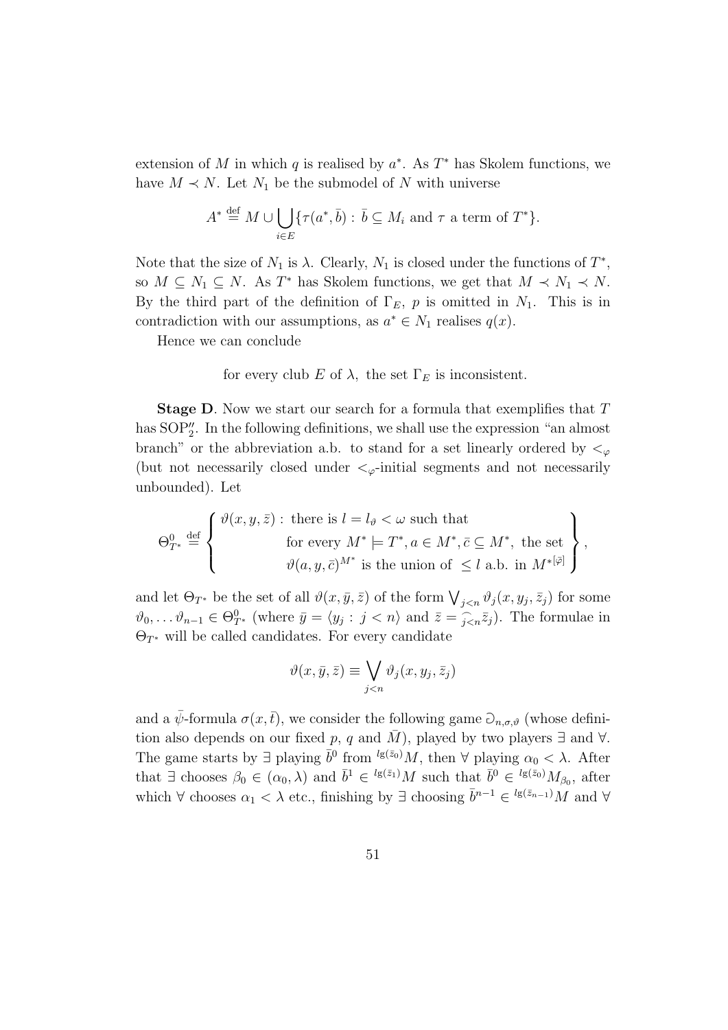extension of $M$ in which $q$ is realised by $a^*$. As $T^*$ has Skolem functions, we have $M \prec N$. Let $N_1$ be the submodel of $N$ with universe

$$A^* \stackrel{\text{def}}{=} M \cup \bigcup_{i \in E} \{\tau(a^*, \bar{b}) : \bar{b} \subseteq M_i \text{ and } \tau \text{ a term of } T^*\}.$$

Note that the size of $N_1$ is $\lambda$. Clearly, $N_1$ is closed under the functions of $T^*$, so $M \subseteq N_1 \subseteq N$. As $T^*$ has Skolem functions, we get that $M \prec N_1 \prec N$. By the third part of the definition of $\Gamma_E$, $p$ is omitted in $N_1$. This is in contradiction with our assumptions, as $a^* \in N_1$ realises $q(x)$.

Hence we can conclude

for every club $E$ of $\lambda$, the set $\Gamma_E$ is inconsistent.

**Stage D**. Now we start our search for a formula that exemplifies that $T$ has $\mathrm{SOP}_2''$. In the following definitions, we shall use the expression "an almost branch" or the abbreviation a.b. to stand for a set linearly ordered by $<_\varphi$ (but not necessarily closed under $<_\varphi$-initial segments and not necessarily unbounded). Let

$$\Theta^0_{T^*} \stackrel{\text{def}}{=} \left\{ \begin{array}{ll} \vartheta(x, y, \bar{z}) : & \text{there is } l = l_\vartheta < \omega \text{ such that} \\ & \text{for every } M^* \models T^*, a \in M^*, \bar{c} \subseteq M^*, \text{ the set} \\ & \vartheta(a, y, \bar{c})^{M^*} \text{ is the union of } \leq l \text{ a.b. in } M^{*[\bar{\varphi}]} \end{array} \right\},$$

and let $\Theta_{T^*}$ be the set of all $\vartheta(x, \bar{y}, \bar{z})$ of the form $\bigvee_{j<n} \vartheta_j(x, y_j, \bar{z}_j)$ for some $\vartheta_0, \ldots \vartheta_{n-1} \in \Theta^0_{T^*}$ (where $\bar{y} = \langle y_j : j < n \rangle$ and $\bar{z} = \widehat{\ }_{j<n} \bar{z}_j$). The formulae in $\Theta_{T^*}$ will be called candidates. For every candidate

$$\vartheta(x, \bar{y}, \bar{z}) \equiv \bigvee_{j<n} \vartheta_j(x, y_j, \bar{z}_j)$$

and a $\bar{\psi}$-formula $\sigma(x, \bar{t})$, we consider the following game $\Game_{n,\sigma,\vartheta}$ (whose definition also depends on our fixed $p$, $q$ and $\bar{M}$), played by two players $\exists$ and $\forall$. The game starts by $\exists$ playing $\bar{b}^0$ from ${}^{\lg(\bar{z}_0)}M$, then $\forall$ playing $\alpha_0 < \lambda$. After that $\exists$ chooses $\beta_0 \in (\alpha_0, \lambda)$ and $\bar{b}^1 \in {}^{\lg(\bar{z}_1)}M$ such that $\bar{b}^0 \in {}^{\lg(\bar{z}_0)}M_{\beta_0}$, after which $\forall$ chooses $\alpha_1 < \lambda$ etc., finishing by $\exists$ choosing $\bar{b}^{n-1} \in {}^{\lg(\bar{z}_{n-1})}M$ and $\forall$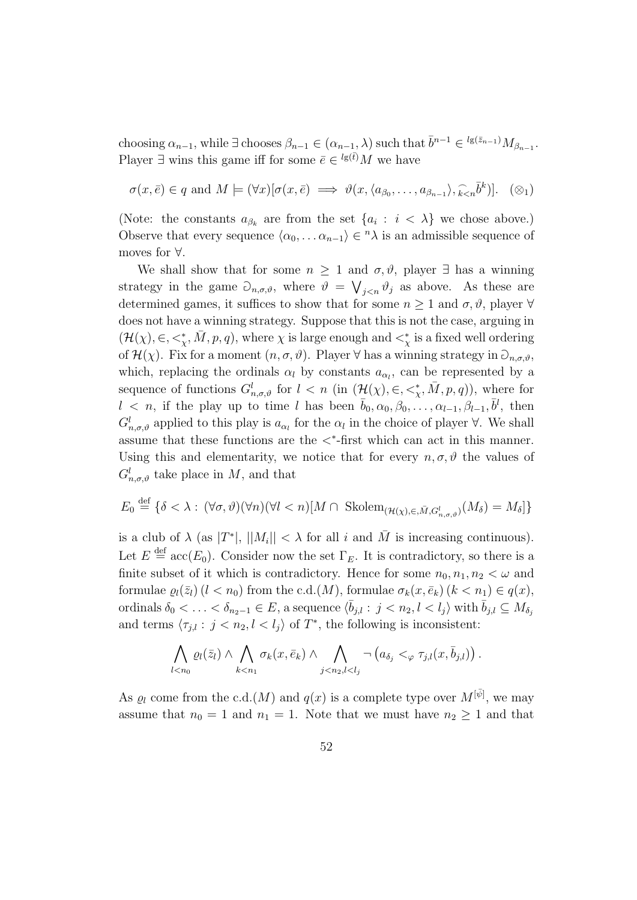choosing $\alpha_{n-1}$, while $\exists$ chooses $\beta_{n-1} \in (\alpha_{n-1}, \lambda)$ such that $\bar{b}^{n-1} \in {}^{\lg(\bar{z}_{n-1})} M_{\beta_{n-1}}$. Player $\exists$ wins this game iff for some $\bar{e} \in {}^{\lg(\bar{t})} M$ we have

$$\sigma(x, \bar{e}) \in q \text{ and } M \models (\forall x)[\sigma(x, \bar{e}) \implies \vartheta(x, \langle a_{\beta_0}, \ldots, a_{\beta_{n-1}} \rangle, \widehat{\ }_{k<n} \bar{b}^k)]. \quad (\otimes_1)$$

(Note: the constants $a_{\beta_k}$ are from the set $\{a_i : i < \lambda\}$ we chose above.) Observe that every sequence $\langle \alpha_0, \ldots \alpha_{n-1} \rangle \in {}^n\lambda$ is an admissible sequence of moves for $\forall$.

We shall show that for some $n \geq 1$ and $\sigma, \vartheta$, player $\exists$ has a winning strategy in the game $\eth_{n,\sigma,\vartheta}$, where $\vartheta = \bigvee_{j<n} \vartheta_j$ as above. As these are determined games, it suffices to show that for some $n \geq 1$ and $\sigma, \vartheta$, player $\forall$ does not have a winning strategy. Suppose that this is not the case, arguing in $(\mathcal{H}(\chi), \in, <^*_\chi, \bar{M}, p, q)$, where $\chi$ is large enough and $<^*_\chi$ is a fixed well ordering of $\mathcal{H}(\chi)$. Fix for a moment $(n, \sigma, \vartheta)$. Player $\forall$ has a winning strategy in $\eth_{n,\sigma,\vartheta}$, which, replacing the ordinals $\alpha_l$ by constants $a_{\alpha_l}$, can be represented by a sequence of functions $G^l_{n,\sigma,\vartheta}$ for $l < n$ (in $(\mathcal{H}(\chi), \in, <^*_\chi, \bar{M}, p, q)$), where for $l < n$, if the play up to time $l$ has been $\bar{b}_0, \alpha_0, \beta_0, \ldots, \alpha_{l-1}, \beta_{l-1}, \bar{b}^l$, then $G^l_{n,\sigma,\vartheta}$ applied to this play is $a_{\alpha_l}$ for the $\alpha_l$ in the choice of player $\forall$. We shall assume that these functions are the $<^*$-first which can act in this manner. Using this and elementarity, we notice that for every $n, \sigma, \vartheta$ the values of $G^l_{n,\sigma,\vartheta}$ take place in $M$, and that

$$E_0 \stackrel{\text{def}}{=} \{\delta < \lambda : (\forall \sigma, \vartheta)(\forall n)(\forall l < n)[M \cap \operatorname{Skolem}_{(\mathcal{H}(\chi), \in, \bar{M}, G^l_{n,\sigma,\vartheta})}(M_\delta) = M_\delta]\}$$

is a club of $\lambda$ (as $|T^*|$, $||M_i|| < \lambda$ for all $i$ and $\bar{M}$ is increasing continuous). Let $E \stackrel{\text{def}}{=} \operatorname{acc}(E_0)$. Consider now the set $\Gamma_E$. It is contradictory, so there is a finite subset of it which is contradictory. Hence for some $n_0, n_1, n_2 < \omega$ and formulae $\varrho_l(\bar{z}_l)$ $(l < n_0)$ from the c.d.$(M)$, formulae $\sigma_k(x, \bar{e}_k)$ $(k < n_1) \in q(x)$, ordinals $\delta_0 < \ldots < \delta_{n_2-1} \in E$, a sequence $\langle \bar{b}_{j,l} : j < n_2, l < l_j \rangle$ with $\bar{b}_{j,l} \subseteq M_{\delta_j}$ and terms $\langle \tau_{j,l} : j < n_2, l < l_j \rangle$ of $T^*$, the following is inconsistent:

$$\bigwedge_{l<n_0} \varrho_l(\bar{z}_l) \wedge \bigwedge_{k<n_1} \sigma_k(x, \bar{e}_k) \wedge \bigwedge_{j<n_2, l<l_j} \neg \left(a_{\delta_j} <_\varphi \tau_{j,l}(x, \bar{b}_{j,l})\right).$$

As $\varrho_l$ come from the c.d.$(M)$ and $q(x)$ is a complete type over $M^{[\bar{\psi}]}$, we may assume that $n_0 = 1$ and $n_1 = 1$. Note that we must have $n_2 \geq 1$ and that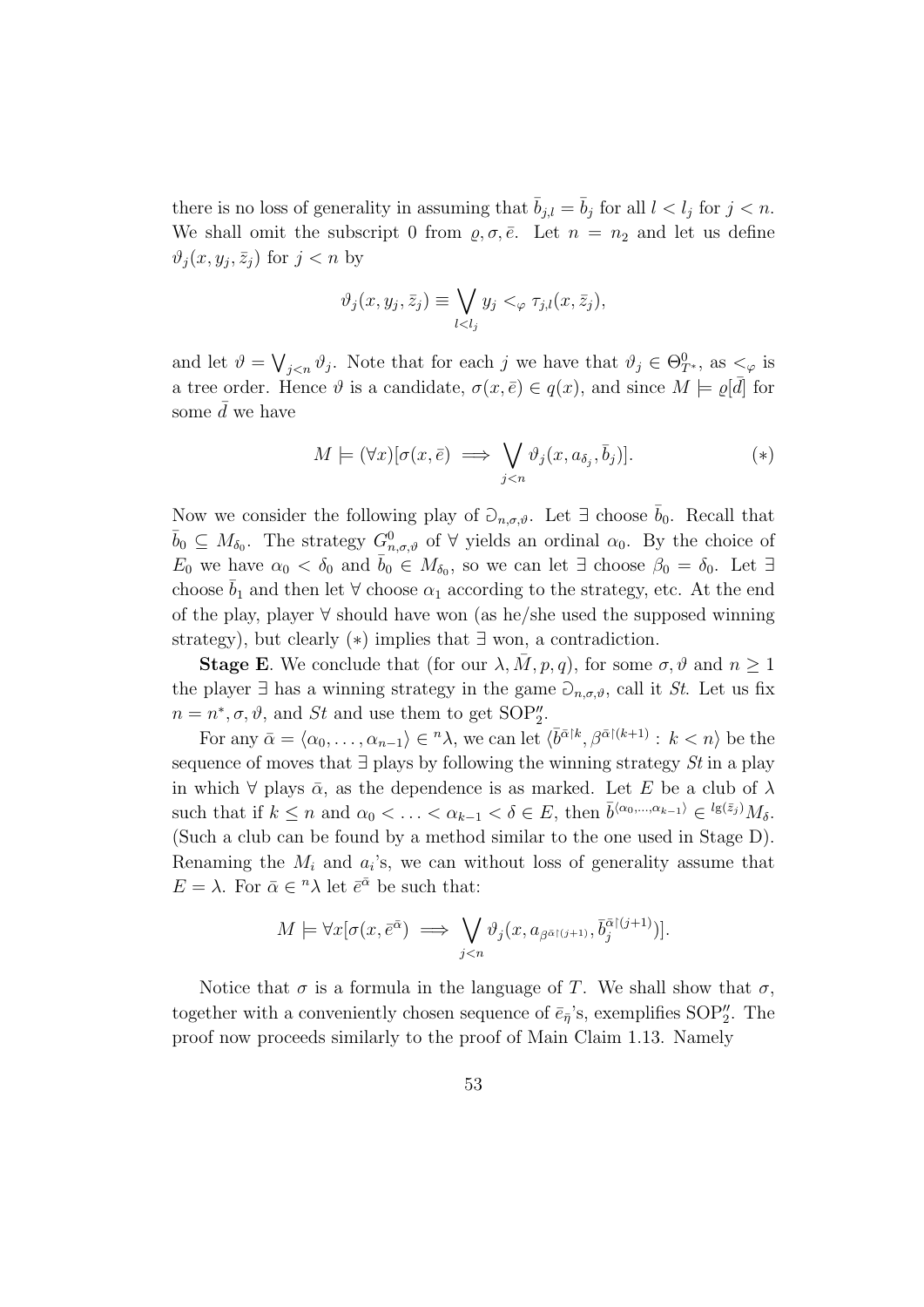there is no loss of generality in assuming that $\bar{b}_{j,l} = \bar{b}_j$ for all $l < l_j$ for $j < n$. We shall omit the subscript 0 from $\varrho, \sigma, \bar{e}$. Let $n = n_2$ and let us define $\vartheta_j(x, y_j, \bar{z}_j)$ for $j < n$ by

$$\vartheta_j(x, y_j, \bar{z}_j) \equiv \bigvee_{l<l_j} y_j <_\varphi \tau_{j,l}(x, \bar{z}_j),$$

and let $\vartheta = \bigvee_{j<n} \vartheta_j$. Note that for each $j$ we have that $\vartheta_j \in \Theta^0_{T^*}$, as $<_\varphi$ is a tree order. Hence $\vartheta$ is a candidate, $\sigma(x, \bar{e}) \in q(x)$, and since $M \models \varrho[\bar{d}]$ for some $\bar{d}$ we have

$$M \models (\forall x)[\sigma(x, \bar{e}) \implies \bigvee_{j<n} \vartheta_j(x, a_{\delta_j}, \bar{b}_j)]. \qquad (*)$$

Now we consider the following play of $\eth_{n,\sigma,\vartheta}$. Let $\exists$ choose $\bar{b}_0$. Recall that $\bar{b}_0 \subseteq M_{\delta_0}$. The strategy $G^0_{n,\sigma,\vartheta}$ of $\forall$ yields an ordinal $\alpha_0$. By the choice of $E_0$ we have $\alpha_0 < \delta_0$ and $\bar{b}_0 \in M_{\delta_0}$, so we can let $\exists$ choose $\beta_0 = \delta_0$. Let $\exists$ choose $\bar{b}_1$ and then let $\forall$ choose $\alpha_1$ according to the strategy, etc. At the end of the play, player $\forall$ should have won (as he/she used the supposed winning strategy), but clearly $(*)$ implies that $\exists$ won, a contradiction.

**Stage E**. We conclude that (for our $\lambda, \bar{M}, p, q$), for some $\sigma, \vartheta$ and $n \geq 1$ the player $\exists$ has a winning strategy in the game $\eth_{n,\sigma,\vartheta}$, call it *St*. Let us fix $n = n^*, \sigma, \vartheta$, and *St* and use them to get $\mathrm{SOP}''_2$.

For any $\bar{\alpha} = \langle \alpha_0, \ldots, \alpha_{n-1} \rangle \in {}^n\lambda$, we can let $\langle \bar{b}^{\bar{\alpha}\restriction k}, \beta^{\bar{\alpha}\restriction(k+1)} : k < n \rangle$ be the sequence of moves that $\exists$ plays by following the winning strategy *St* in a play in which $\forall$ plays $\bar{\alpha}$, as the dependence is as marked. Let $E$ be a club of $\lambda$ such that if $k \leq n$ and $\alpha_0 < \ldots < \alpha_{k-1} < \delta \in E$, then $\bar{b}^{\langle \alpha_0, \ldots, \alpha_{k-1} \rangle} \in {}^{\lg(\bar{z}_j)}M_\delta$. (Such a club can be found by a method similar to the one used in Stage D). Renaming the $M_i$ and $a_i$'s, we can without loss of generality assume that $E = \lambda$. For $\bar{\alpha} \in {}^n\lambda$ let $\bar{e}^{\bar{\alpha}}$ be such that:

$$M \models \forall x[\sigma(x, \bar{e}^{\bar{\alpha}}) \implies \bigvee_{j<n} \vartheta_j(x, a_{\beta^{\bar{\alpha}\restriction(j+1)}}, \bar{b}_j^{\bar{\alpha}\restriction(j+1)})].$$

Notice that $\sigma$ is a formula in the language of $T$. We shall show that $\sigma$, together with a conveniently chosen sequence of $\bar{e}_{\bar{\eta}}$'s, exemplifies $\mathrm{SOP}''_2$. The proof now proceeds similarly to the proof of Main Claim 1.13. Namely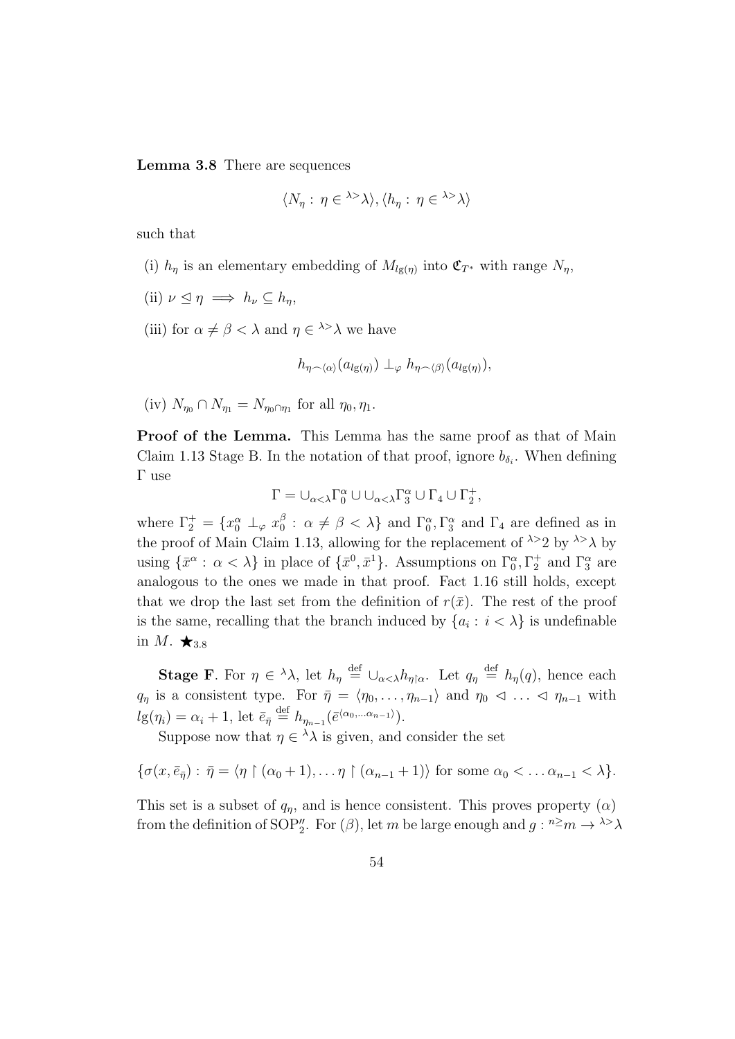**Lemma 3.8** There are sequences

$$\langle N_\eta : \eta \in {}^{\lambda>}\lambda\rangle, \langle h_\eta : \eta \in {}^{\lambda>}\lambda\rangle$$

such that

(i) $h_\eta$ is an elementary embedding of $M_{lg(\eta)}$ into $\mathfrak{C}_{T^*}$ with range $N_\eta$,

(ii) $\nu \trianglelefteq \eta \implies h_\nu \subseteq h_\eta$,

(iii) for $\alpha \neq \beta < \lambda$ and $\eta \in {}^{\lambda>}\lambda$ we have

$$h_{\eta\frown\langle\alpha\rangle}(a_{lg(\eta)}) \perp_\varphi h_{\eta\frown\langle\beta\rangle}(a_{lg(\eta)}),$$

(iv) $N_{\eta_0} \cap N_{\eta_1} = N_{\eta_0 \cap \eta_1}$ for all $\eta_0, \eta_1$.

**Proof of the Lemma.** This Lemma has the same proof as that of Main Claim 1.13 Stage B. In the notation of that proof, ignore $b_{\delta_i}$. When defining $\Gamma$ use

$$\Gamma = \cup_{\alpha<\lambda}\Gamma_0^\alpha \cup \cup_{\alpha<\lambda}\Gamma_3^\alpha \cup \Gamma_4 \cup \Gamma_2^+,$$

where $\Gamma_2^+ = \{x_0^\alpha \perp_\varphi x_0^\beta : \alpha \neq \beta < \lambda\}$ and $\Gamma_0^\alpha, \Gamma_3^\alpha$ and $\Gamma_4$ are defined as in the proof of Main Claim 1.13, allowing for the replacement of ${}^{\lambda>}2$ by ${}^{\lambda>}\lambda$ by using $\{\bar{x}^\alpha : \alpha < \lambda\}$ in place of $\{\bar{x}^0, \bar{x}^1\}$. Assumptions on $\Gamma_0^\alpha, \Gamma_2^+$ and $\Gamma_3^\alpha$ are analogous to the ones we made in that proof. Fact 1.16 still holds, except that we drop the last set from the definition of $r(\bar{x})$. The rest of the proof is the same, recalling that the branch induced by $\{a_i : i < \lambda\}$ is undefinable in $M$. $\bigstar_{3.8}$

**Stage F**. For $\eta \in {}^\lambda\lambda$, let $h_\eta \stackrel{\text{def}}{=} \cup_{\alpha<\lambda} h_{\eta\restriction\alpha}$. Let $q_\eta \stackrel{\text{def}}{=} h_\eta(q)$, hence each $q_\eta$ is a consistent type. For $\bar{\eta} = \langle \eta_0, \ldots, \eta_{n-1}\rangle$ and $\eta_0 \vartriangleleft \ldots \vartriangleleft \eta_{n-1}$ with $lg(\eta_i) = \alpha_i + 1$, let $\bar{e}_{\bar{\eta}} \stackrel{\text{def}}{=} h_{\eta_{n-1}}(\bar{e}^{\langle\alpha_0,\ldots\alpha_{n-1}\rangle})$.

Suppose now that $\eta \in {}^\lambda\lambda$ is given, and consider the set

$$\{\sigma(x, \bar{e}_{\bar{\eta}}) : \bar{\eta} = \langle \eta \restriction (\alpha_0 + 1), \ldots \eta \restriction (\alpha_{n-1} + 1)\rangle \text{ for some } \alpha_0 < \ldots \alpha_{n-1} < \lambda\}.$$

This set is a subset of $q_\eta$, and is hence consistent. This proves property $(\alpha)$ from the definition of $\mathrm{SOP}_2''$. For $(\beta)$, let $m$ be large enough and $g : {}^{n\geq}m \to {}^{\lambda>}\lambda$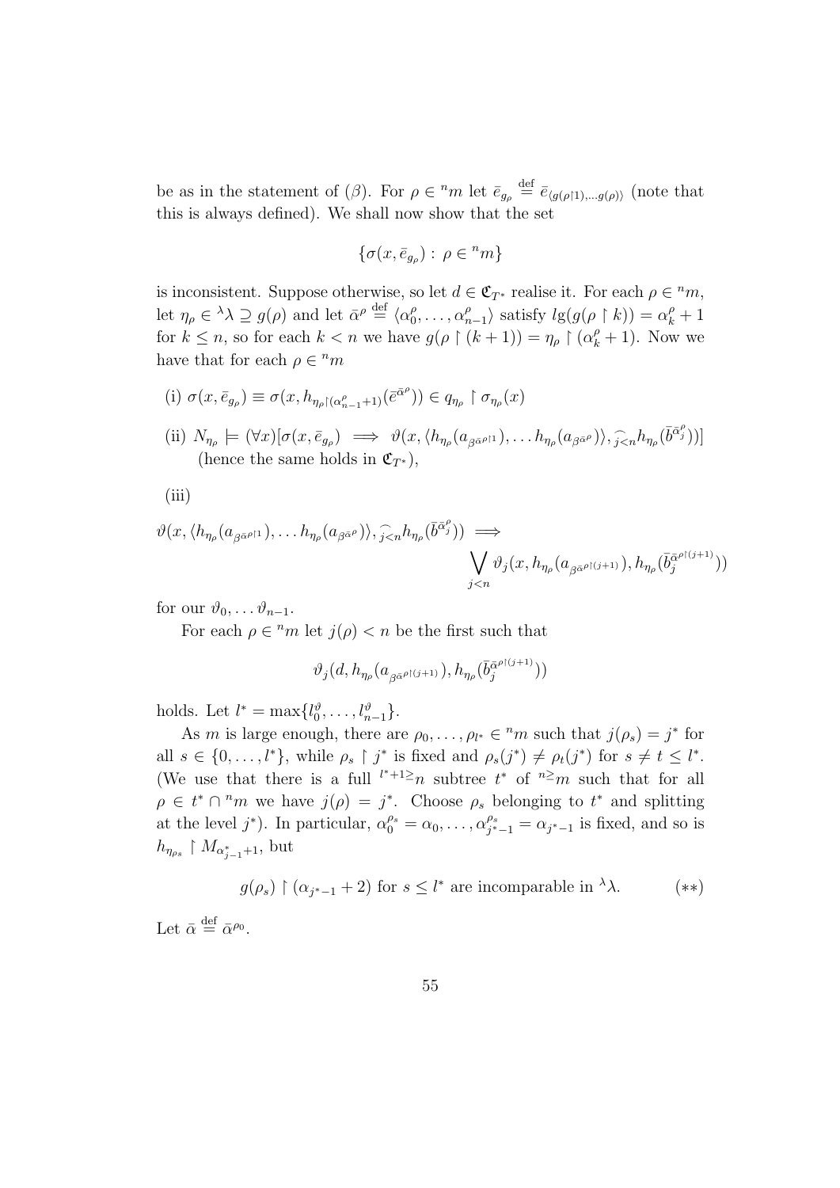be as in the statement of ($\beta$). For $\rho \in {}^n m$ let $\bar{e}_{g_\rho} \stackrel{\text{def}}{=} \bar{e}_{\langle g(\rho\restriction 1),\ldots g(\rho)\rangle}$ (note that this is always defined). We shall now show that the set

$$\{\sigma(x, \bar{e}_{g_\rho}) : \rho \in {}^n m\}$$

is inconsistent. Suppose otherwise, so let $d \in \mathfrak{C}_{T^*}$ realise it. For each $\rho \in {}^n m$, let $\eta_\rho \in {}^\lambda\lambda \supseteq g(\rho)$ and let $\bar{\alpha}^\rho \stackrel{\text{def}}{=} \langle \alpha_0^\rho, \ldots, \alpha_{n-1}^\rho \rangle$ satisfy $lg(g(\rho \restriction k)) = \alpha_k^\rho + 1$ for $k \leq n$, so for each $k < n$ we have $g(\rho \restriction (k+1)) = \eta_\rho \restriction (\alpha_k^\rho + 1)$. Now we have that for each $\rho \in {}^n m$

(i) $\sigma(x, \bar{e}_{g_\rho}) \equiv \sigma(x, h_{\eta_\rho \restriction (\alpha_{n-1}^\rho + 1)}(\bar{e}^{\bar{\alpha}^\rho})) \in q_{\eta_\rho} \restriction \sigma_{\eta_\rho}(x)$

(ii) $N_{\eta_\rho} \models (\forall x)[\sigma(x, \bar{e}_{g_\rho}) \implies \vartheta(x, \langle h_{\eta_\rho}(a_{\beta^{\bar{\alpha}^\rho \restriction 1}}), \ldots h_{\eta_\rho}(a_{\beta^{\bar{\alpha}^\rho}})\rangle, \frown_{j<n} h_{\eta_\rho}(\bar{b}^{\bar{\alpha}_j^\rho}))]$ (hence the same holds in $\mathfrak{C}_{T^*}$),

(iii)

$$\vartheta(x, \langle h_{\eta_\rho}(a_{\beta^{\bar{\alpha}^\rho \restriction 1}}), \ldots h_{\eta_\rho}(a_{\beta^{\bar{\alpha}^\rho}})\rangle, \frown_{j<n} h_{\eta_\rho}(\bar{b}^{\bar{\alpha}_j^\rho})) \implies \bigvee_{j<n} \vartheta_j(x, h_{\eta_\rho}(a_{\beta^{\bar{\alpha}^\rho \restriction (j+1)}}), h_{\eta_\rho}(\bar{b}_j^{\bar{\alpha}^\rho \restriction (j+1)}))$$

for our $\vartheta_0, \ldots \vartheta_{n-1}$.

For each $\rho \in {}^n m$ let $j(\rho) < n$ be the first such that

$$\vartheta_j(d, h_{\eta_\rho}(a_{\beta^{\bar{\alpha}^\rho \restriction (j+1)}}), h_{\eta_\rho}(\bar{b}_j^{\bar{\alpha}^\rho \restriction (j+1)}))$$

holds. Let $l^* = \max\{l_0^\vartheta, \ldots, l_{n-1}^\vartheta\}$.

As $m$ is large enough, there are $\rho_0, \ldots, \rho_{l^*} \in {}^n m$ such that $j(\rho_s) = j^*$ for all $s \in \{0, \ldots, l^*\}$, while $\rho_s \restriction j^*$ is fixed and $\rho_s(j^*) \neq \rho_t(j^*)$ for $s \neq t \leq l^*$. (We use that there is a full ${}^{l^*+1\geq} n$ subtree $t^*$ of ${}^{n\geq} m$ such that for all $\rho \in t^* \cap {}^n m$ we have $j(\rho) = j^*$. Choose $\rho_s$ belonging to $t^*$ and splitting at the level $j^*$). In particular, $\alpha_0^{\rho_s} = \alpha_0, \ldots, \alpha_{j^*-1}^{\rho_s} = \alpha_{j^*-1}$ is fixed, and so is $h_{\eta_{\rho_s}} \restriction M_{\alpha_{j-1}^*+1}$, but

$$g(\rho_s) \restriction (\alpha_{j^*-1} + 2) \text{ for } s \leq l^* \text{ are incomparable in } {}^\lambda\lambda. \qquad (**)$$

Let $\bar{\alpha} \stackrel{\text{def}}{=} \bar{\alpha}^{\rho_0}$.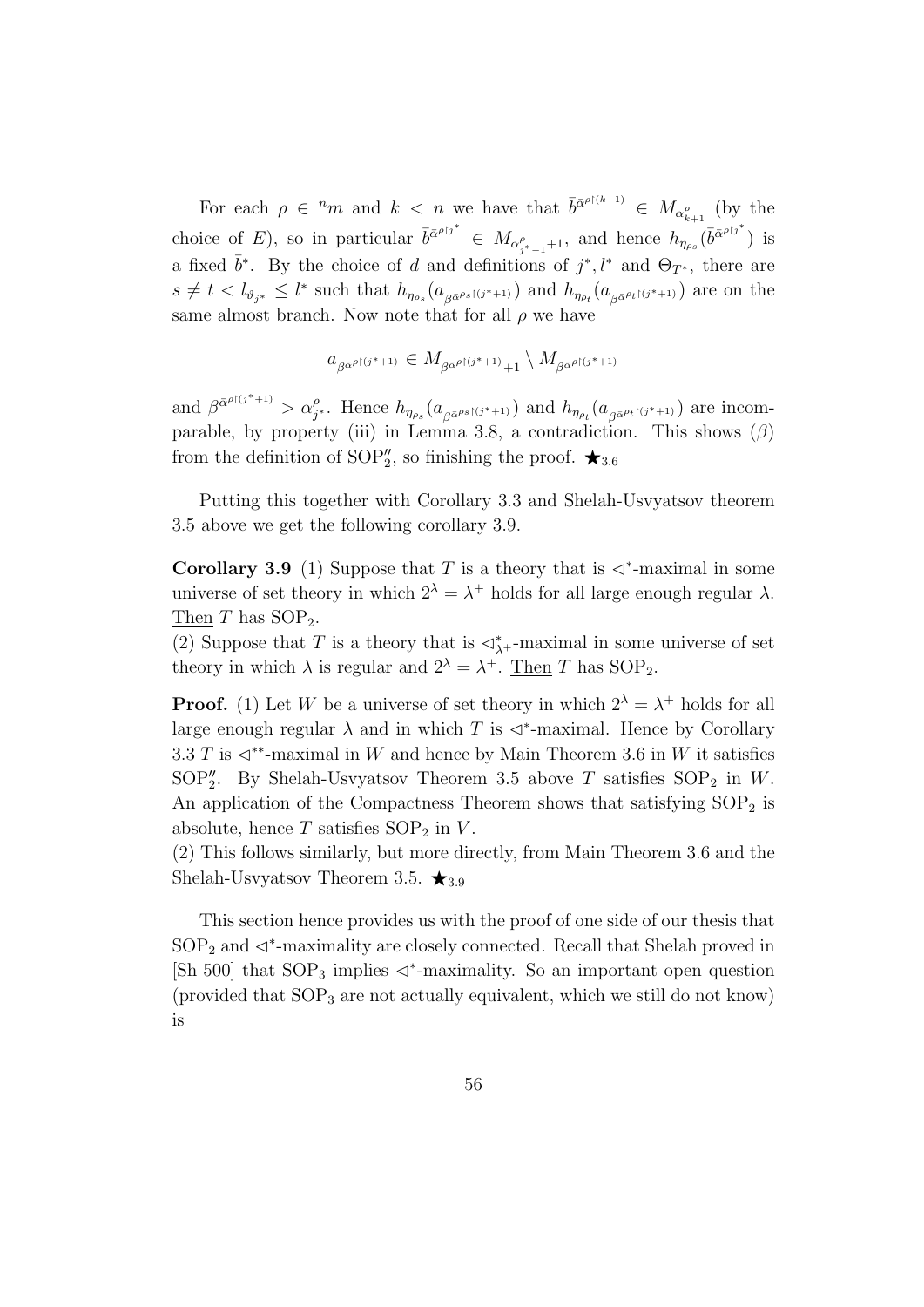For each $\rho \in {}^n m$ and $k < n$ we have that $\bar{b}^{\bar{\alpha}^{\rho \restriction (k+1)}} \in M_{\alpha^\rho_{k+1}}$ (by the choice of $E$), so in particular $\bar{b}^{\bar{\alpha}^{\rho \restriction j^*}} \in M_{\alpha^\rho_{j^*-1}+1}$, and hence $h_{\eta_{\rho_s}}(\bar{b}^{\bar{\alpha}^{\rho \restriction j^*}})$ is a fixed $\bar{b}^*$. By the choice of $d$ and definitions of $j^*, l^*$ and $\Theta_{T^*}$, there are $s \neq t < l_{\vartheta_{j^*}} \leq l^*$ such that $h_{\eta_{\rho_s}}(a_{\beta^{\bar{\alpha}^{\rho_s \restriction (j^*+1)}}})$ and $h_{\eta_{\rho_t}}(a_{\beta^{\bar{\alpha}^{\rho_t \restriction (j^*+1)}}})$ are on the same almost branch. Now note that for all $\rho$ we have

$$a_{\beta^{\bar{\alpha}^{\rho \restriction (j^*+1)}}} \in M_{\beta^{\bar{\alpha}^{\rho \restriction (j^*+1)}}+1} \setminus M_{\beta^{\bar{\alpha}^{\rho \restriction (j^*+1)}}}$$

and $\beta^{\bar{\alpha}^{\rho \restriction (j^*+1)}} > \alpha^\rho_{j^*}$. Hence $h_{\eta_{\rho_s}}(a_{\beta^{\bar{\alpha}^{\rho_s \restriction (j^*+1)}}})$ and $h_{\eta_{\rho_t}}(a_{\beta^{\bar{\alpha}^{\rho_t \restriction (j^*+1)}}})$ are incomparable, by property (iii) in Lemma 3.8, a contradiction. This shows $(\beta)$ from the definition of $\mathrm{SOP}''_2$, so finishing the proof. $\bigstar_{3.6}$

Putting this together with Corollary 3.3 and Shelah-Usvyatsov theorem 3.5 above we get the following corollary 3.9.

**Corollary 3.9** (1) Suppose that $T$ is a theory that is $\triangleleft^*$-maximal in some universe of set theory in which $2^\lambda = \lambda^+$ holds for all large enough regular $\lambda$. Then $T$ has $\mathrm{SOP}_2$.
(2) Suppose that $T$ is a theory that is $\triangleleft^*_{\lambda^+}$-maximal in some universe of set theory in which $\lambda$ is regular and $2^\lambda = \lambda^+$. Then $T$ has $\mathrm{SOP}_2$.

**Proof.** (1) Let $W$ be a universe of set theory in which $2^\lambda = \lambda^+$ holds for all large enough regular $\lambda$ and in which $T$ is $\triangleleft^*$-maximal. Hence by Corollary 3.3 $T$ is $\triangleleft^{**}$-maximal in $W$ and hence by Main Theorem 3.6 in $W$ it satisfies $\mathrm{SOP}''_2$. By Shelah-Usvyatsov Theorem 3.5 above $T$ satisfies $\mathrm{SOP}_2$ in $W$. An application of the Compactness Theorem shows that satisfying $\mathrm{SOP}_2$ is absolute, hence $T$ satisfies $\mathrm{SOP}_2$ in $V$.
(2) This follows similarly, but more directly, from Main Theorem 3.6 and the Shelah-Usvyatsov Theorem 3.5. $\bigstar_{3.9}$

This section hence provides us with the proof of one side of our thesis that $\mathrm{SOP}_2$ and $\triangleleft^*$-maximality are closely connected. Recall that Shelah proved in [Sh 500] that $\mathrm{SOP}_3$ implies $\triangleleft^*$-maximality. So an important open question (provided that $\mathrm{SOP}_3$ are not actually equivalent, which we still do not know) is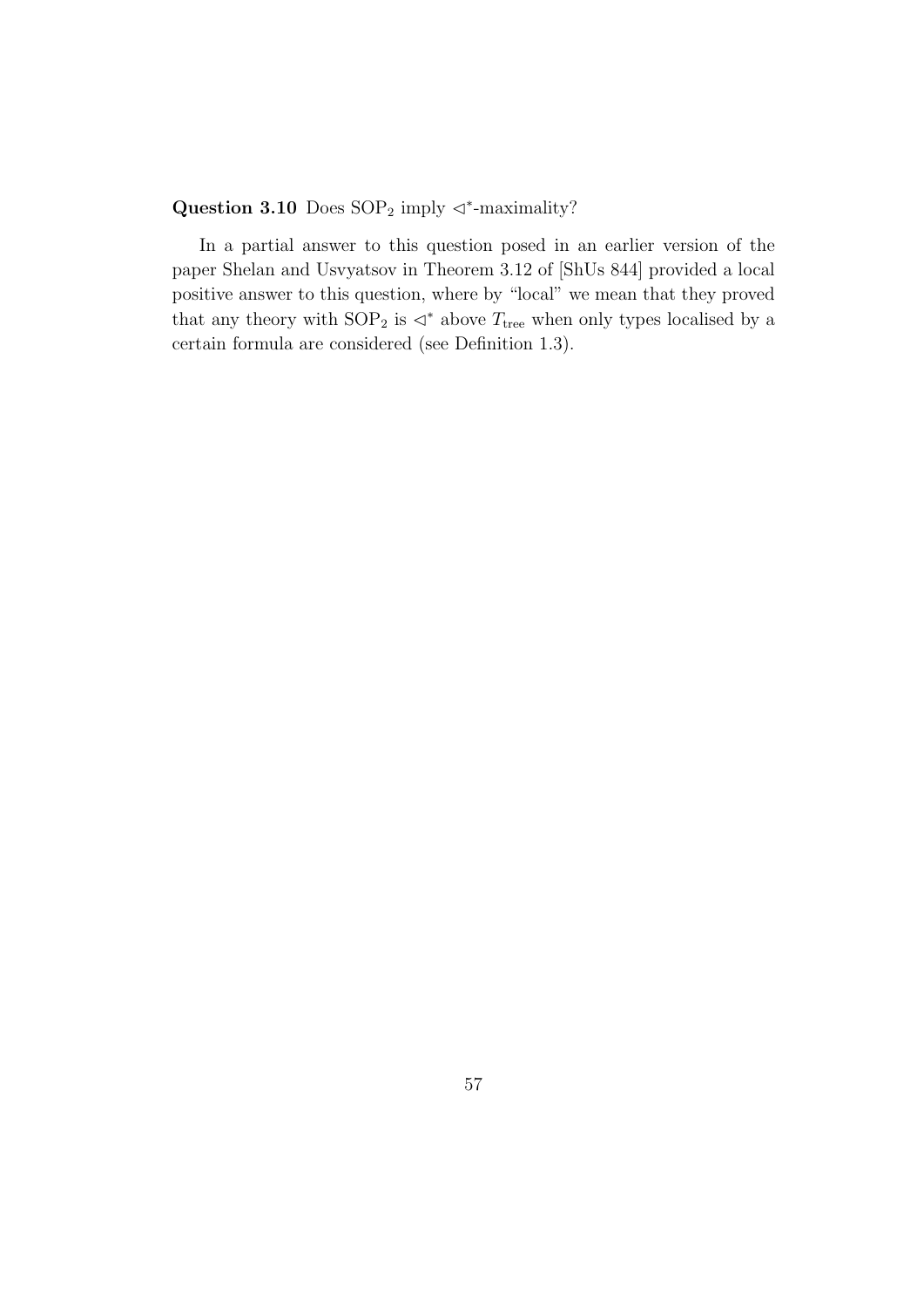**Question 3.10** Does $\mathrm{SOP}_2$ imply $\triangleleft^*$-maximality?

In a partial answer to this question posed in an earlier version of the paper Shelan and Usvyatsov in Theorem 3.12 of [ShUs 844] provided a local positive answer to this question, where by "local" we mean that they proved that any theory with $\mathrm{SOP}_2$ is $\triangleleft^*$ above $T_{\mathrm{tree}}$ when only types localised by a certain formula are considered (see Definition 1.3).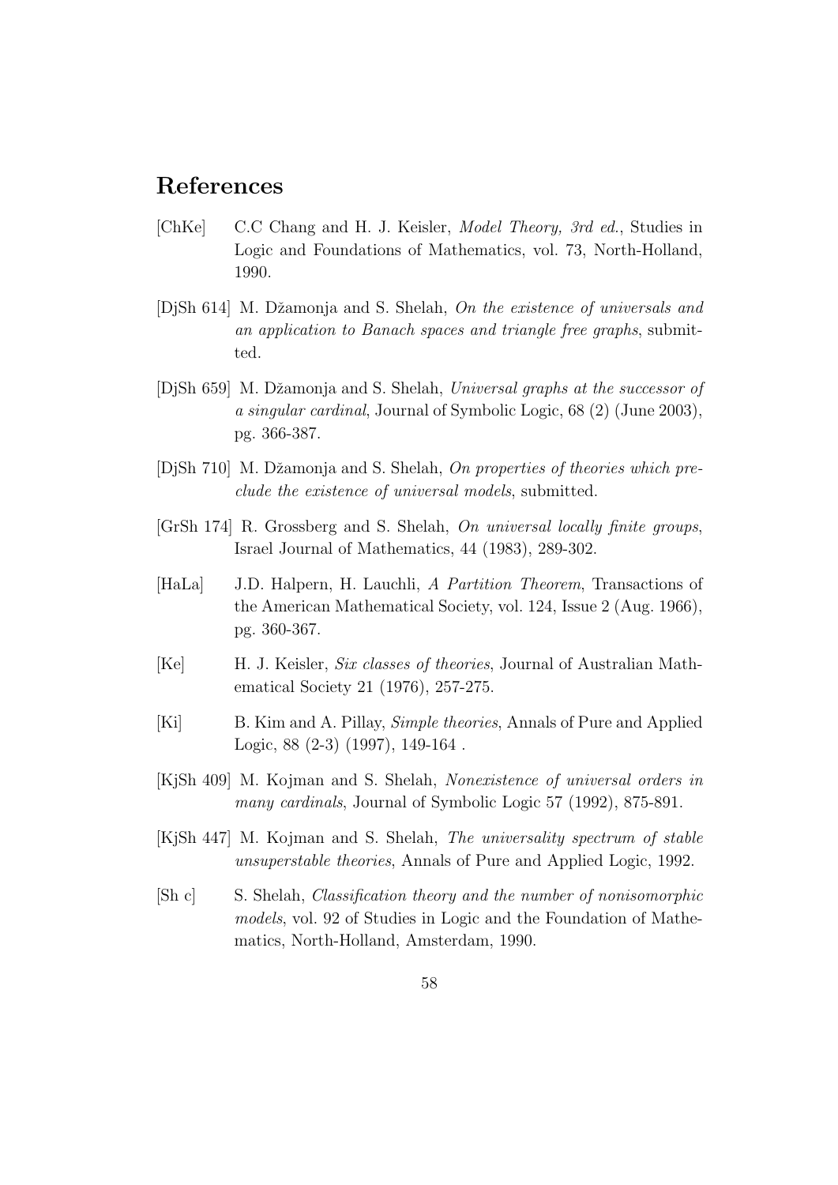## References

[ChKe] C.C Chang and H. J. Keisler, *Model Theory, 3rd ed.*, Studies in Logic and Foundations of Mathematics, vol. 73, North-Holland, 1990.

[DjSh 614] M. Džamonja and S. Shelah, *On the existence of universals and an application to Banach spaces and triangle free graphs*, submitted.

[DjSh 659] M. Džamonja and S. Shelah, *Universal graphs at the successor of a singular cardinal*, Journal of Symbolic Logic, 68 (2) (June 2003), pg. 366-387.

[DjSh 710] M. Džamonja and S. Shelah, *On properties of theories which preclude the existence of universal models*, submitted.

[GrSh 174] R. Grossberg and S. Shelah, *On universal locally finite groups*, Israel Journal of Mathematics, 44 (1983), 289-302.

[HaLa] J.D. Halpern, H. Lauchli, *A Partition Theorem*, Transactions of the American Mathematical Society, vol. 124, Issue 2 (Aug. 1966), pg. 360-367.

[Ke] H. J. Keisler, *Six classes of theories*, Journal of Australian Mathematical Society 21 (1976), 257-275.

[Ki] B. Kim and A. Pillay, *Simple theories*, Annals of Pure and Applied Logic, 88 (2-3) (1997), 149-164 .

[KjSh 409] M. Kojman and S. Shelah, *Nonexistence of universal orders in many cardinals*, Journal of Symbolic Logic 57 (1992), 875-891.

[KjSh 447] M. Kojman and S. Shelah, *The universality spectrum of stable unsuperstable theories*, Annals of Pure and Applied Logic, 1992.

[Sh c] S. Shelah, *Classification theory and the number of nonisomorphic models*, vol. 92 of Studies in Logic and the Foundation of Mathematics, North-Holland, Amsterdam, 1990.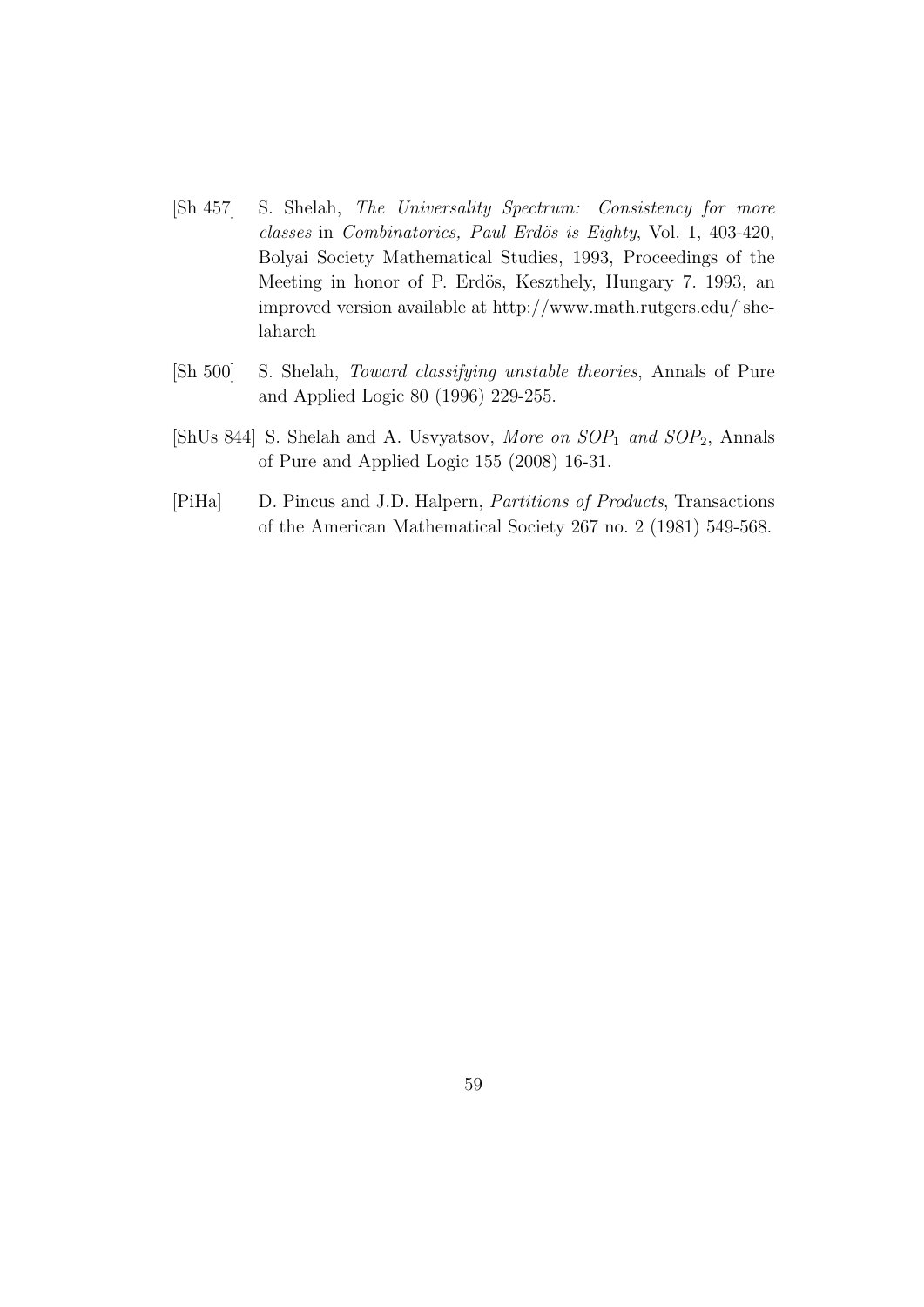[Sh 457] S. Shelah, *The Universality Spectrum: Consistency for more classes* in *Combinatorics, Paul Erdös is Eighty*, Vol. 1, 403-420, Bolyai Society Mathematical Studies, 1993, Proceedings of the Meeting in honor of P. Erdös, Keszthely, Hungary 7. 1993, an improved version available at http://www.math.rutgers.edu/˜shelaharch

[Sh 500] S. Shelah, *Toward classifying unstable theories*, Annals of Pure and Applied Logic 80 (1996) 229-255.

[ShUs 844] S. Shelah and A. Usvyatsov, *More on $SOP_1$ and $SOP_2$*, Annals of Pure and Applied Logic 155 (2008) 16-31.

[PiHa] D. Pincus and J.D. Halpern, *Partitions of Products*, Transactions of the American Mathematical Society 267 no. 2 (1981) 549-568.